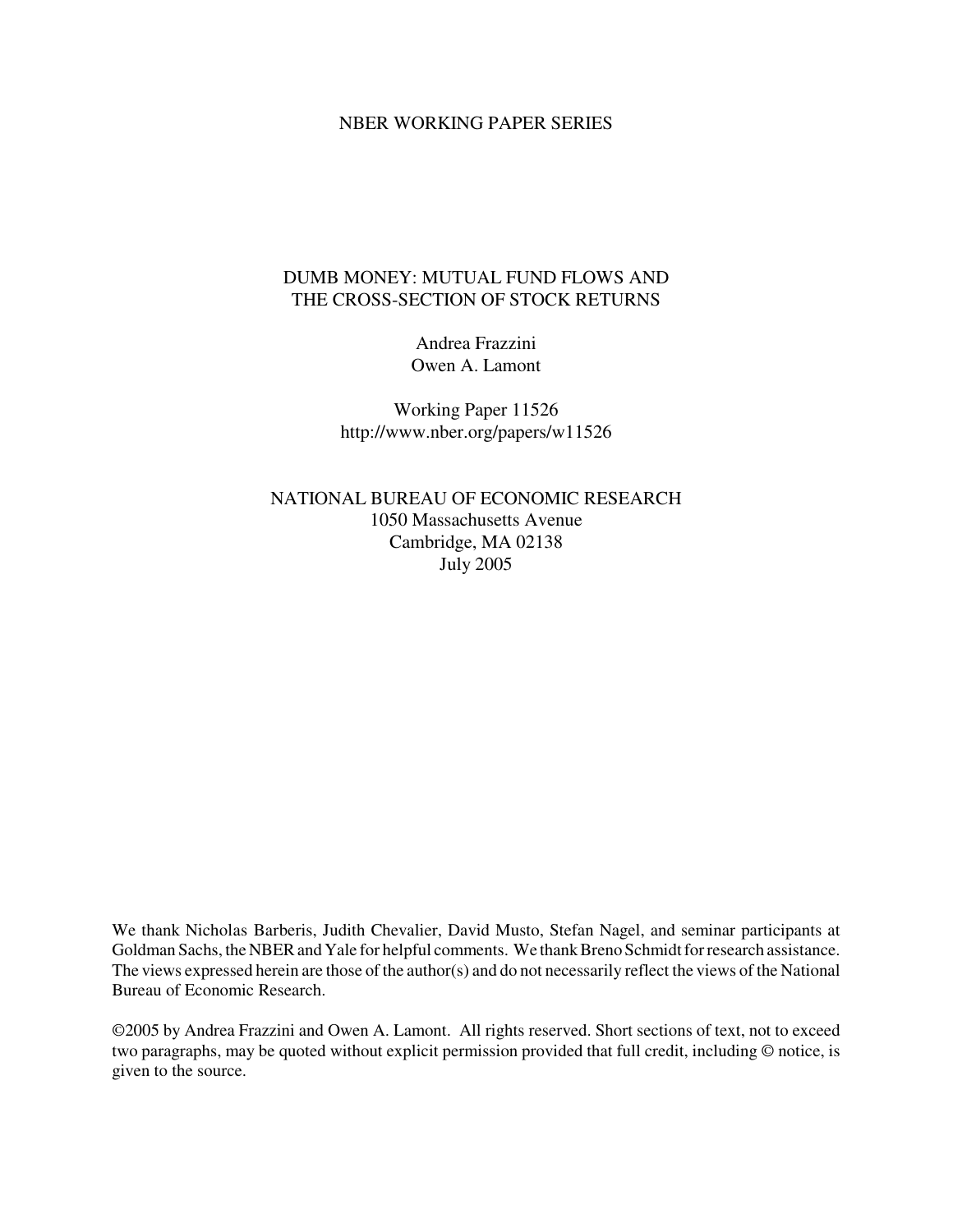NBER WORKING PAPER SERIES

# DUMB MONEY: MUTUAL FUND FLOWS AND THE CROSS-SECTION OF STOCK RETURNS

Andrea Frazzini
Owen A. Lamont

Working Paper 11526
http://www.nber.org/papers/w11526

NATIONAL BUREAU OF ECONOMIC RESEARCH
1050 Massachusetts Avenue
Cambridge, MA 02138
July 2005

We thank Nicholas Barberis, Judith Chevalier, David Musto, Stefan Nagel, and seminar participants at Goldman Sachs, the NBER and Yale for helpful comments. We thank Breno Schmidt for research assistance. The views expressed herein are those of the author(s) and do not necessarily reflect the views of the National Bureau of Economic Research.

©2005 by Andrea Frazzini and Owen A. Lamont. All rights reserved. Short sections of text, not to exceed two paragraphs, may be quoted without explicit permission provided that full credit, including © notice, is given to the source.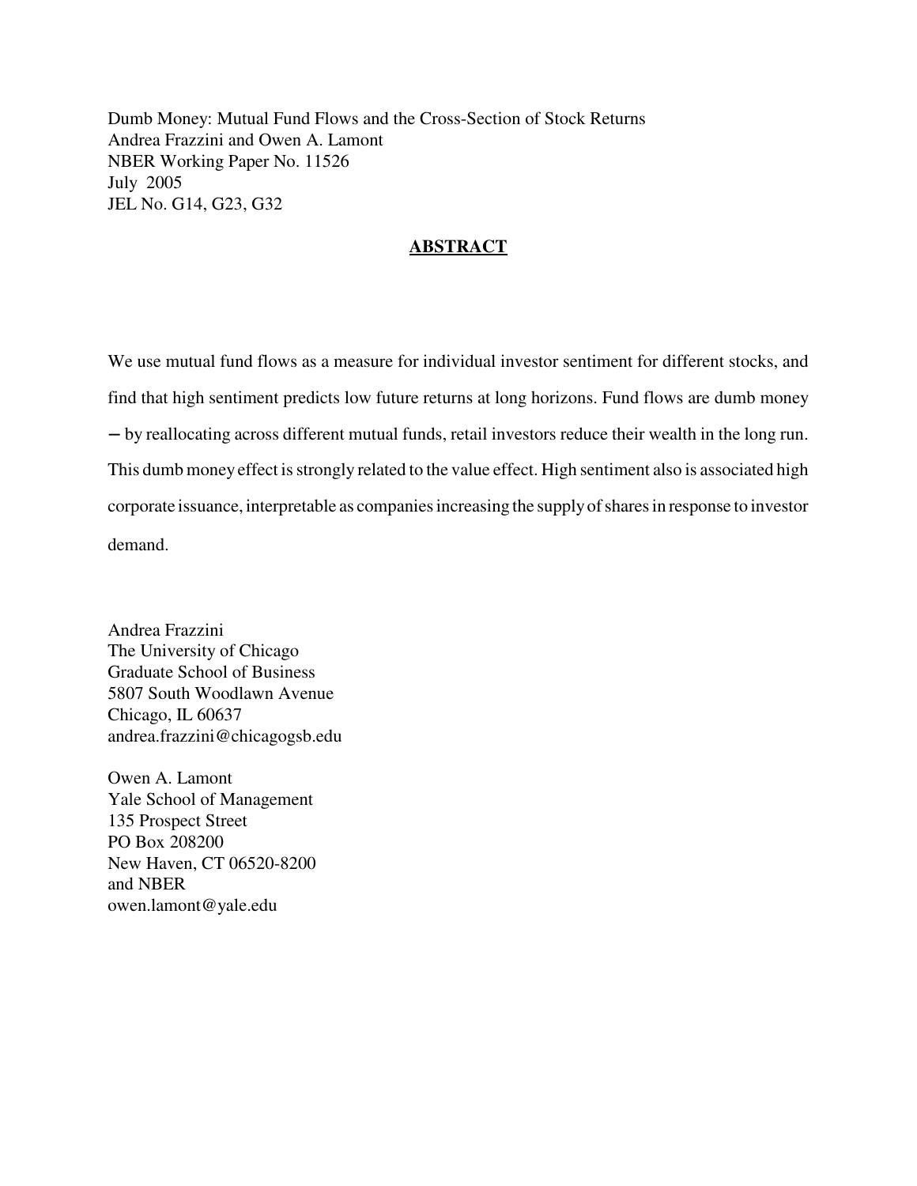Dumb Money: Mutual Fund Flows and the Cross-Section of Stock Returns
Andrea Frazzini and Owen A. Lamont
NBER Working Paper No. 11526
July 2005
JEL No. G14, G23, G32

## ABSTRACT

We use mutual fund flows as a measure for individual investor sentiment for different stocks, and find that high sentiment predicts low future returns at long horizons. Fund flows are dumb money – by reallocating across different mutual funds, retail investors reduce their wealth in the long run. This dumb money effect is strongly related to the value effect. High sentiment also is associated high corporate issuance, interpretable as companies increasing the supply of shares in response to investor demand.

Andrea Frazzini
The University of Chicago
Graduate School of Business
5807 South Woodlawn Avenue
Chicago, IL 60637
andrea.frazzini@chicagogsb.edu

Owen A. Lamont
Yale School of Management
135 Prospect Street
PO Box 208200
New Haven, CT 06520-8200
and NBER
owen.lamont@yale.edu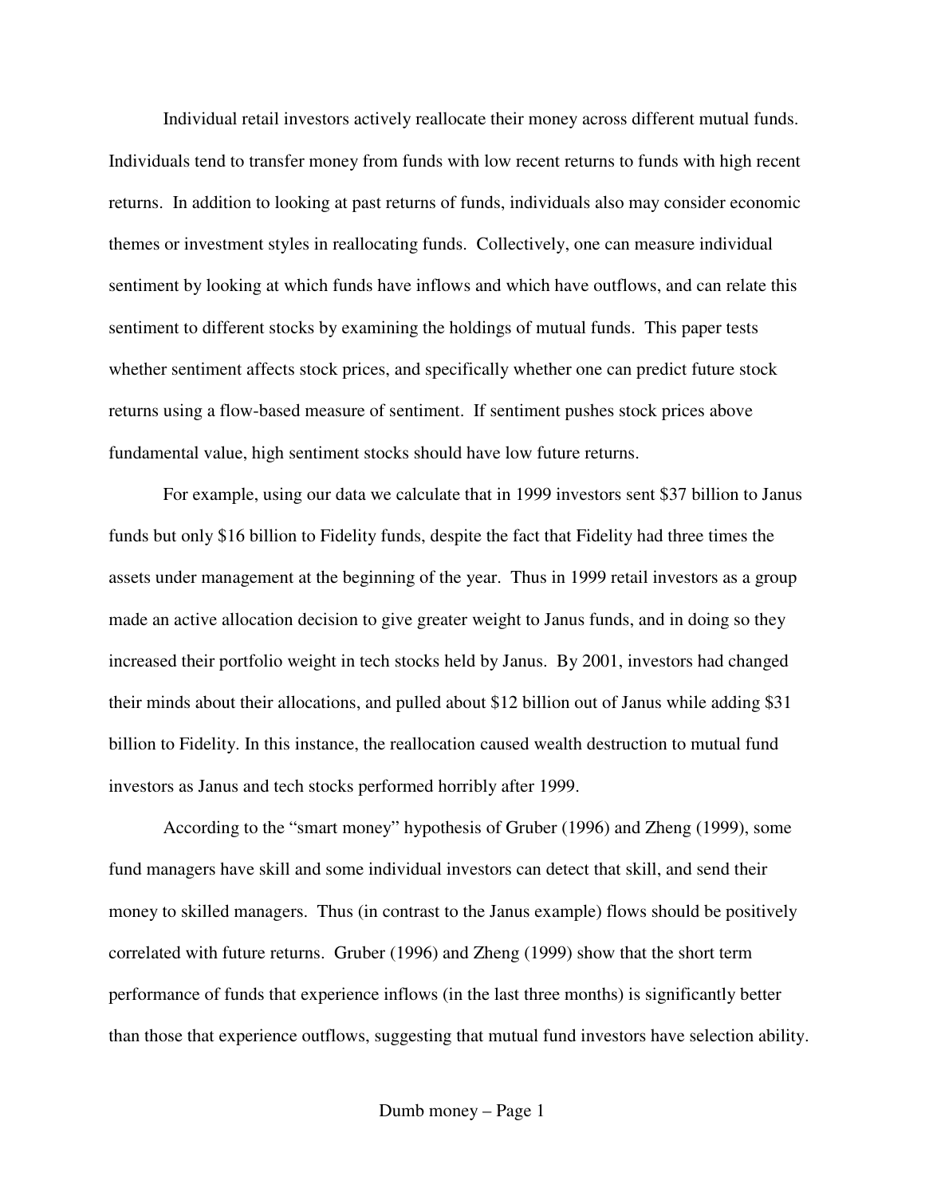Individual retail investors actively reallocate their money across different mutual funds. Individuals tend to transfer money from funds with low recent returns to funds with high recent returns. In addition to looking at past returns of funds, individuals also may consider economic themes or investment styles in reallocating funds. Collectively, one can measure individual sentiment by looking at which funds have inflows and which have outflows, and can relate this sentiment to different stocks by examining the holdings of mutual funds. This paper tests whether sentiment affects stock prices, and specifically whether one can predict future stock returns using a flow-based measure of sentiment. If sentiment pushes stock prices above fundamental value, high sentiment stocks should have low future returns.

For example, using our data we calculate that in 1999 investors sent $37 billion to Janus funds but only $16 billion to Fidelity funds, despite the fact that Fidelity had three times the assets under management at the beginning of the year. Thus in 1999 retail investors as a group made an active allocation decision to give greater weight to Janus funds, and in doing so they increased their portfolio weight in tech stocks held by Janus. By 2001, investors had changed their minds about their allocations, and pulled about $12 billion out of Janus while adding $31 billion to Fidelity. In this instance, the reallocation caused wealth destruction to mutual fund investors as Janus and tech stocks performed horribly after 1999.

According to the "smart money" hypothesis of Gruber (1996) and Zheng (1999), some fund managers have skill and some individual investors can detect that skill, and send their money to skilled managers. Thus (in contrast to the Janus example) flows should be positively correlated with future returns. Gruber (1996) and Zheng (1999) show that the short term performance of funds that experience inflows (in the last three months) is significantly better than those that experience outflows, suggesting that mutual fund investors have selection ability.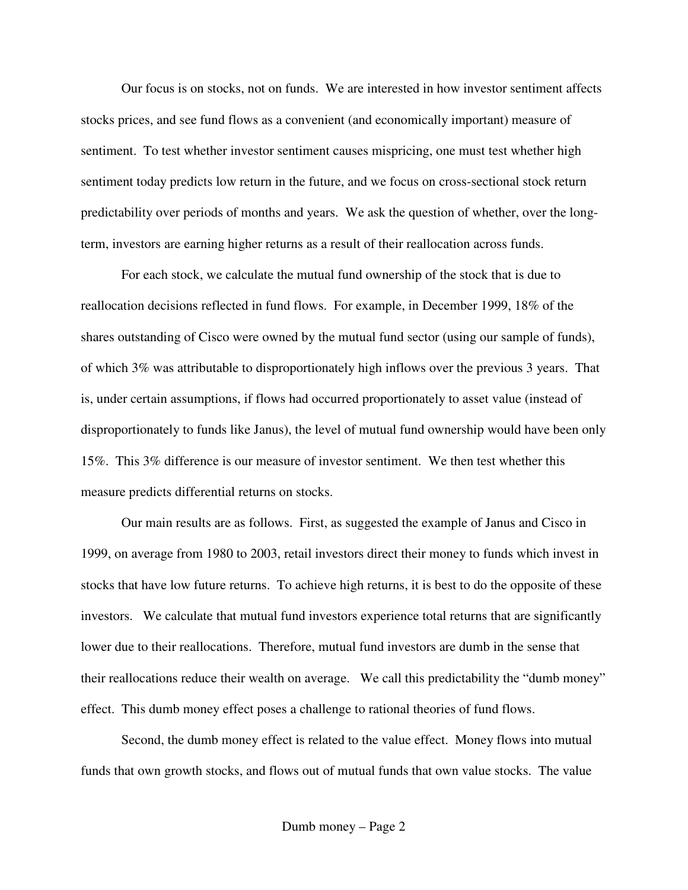Our focus is on stocks, not on funds. We are interested in how investor sentiment affects stocks prices, and see fund flows as a convenient (and economically important) measure of sentiment. To test whether investor sentiment causes mispricing, one must test whether high sentiment today predicts low return in the future, and we focus on cross-sectional stock return predictability over periods of months and years. We ask the question of whether, over the long-term, investors are earning higher returns as a result of their reallocation across funds.

For each stock, we calculate the mutual fund ownership of the stock that is due to reallocation decisions reflected in fund flows. For example, in December 1999, 18% of the shares outstanding of Cisco were owned by the mutual fund sector (using our sample of funds), of which 3% was attributable to disproportionately high inflows over the previous 3 years. That is, under certain assumptions, if flows had occurred proportionately to asset value (instead of disproportionately to funds like Janus), the level of mutual fund ownership would have been only 15%. This 3% difference is our measure of investor sentiment. We then test whether this measure predicts differential returns on stocks.

Our main results are as follows. First, as suggested the example of Janus and Cisco in 1999, on average from 1980 to 2003, retail investors direct their money to funds which invest in stocks that have low future returns. To achieve high returns, it is best to do the opposite of these investors. We calculate that mutual fund investors experience total returns that are significantly lower due to their reallocations. Therefore, mutual fund investors are dumb in the sense that their reallocations reduce their wealth on average. We call this predictability the "dumb money" effect. This dumb money effect poses a challenge to rational theories of fund flows.

Second, the dumb money effect is related to the value effect. Money flows into mutual funds that own growth stocks, and flows out of mutual funds that own value stocks. The value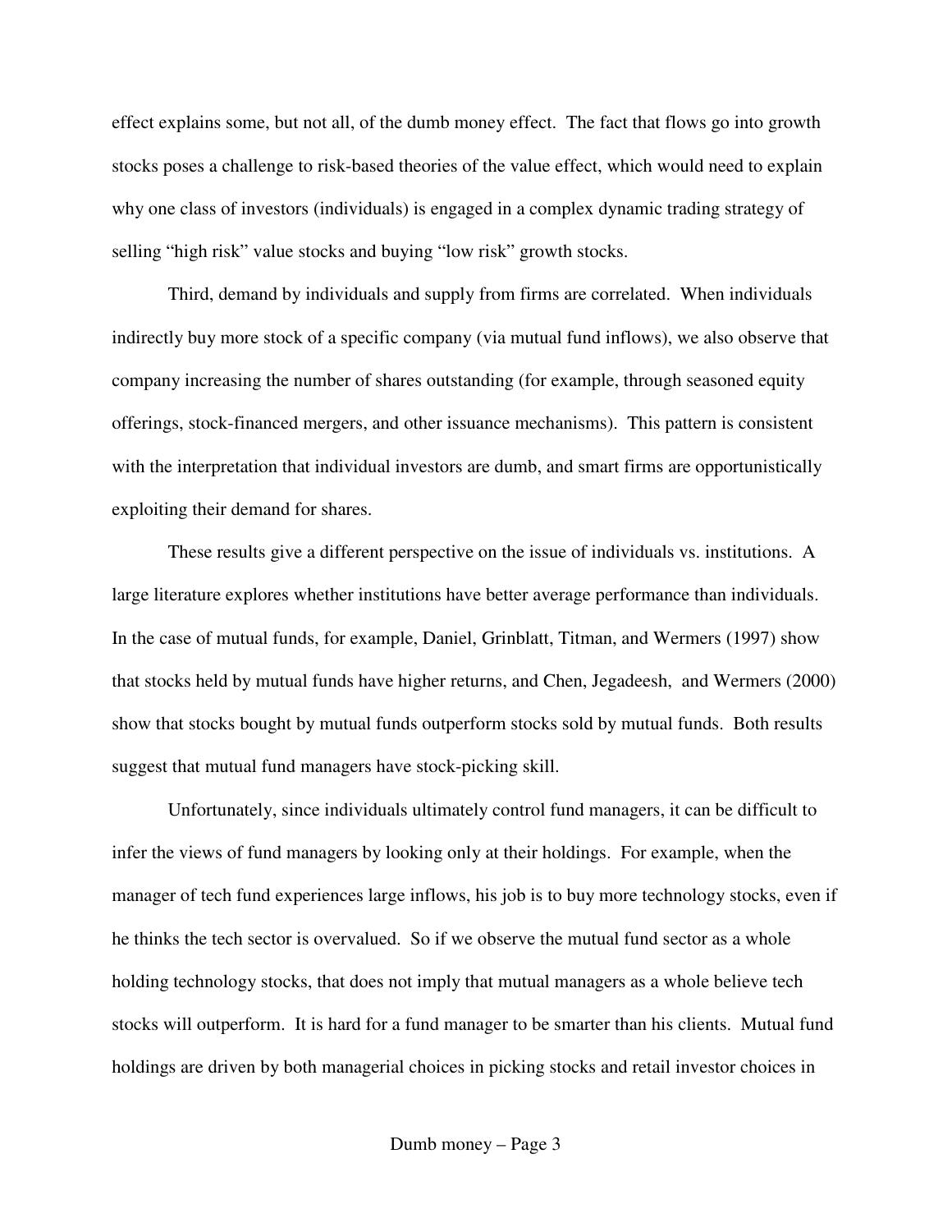effect explains some, but not all, of the dumb money effect. The fact that flows go into growth stocks poses a challenge to risk-based theories of the value effect, which would need to explain why one class of investors (individuals) is engaged in a complex dynamic trading strategy of selling "high risk" value stocks and buying "low risk" growth stocks.

Third, demand by individuals and supply from firms are correlated. When individuals indirectly buy more stock of a specific company (via mutual fund inflows), we also observe that company increasing the number of shares outstanding (for example, through seasoned equity offerings, stock-financed mergers, and other issuance mechanisms). This pattern is consistent with the interpretation that individual investors are dumb, and smart firms are opportunistically exploiting their demand for shares.

These results give a different perspective on the issue of individuals vs. institutions. A large literature explores whether institutions have better average performance than individuals. In the case of mutual funds, for example, Daniel, Grinblatt, Titman, and Wermers (1997) show that stocks held by mutual funds have higher returns, and Chen, Jegadeesh, and Wermers (2000) show that stocks bought by mutual funds outperform stocks sold by mutual funds. Both results suggest that mutual fund managers have stock-picking skill.

Unfortunately, since individuals ultimately control fund managers, it can be difficult to infer the views of fund managers by looking only at their holdings. For example, when the manager of tech fund experiences large inflows, his job is to buy more technology stocks, even if he thinks the tech sector is overvalued. So if we observe the mutual fund sector as a whole holding technology stocks, that does not imply that mutual managers as a whole believe tech stocks will outperform. It is hard for a fund manager to be smarter than his clients. Mutual fund holdings are driven by both managerial choices in picking stocks and retail investor choices in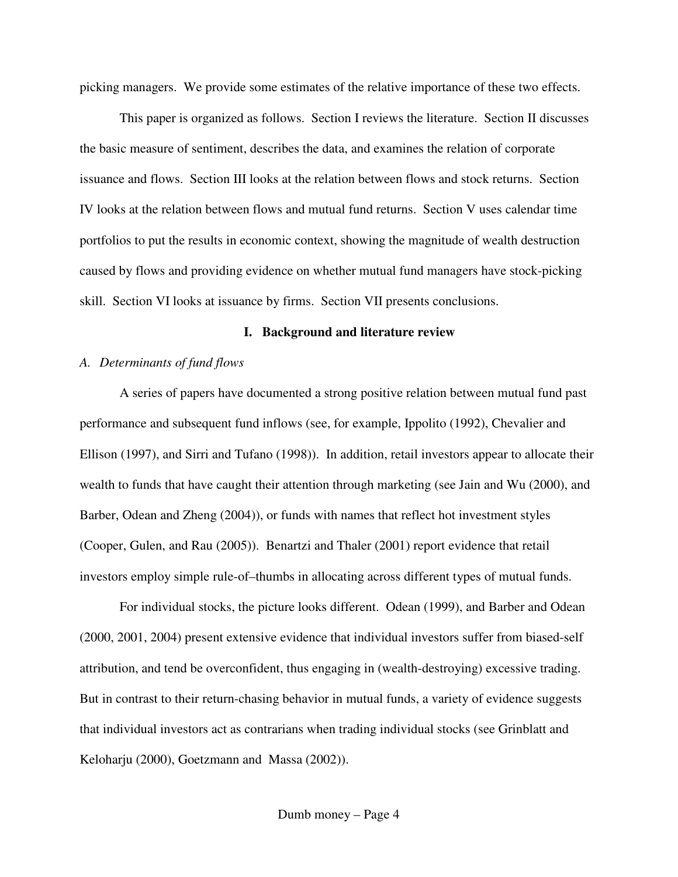picking managers. We provide some estimates of the relative importance of these two effects.

This paper is organized as follows. Section I reviews the literature. Section II discusses the basic measure of sentiment, describes the data, and examines the relation of corporate issuance and flows. Section III looks at the relation between flows and stock returns. Section IV looks at the relation between flows and mutual fund returns. Section V uses calendar time portfolios to put the results in economic context, showing the magnitude of wealth destruction caused by flows and providing evidence on whether mutual fund managers have stock-picking skill. Section VI looks at issuance by firms. Section VII presents conclusions.

## I. Background and literature review

### *A. Determinants of fund flows*

A series of papers have documented a strong positive relation between mutual fund past performance and subsequent fund inflows (see, for example, Ippolito (1992), Chevalier and Ellison (1997), and Sirri and Tufano (1998)). In addition, retail investors appear to allocate their wealth to funds that have caught their attention through marketing (see Jain and Wu (2000), and Barber, Odean and Zheng (2004)), or funds with names that reflect hot investment styles (Cooper, Gulen, and Rau (2005)). Benartzi and Thaler (2001) report evidence that retail investors employ simple rule-of–thumbs in allocating across different types of mutual funds.

For individual stocks, the picture looks different. Odean (1999), and Barber and Odean (2000, 2001, 2004) present extensive evidence that individual investors suffer from biased-self attribution, and tend be overconfident, thus engaging in (wealth-destroying) excessive trading. But in contrast to their return-chasing behavior in mutual funds, a variety of evidence suggests that individual investors act as contrarians when trading individual stocks (see Grinblatt and Keloharju (2000), Goetzmann and Massa (2002)).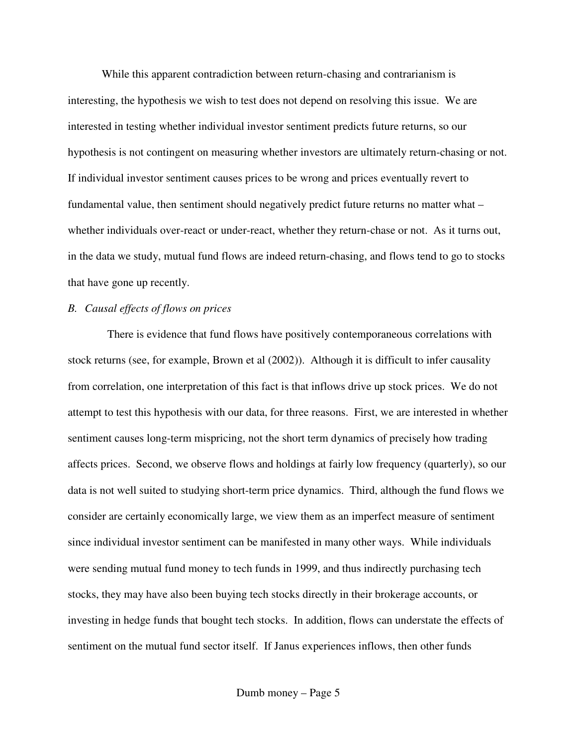While this apparent contradiction between return-chasing and contrarianism is interesting, the hypothesis we wish to test does not depend on resolving this issue. We are interested in testing whether individual investor sentiment predicts future returns, so our hypothesis is not contingent on measuring whether investors are ultimately return-chasing or not. If individual investor sentiment causes prices to be wrong and prices eventually revert to fundamental value, then sentiment should negatively predict future returns no matter what – whether individuals over-react or under-react, whether they return-chase or not. As it turns out, in the data we study, mutual fund flows are indeed return-chasing, and flows tend to go to stocks that have gone up recently.

*B. Causal effects of flows on prices*

There is evidence that fund flows have positively contemporaneous correlations with stock returns (see, for example, Brown et al (2002)). Although it is difficult to infer causality from correlation, one interpretation of this fact is that inflows drive up stock prices. We do not attempt to test this hypothesis with our data, for three reasons. First, we are interested in whether sentiment causes long-term mispricing, not the short term dynamics of precisely how trading affects prices. Second, we observe flows and holdings at fairly low frequency (quarterly), so our data is not well suited to studying short-term price dynamics. Third, although the fund flows we consider are certainly economically large, we view them as an imperfect measure of sentiment since individual investor sentiment can be manifested in many other ways. While individuals were sending mutual fund money to tech funds in 1999, and thus indirectly purchasing tech stocks, they may have also been buying tech stocks directly in their brokerage accounts, or investing in hedge funds that bought tech stocks. In addition, flows can understate the effects of sentiment on the mutual fund sector itself. If Janus experiences inflows, then other funds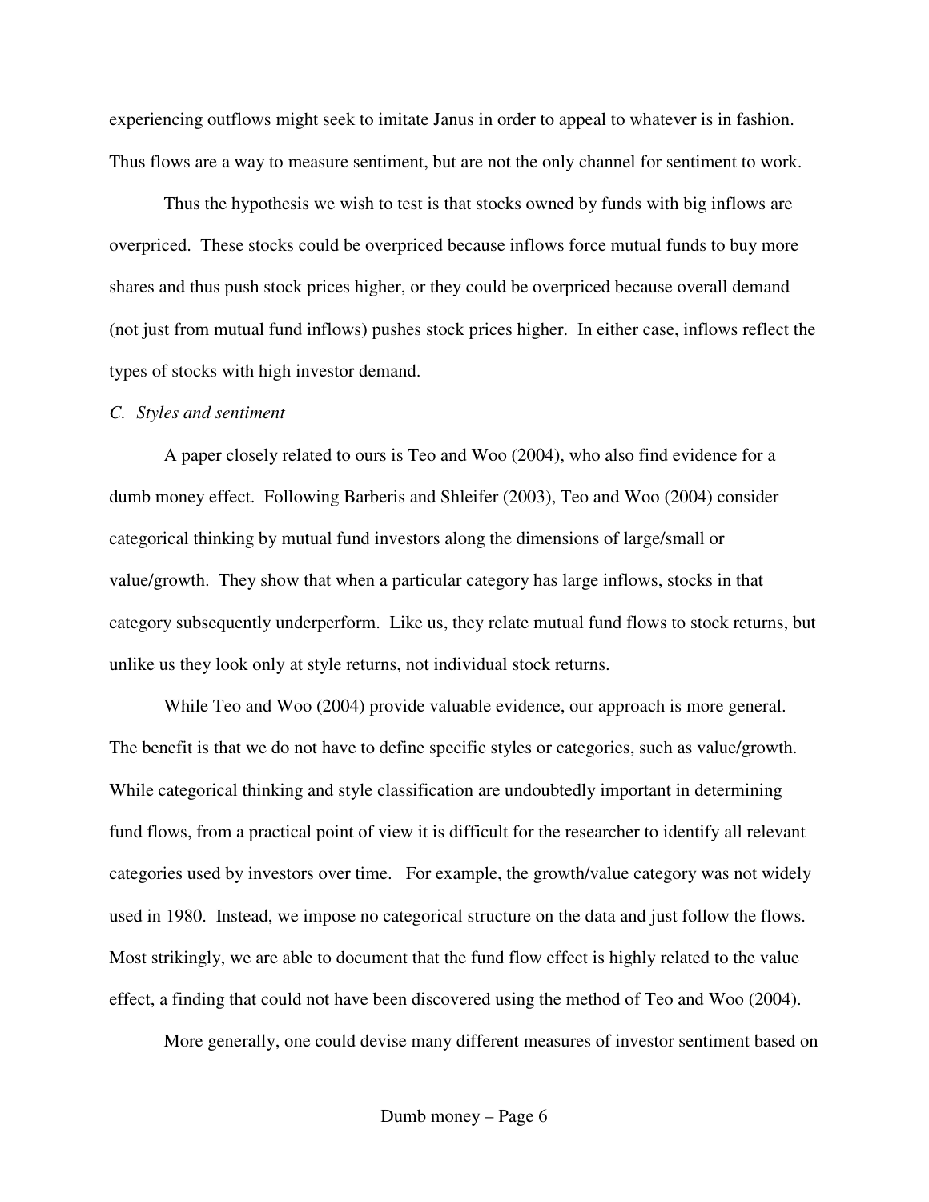experiencing outflows might seek to imitate Janus in order to appeal to whatever is in fashion. Thus flows are a way to measure sentiment, but are not the only channel for sentiment to work.

Thus the hypothesis we wish to test is that stocks owned by funds with big inflows are overpriced. These stocks could be overpriced because inflows force mutual funds to buy more shares and thus push stock prices higher, or they could be overpriced because overall demand (not just from mutual fund inflows) pushes stock prices higher. In either case, inflows reflect the types of stocks with high investor demand.

*C. Styles and sentiment*

A paper closely related to ours is Teo and Woo (2004), who also find evidence for a dumb money effect. Following Barberis and Shleifer (2003), Teo and Woo (2004) consider categorical thinking by mutual fund investors along the dimensions of large/small or value/growth. They show that when a particular category has large inflows, stocks in that category subsequently underperform. Like us, they relate mutual fund flows to stock returns, but unlike us they look only at style returns, not individual stock returns.

While Teo and Woo (2004) provide valuable evidence, our approach is more general. The benefit is that we do not have to define specific styles or categories, such as value/growth. While categorical thinking and style classification are undoubtedly important in determining fund flows, from a practical point of view it is difficult for the researcher to identify all relevant categories used by investors over time. For example, the growth/value category was not widely used in 1980. Instead, we impose no categorical structure on the data and just follow the flows. Most strikingly, we are able to document that the fund flow effect is highly related to the value effect, a finding that could not have been discovered using the method of Teo and Woo (2004).

More generally, one could devise many different measures of investor sentiment based on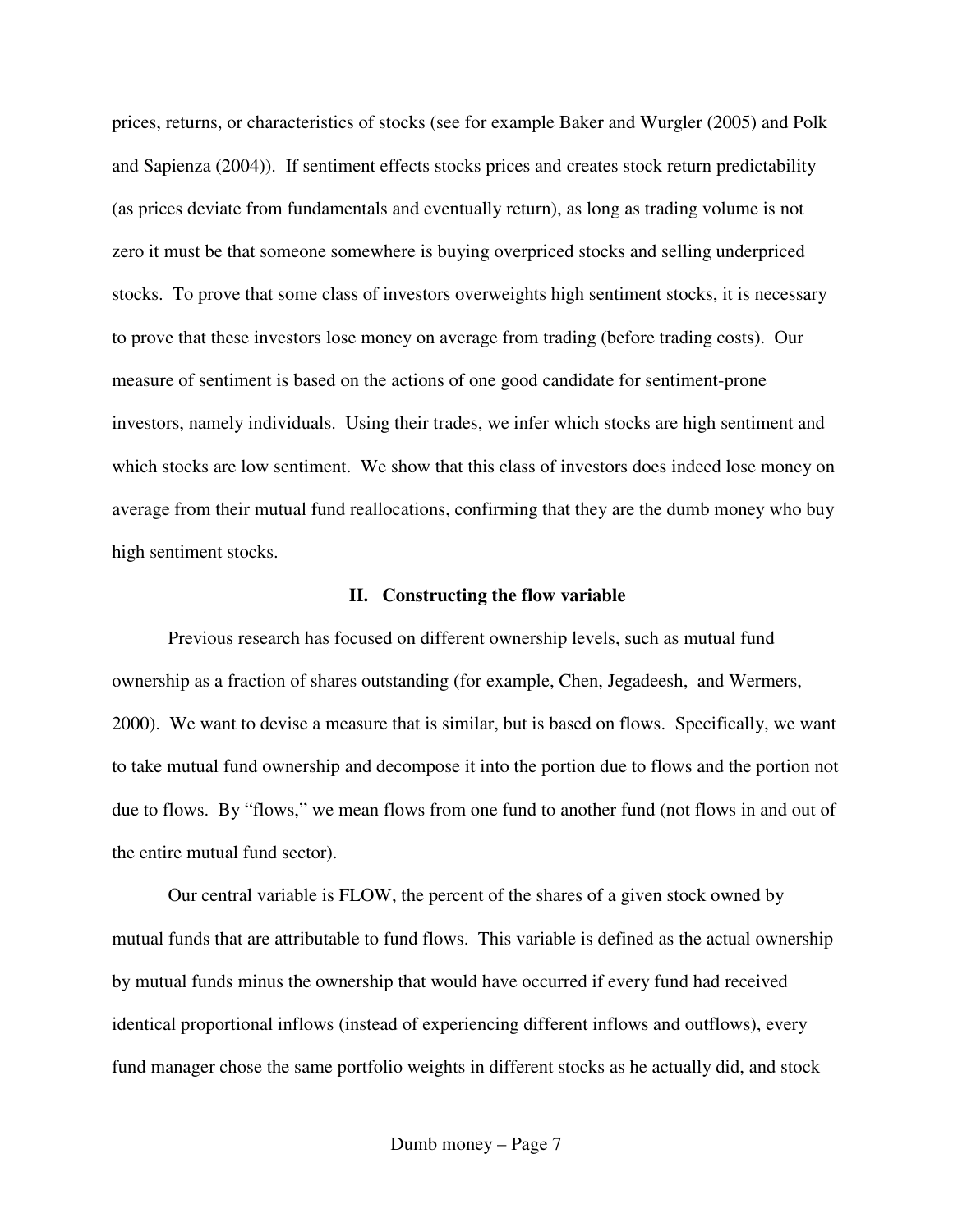prices, returns, or characteristics of stocks (see for example Baker and Wurgler (2005) and Polk and Sapienza (2004)). If sentiment effects stocks prices and creates stock return predictability (as prices deviate from fundamentals and eventually return), as long as trading volume is not zero it must be that someone somewhere is buying overpriced stocks and selling underpriced stocks. To prove that some class of investors overweights high sentiment stocks, it is necessary to prove that these investors lose money on average from trading (before trading costs). Our measure of sentiment is based on the actions of one good candidate for sentiment-prone investors, namely individuals. Using their trades, we infer which stocks are high sentiment and which stocks are low sentiment. We show that this class of investors does indeed lose money on average from their mutual fund reallocations, confirming that they are the dumb money who buy high sentiment stocks.

## II. Constructing the flow variable

Previous research has focused on different ownership levels, such as mutual fund ownership as a fraction of shares outstanding (for example, Chen, Jegadeesh, and Wermers, 2000). We want to devise a measure that is similar, but is based on flows. Specifically, we want to take mutual fund ownership and decompose it into the portion due to flows and the portion not due to flows. By "flows," we mean flows from one fund to another fund (not flows in and out of the entire mutual fund sector).

Our central variable is FLOW, the percent of the shares of a given stock owned by mutual funds that are attributable to fund flows. This variable is defined as the actual ownership by mutual funds minus the ownership that would have occurred if every fund had received identical proportional inflows (instead of experiencing different inflows and outflows), every fund manager chose the same portfolio weights in different stocks as he actually did, and stock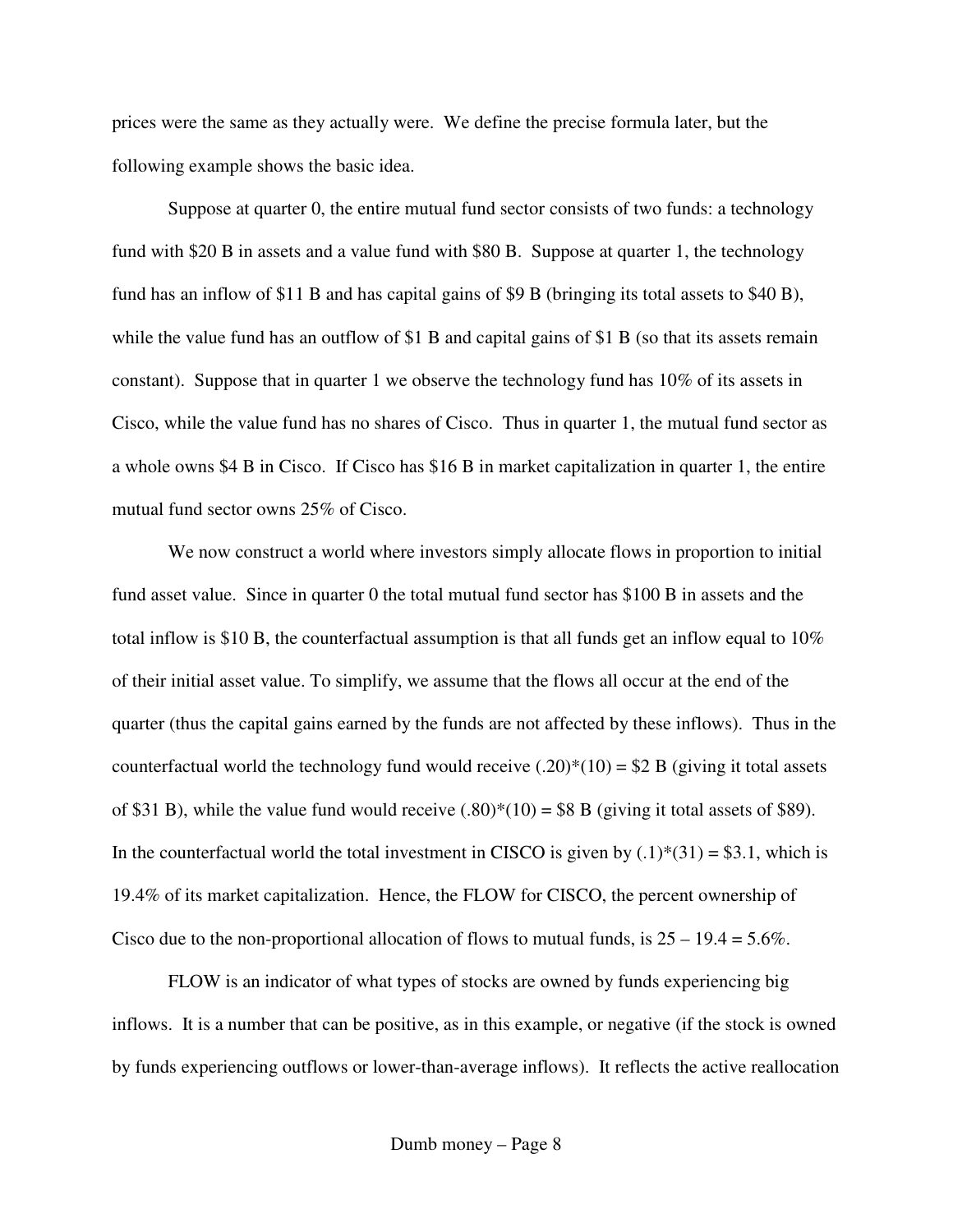prices were the same as they actually were. We define the precise formula later, but the following example shows the basic idea.

Suppose at quarter 0, the entire mutual fund sector consists of two funds: a technology fund with $20 B in assets and a value fund with $80 B. Suppose at quarter 1, the technology fund has an inflow of $11 B and has capital gains of $9 B (bringing its total assets to $40 B), while the value fund has an outflow of $1 B and capital gains of $1 B (so that its assets remain constant). Suppose that in quarter 1 we observe the technology fund has 10% of its assets in Cisco, while the value fund has no shares of Cisco. Thus in quarter 1, the mutual fund sector as a whole owns $4 B in Cisco. If Cisco has $16 B in market capitalization in quarter 1, the entire mutual fund sector owns 25% of Cisco.

We now construct a world where investors simply allocate flows in proportion to initial fund asset value. Since in quarter 0 the total mutual fund sector has $100 B in assets and the total inflow is $10 B, the counterfactual assumption is that all funds get an inflow equal to 10% of their initial asset value. To simplify, we assume that the flows all occur at the end of the quarter (thus the capital gains earned by the funds are not affected by these inflows). Thus in the counterfactual world the technology fund would receive (.20)*(10) = $2 B (giving it total assets of $31 B), while the value fund would receive (.80)*(10) = $8 B (giving it total assets of $89). In the counterfactual world the total investment in CISCO is given by (.1)*(31) = $3.1, which is 19.4% of its market capitalization. Hence, the FLOW for CISCO, the percent ownership of Cisco due to the non-proportional allocation of flows to mutual funds, is 25 – 19.4 = 5.6%.

FLOW is an indicator of what types of stocks are owned by funds experiencing big inflows. It is a number that can be positive, as in this example, or negative (if the stock is owned by funds experiencing outflows or lower-than-average inflows). It reflects the active reallocation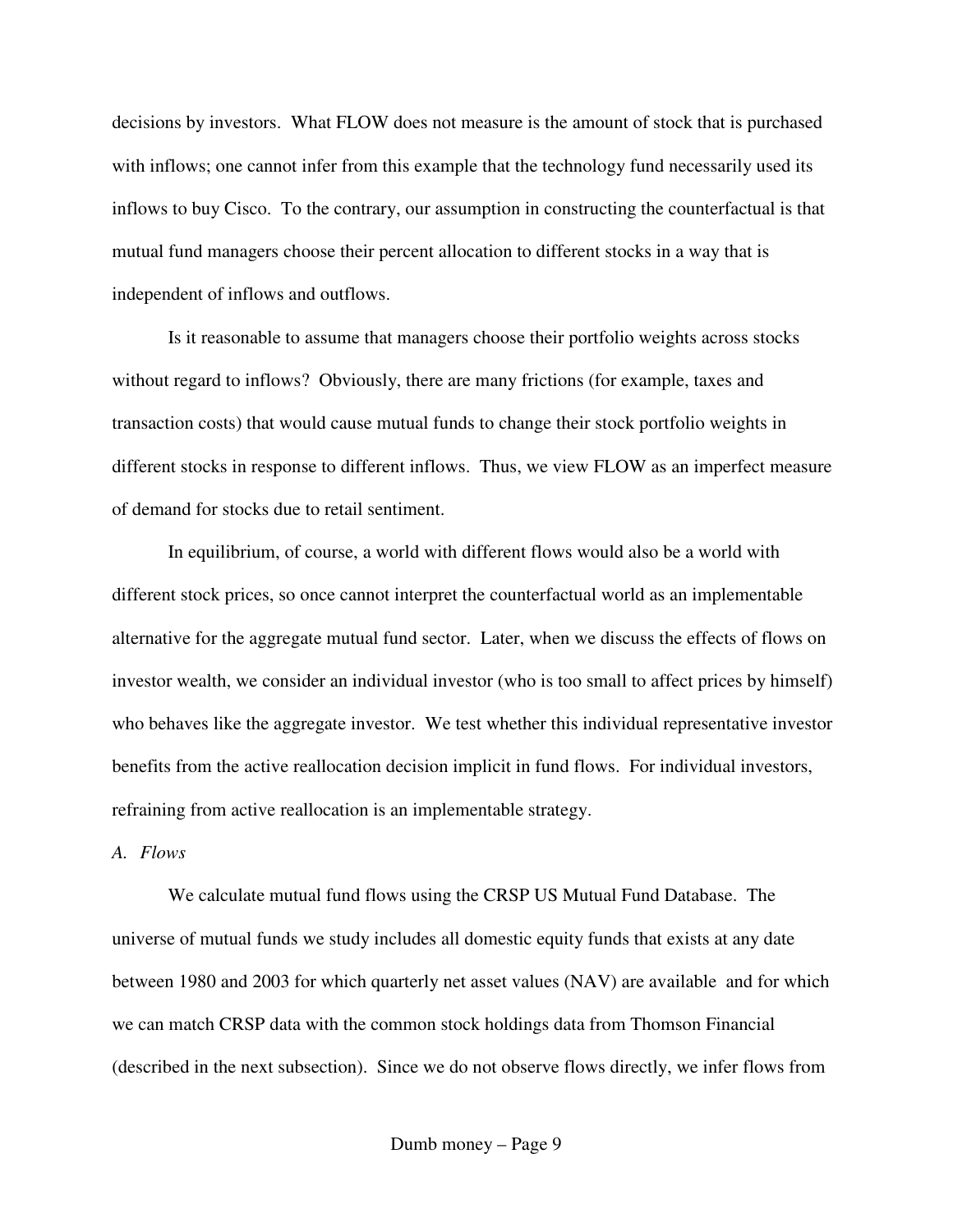decisions by investors. What FLOW does not measure is the amount of stock that is purchased with inflows; one cannot infer from this example that the technology fund necessarily used its inflows to buy Cisco. To the contrary, our assumption in constructing the counterfactual is that mutual fund managers choose their percent allocation to different stocks in a way that is independent of inflows and outflows.

Is it reasonable to assume that managers choose their portfolio weights across stocks without regard to inflows? Obviously, there are many frictions (for example, taxes and transaction costs) that would cause mutual funds to change their stock portfolio weights in different stocks in response to different inflows. Thus, we view FLOW as an imperfect measure of demand for stocks due to retail sentiment.

In equilibrium, of course, a world with different flows would also be a world with different stock prices, so once cannot interpret the counterfactual world as an implementable alternative for the aggregate mutual fund sector. Later, when we discuss the effects of flows on investor wealth, we consider an individual investor (who is too small to affect prices by himself) who behaves like the aggregate investor. We test whether this individual representative investor benefits from the active reallocation decision implicit in fund flows. For individual investors, refraining from active reallocation is an implementable strategy.

*A. Flows*

We calculate mutual fund flows using the CRSP US Mutual Fund Database. The universe of mutual funds we study includes all domestic equity funds that exists at any date between 1980 and 2003 for which quarterly net asset values (NAV) are available and for which we can match CRSP data with the common stock holdings data from Thomson Financial (described in the next subsection). Since we do not observe flows directly, we infer flows from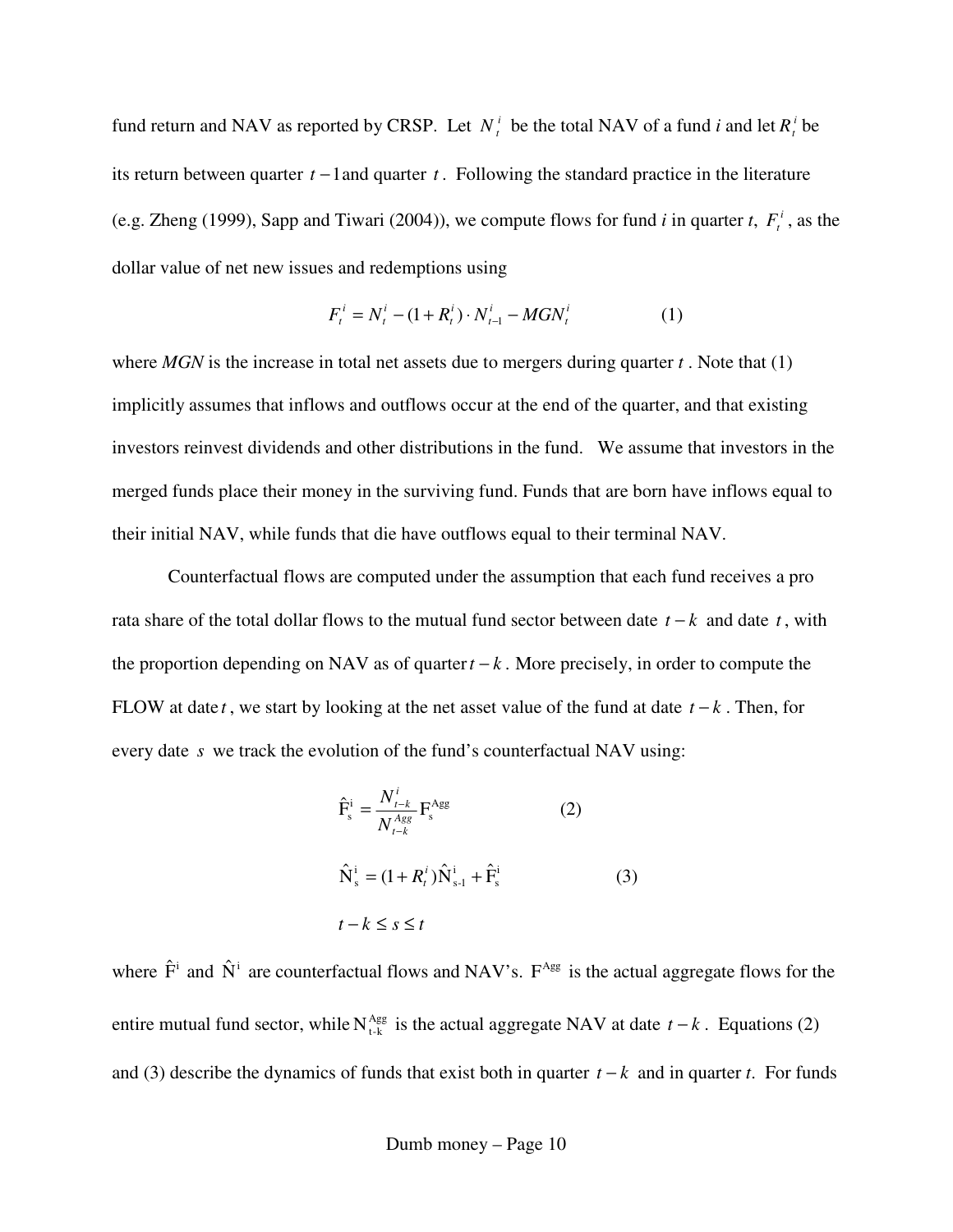fund return and NAV as reported by CRSP. Let $N_t^i$ be the total NAV of a fund *i* and let $R_t^i$ be its return between quarter $t-1$ and quarter $t$. Following the standard practice in the literature (e.g. Zheng (1999), Sapp and Tiwari (2004)), we compute flows for fund *i* in quarter *t*, $F_t^i$, as the dollar value of net new issues and redemptions using

$$F_t^i = N_t^i - (1 + R_t^i) \cdot N_{t-1}^i - MGN_t^i \qquad (1)$$

where *MGN* is the increase in total net assets due to mergers during quarter $t$. Note that (1) implicitly assumes that inflows and outflows occur at the end of the quarter, and that existing investors reinvest dividends and other distributions in the fund. We assume that investors in the merged funds place their money in the surviving fund. Funds that are born have inflows equal to their initial NAV, while funds that die have outflows equal to their terminal NAV.

Counterfactual flows are computed under the assumption that each fund receives a pro rata share of the total dollar flows to the mutual fund sector between date $t-k$ and date $t$, with the proportion depending on NAV as of quarter $t-k$. More precisely, in order to compute the FLOW at date $t$, we start by looking at the net asset value of the fund at date $t-k$. Then, for every date $s$ we track the evolution of the fund's counterfactual NAV using:

$$\hat{\mathrm{F}}_s^i = \frac{N_{t-k}^i}{N_{t-k}^{Agg}} \mathrm{F}_s^{Agg} \qquad (2)$$

$$\hat{\mathrm{N}}_s^i = (1 + R_t^i)\hat{\mathrm{N}}_{s-1}^i + \hat{\mathrm{F}}_s^i \qquad (3)$$

$$t-k \le s \le t$$

where $\hat{\mathrm{F}}^i$ and $\hat{\mathrm{N}}^i$ are counterfactual flows and NAV's. $\mathrm{F}^{Agg}$ is the actual aggregate flows for the entire mutual fund sector, while $\mathrm{N}_{t-k}^{Agg}$ is the actual aggregate NAV at date $t-k$. Equations (2) and (3) describe the dynamics of funds that exist both in quarter $t-k$ and in quarter *t*. For funds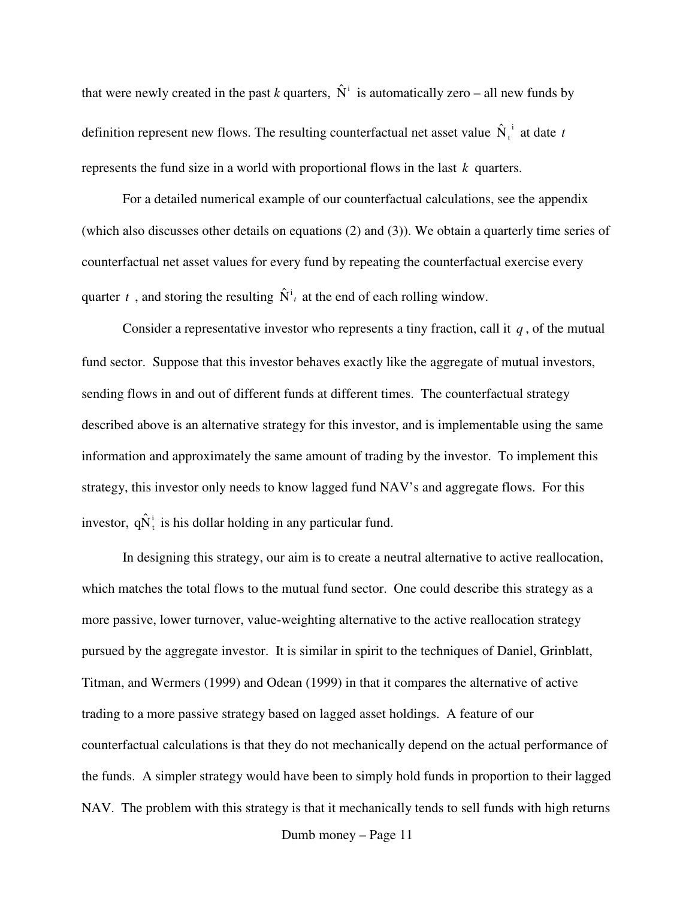that were newly created in the past *k* quarters, $\hat{N}^i$ is automatically zero – all new funds by definition represent new flows. The resulting counterfactual net asset value $\hat{N}_t^{\,i}$ at date $t$ represents the fund size in a world with proportional flows in the last $k$ quarters.

For a detailed numerical example of our counterfactual calculations, see the appendix (which also discusses other details on equations (2) and (3)). We obtain a quarterly time series of counterfactual net asset values for every fund by repeating the counterfactual exercise every quarter $t$, and storing the resulting $\hat{N}^i{}_t$ at the end of each rolling window.

Consider a representative investor who represents a tiny fraction, call it $q$, of the mutual fund sector. Suppose that this investor behaves exactly like the aggregate of mutual investors, sending flows in and out of different funds at different times. The counterfactual strategy described above is an alternative strategy for this investor, and is implementable using the same information and approximately the same amount of trading by the investor. To implement this strategy, this investor only needs to know lagged fund NAV's and aggregate flows. For this investor, $q\hat{N}_t^i$ is his dollar holding in any particular fund.

In designing this strategy, our aim is to create a neutral alternative to active reallocation, which matches the total flows to the mutual fund sector. One could describe this strategy as a more passive, lower turnover, value-weighting alternative to the active reallocation strategy pursued by the aggregate investor. It is similar in spirit to the techniques of Daniel, Grinblatt, Titman, and Wermers (1999) and Odean (1999) in that it compares the alternative of active trading to a more passive strategy based on lagged asset holdings. A feature of our counterfactual calculations is that they do not mechanically depend on the actual performance of the funds. A simpler strategy would have been to simply hold funds in proportion to their lagged NAV. The problem with this strategy is that it mechanically tends to sell funds with high returns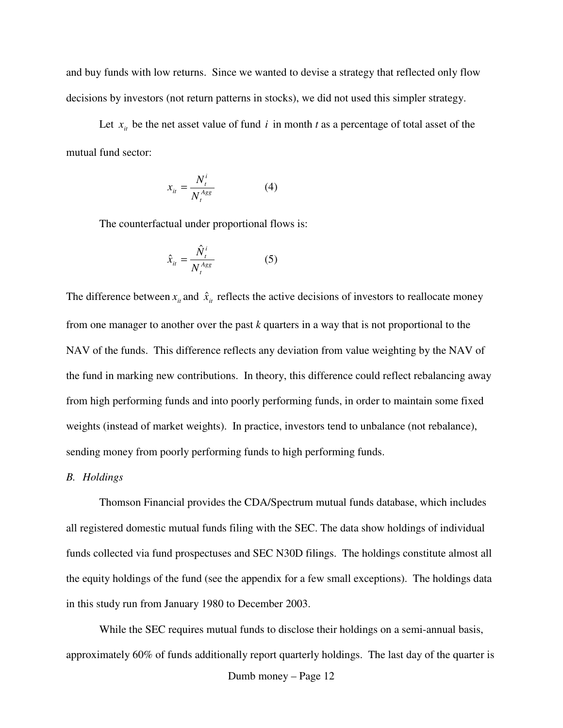and buy funds with low returns. Since we wanted to devise a strategy that reflected only flow decisions by investors (not return patterns in stocks), we did not used this simpler strategy.

Let $x_{it}$ be the net asset value of fund $i$ in month $t$ as a percentage of total asset of the mutual fund sector:

$$x_{it} = \frac{N_t^i}{N_t^{Agg}} \qquad (4)$$

The counterfactual under proportional flows is:

$$\hat{x}_{it} = \frac{\hat{N}_t^i}{N_t^{Agg}} \qquad (5)$$

The difference between $x_{it}$ and $\hat{x}_{it}$ reflects the active decisions of investors to reallocate money from one manager to another over the past $k$ quarters in a way that is not proportional to the NAV of the funds. This difference reflects any deviation from value weighting by the NAV of the fund in marking new contributions. In theory, this difference could reflect rebalancing away from high performing funds and into poorly performing funds, in order to maintain some fixed weights (instead of market weights). In practice, investors tend to unbalance (not rebalance), sending money from poorly performing funds to high performing funds.

*B. Holdings*

Thomson Financial provides the CDA/Spectrum mutual funds database, which includes all registered domestic mutual funds filing with the SEC. The data show holdings of individual funds collected via fund prospectuses and SEC N30D filings. The holdings constitute almost all the equity holdings of the fund (see the appendix for a few small exceptions). The holdings data in this study run from January 1980 to December 2003.

While the SEC requires mutual funds to disclose their holdings on a semi-annual basis, approximately 60% of funds additionally report quarterly holdings. The last day of the quarter is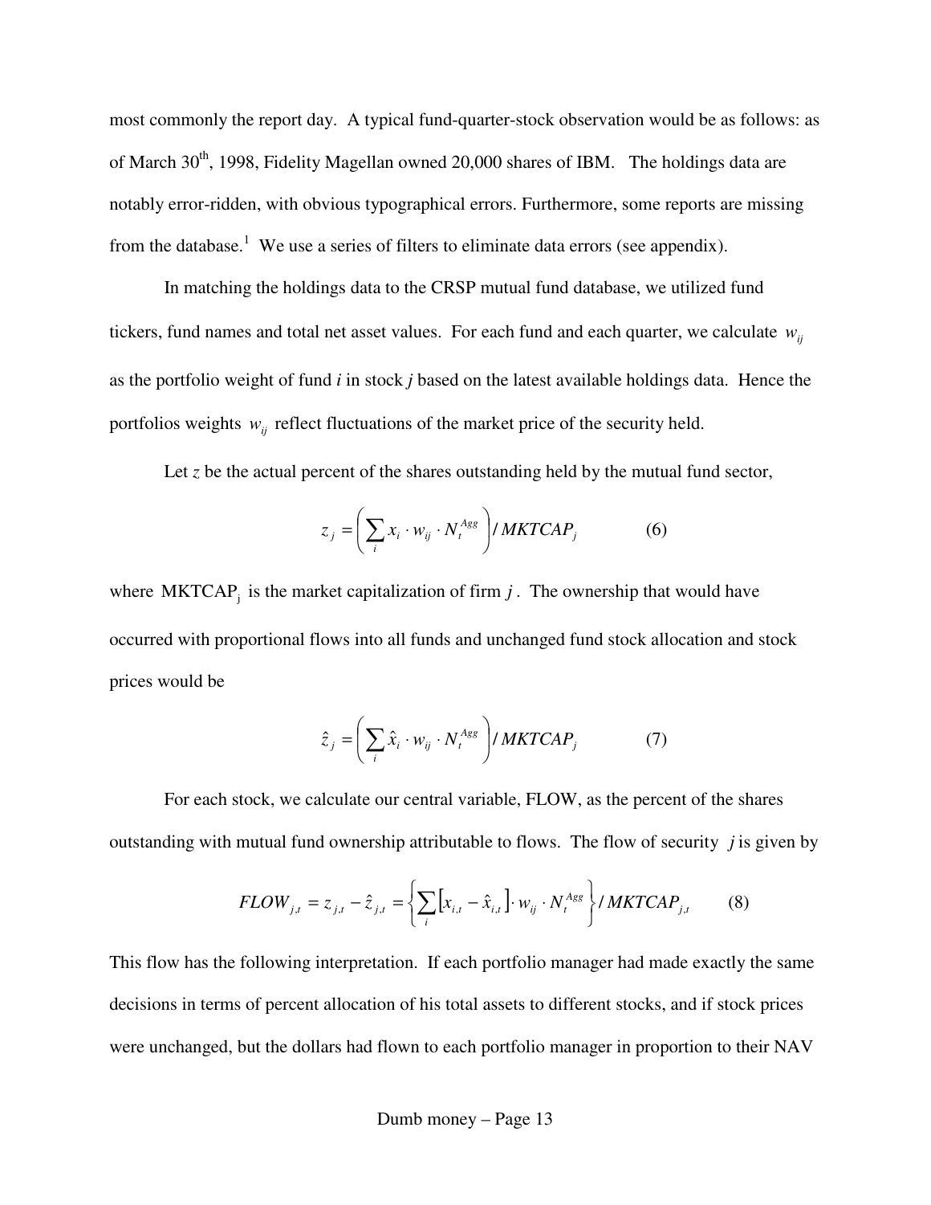most commonly the report day. A typical fund-quarter-stock observation would be as follows: as of March 30th, 1998, Fidelity Magellan owned 20,000 shares of IBM. The holdings data are notably error-ridden, with obvious typographical errors. Furthermore, some reports are missing from the database.[1] We use a series of filters to eliminate data errors (see appendix).

In matching the holdings data to the CRSP mutual fund database, we utilized fund tickers, fund names and total net asset values. For each fund and each quarter, we calculate $w_{ij}$ as the portfolio weight of fund *i* in stock *j* based on the latest available holdings data. Hence the portfolios weights $w_{ij}$ reflect fluctuations of the market price of the security held.

Let *z* be the actual percent of the shares outstanding held by the mutual fund sector,

$$z_j = \left( \sum_i x_i \cdot w_{ij} \cdot N_t^{Agg} \right) / MKTCAP_j \qquad (6)$$

where $\mathrm{MKTCAP}_j$ is the market capitalization of firm *j* . The ownership that would have occurred with proportional flows into all funds and unchanged fund stock allocation and stock prices would be

$$\hat{z}_j = \left( \sum_i \hat{x}_i \cdot w_{ij} \cdot N_t^{Agg} \right) / MKTCAP_j \qquad (7)$$

For each stock, we calculate our central variable, FLOW, as the percent of the shares outstanding with mutual fund ownership attributable to flows. The flow of security *j* is given by

$$FLOW_{j,t} = z_{j,t} - \hat{z}_{j,t} = \left\{ \sum_i \left[ x_{i,t} - \hat{x}_{i,t} \right] \cdot w_{ij} \cdot N_t^{Agg} \right\} / MKTCAP_{j,t} \qquad (8)$$

This flow has the following interpretation. If each portfolio manager had made exactly the same decisions in terms of percent allocation of his total assets to different stocks, and if stock prices were unchanged, but the dollars had flown to each portfolio manager in proportion to their NAV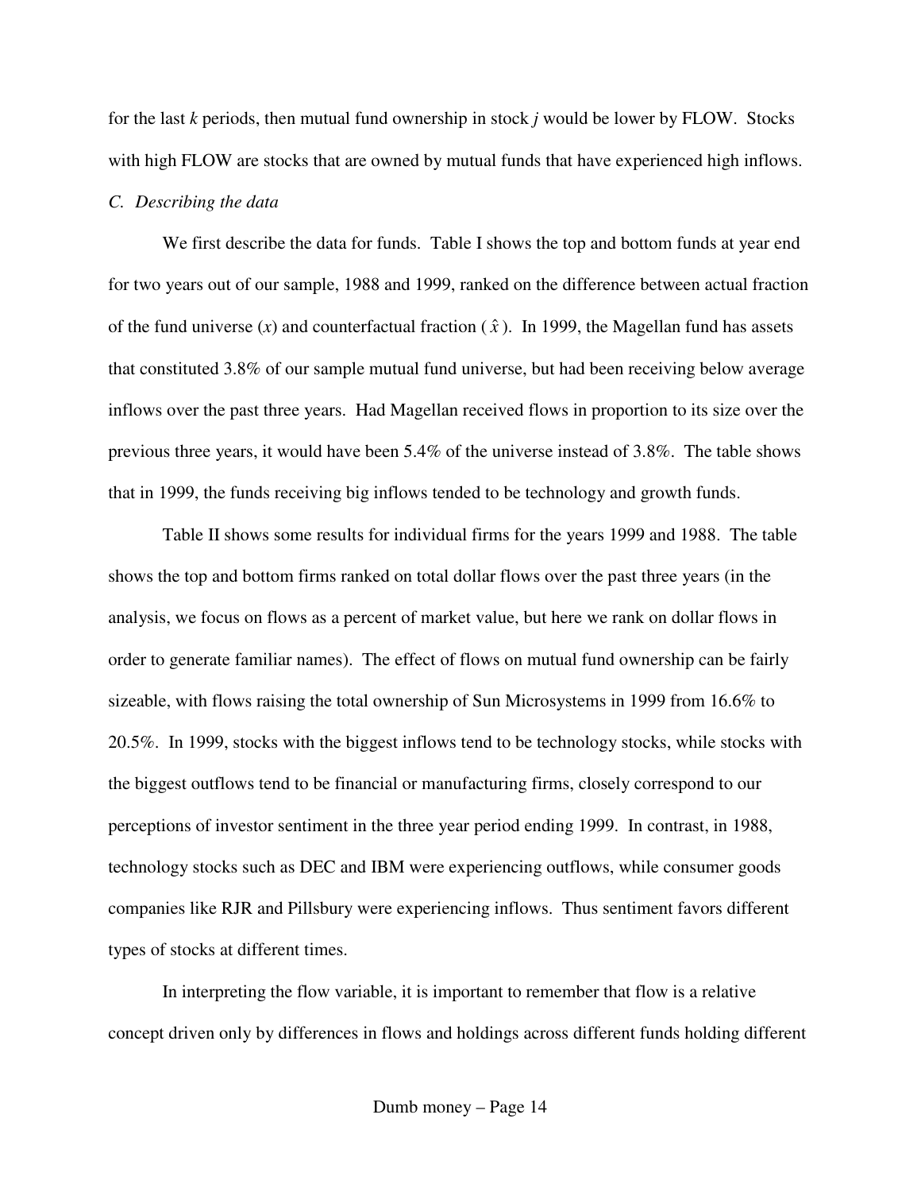for the last $k$ periods, then mutual fund ownership in stock $j$ would be lower by FLOW. Stocks with high FLOW are stocks that are owned by mutual funds that have experienced high inflows.

### *C. Describing the data*

We first describe the data for funds. Table I shows the top and bottom funds at year end for two years out of our sample, 1988 and 1999, ranked on the difference between actual fraction of the fund universe ($x$) and counterfactual fraction ($\hat{x}$). In 1999, the Magellan fund has assets that constituted 3.8% of our sample mutual fund universe, but had been receiving below average inflows over the past three years. Had Magellan received flows in proportion to its size over the previous three years, it would have been 5.4% of the universe instead of 3.8%. The table shows that in 1999, the funds receiving big inflows tended to be technology and growth funds.

Table II shows some results for individual firms for the years 1999 and 1988. The table shows the top and bottom firms ranked on total dollar flows over the past three years (in the analysis, we focus on flows as a percent of market value, but here we rank on dollar flows in order to generate familiar names). The effect of flows on mutual fund ownership can be fairly sizeable, with flows raising the total ownership of Sun Microsystems in 1999 from 16.6% to 20.5%. In 1999, stocks with the biggest inflows tend to be technology stocks, while stocks with the biggest outflows tend to be financial or manufacturing firms, closely correspond to our perceptions of investor sentiment in the three year period ending 1999. In contrast, in 1988, technology stocks such as DEC and IBM were experiencing outflows, while consumer goods companies like RJR and Pillsbury were experiencing inflows. Thus sentiment favors different types of stocks at different times.

In interpreting the flow variable, it is important to remember that flow is a relative concept driven only by differences in flows and holdings across different funds holding different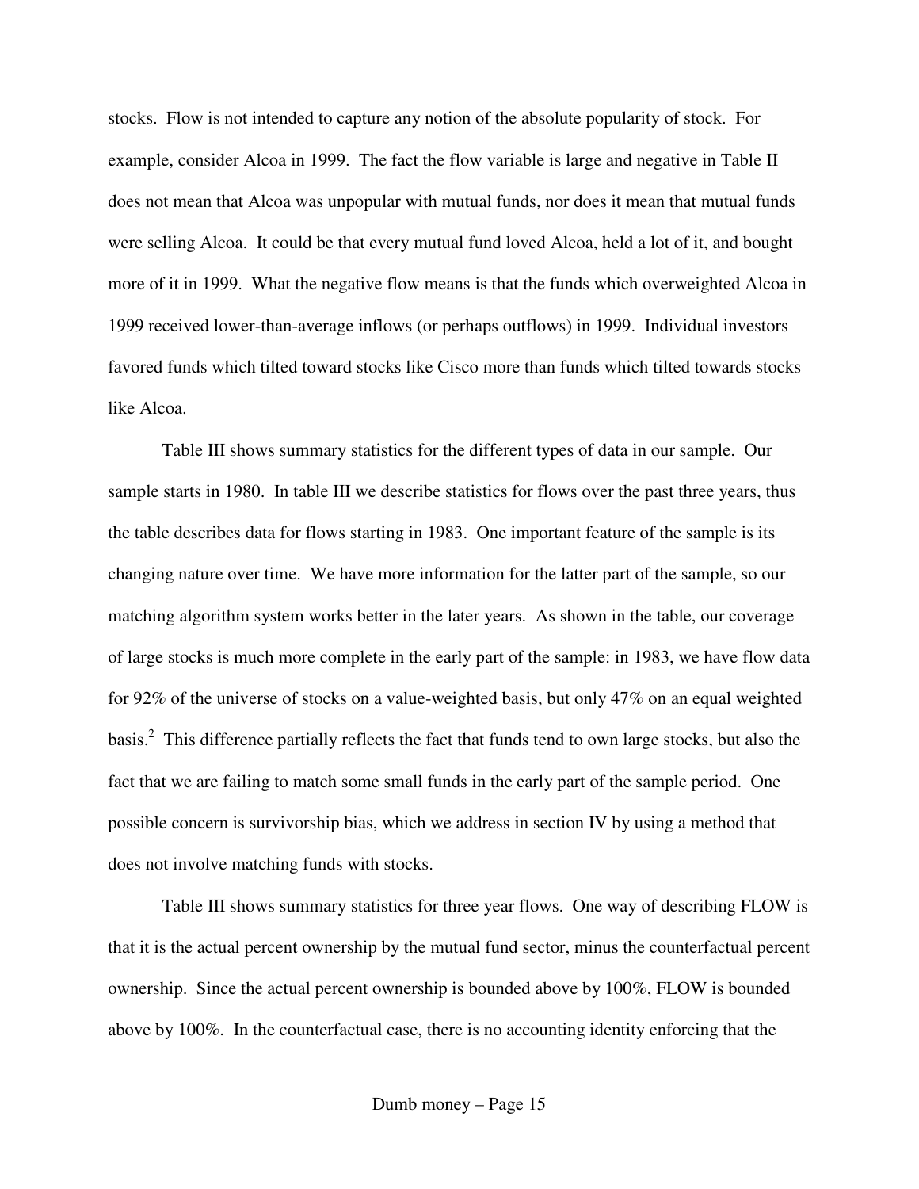stocks. Flow is not intended to capture any notion of the absolute popularity of stock. For example, consider Alcoa in 1999. The fact the flow variable is large and negative in Table II does not mean that Alcoa was unpopular with mutual funds, nor does it mean that mutual funds were selling Alcoa. It could be that every mutual fund loved Alcoa, held a lot of it, and bought more of it in 1999. What the negative flow means is that the funds which overweighted Alcoa in 1999 received lower-than-average inflows (or perhaps outflows) in 1999. Individual investors favored funds which tilted toward stocks like Cisco more than funds which tilted towards stocks like Alcoa.

Table III shows summary statistics for the different types of data in our sample. Our sample starts in 1980. In table III we describe statistics for flows over the past three years, thus the table describes data for flows starting in 1983. One important feature of the sample is its changing nature over time. We have more information for the latter part of the sample, so our matching algorithm system works better in the later years. As shown in the table, our coverage of large stocks is much more complete in the early part of the sample: in 1983, we have flow data for 92% of the universe of stocks on a value-weighted basis, but only 47% on an equal weighted basis.[2] This difference partially reflects the fact that funds tend to own large stocks, but also the fact that we are failing to match some small funds in the early part of the sample period. One possible concern is survivorship bias, which we address in section IV by using a method that does not involve matching funds with stocks.

Table III shows summary statistics for three year flows. One way of describing FLOW is that it is the actual percent ownership by the mutual fund sector, minus the counterfactual percent ownership. Since the actual percent ownership is bounded above by 100%, FLOW is bounded above by 100%. In the counterfactual case, there is no accounting identity enforcing that the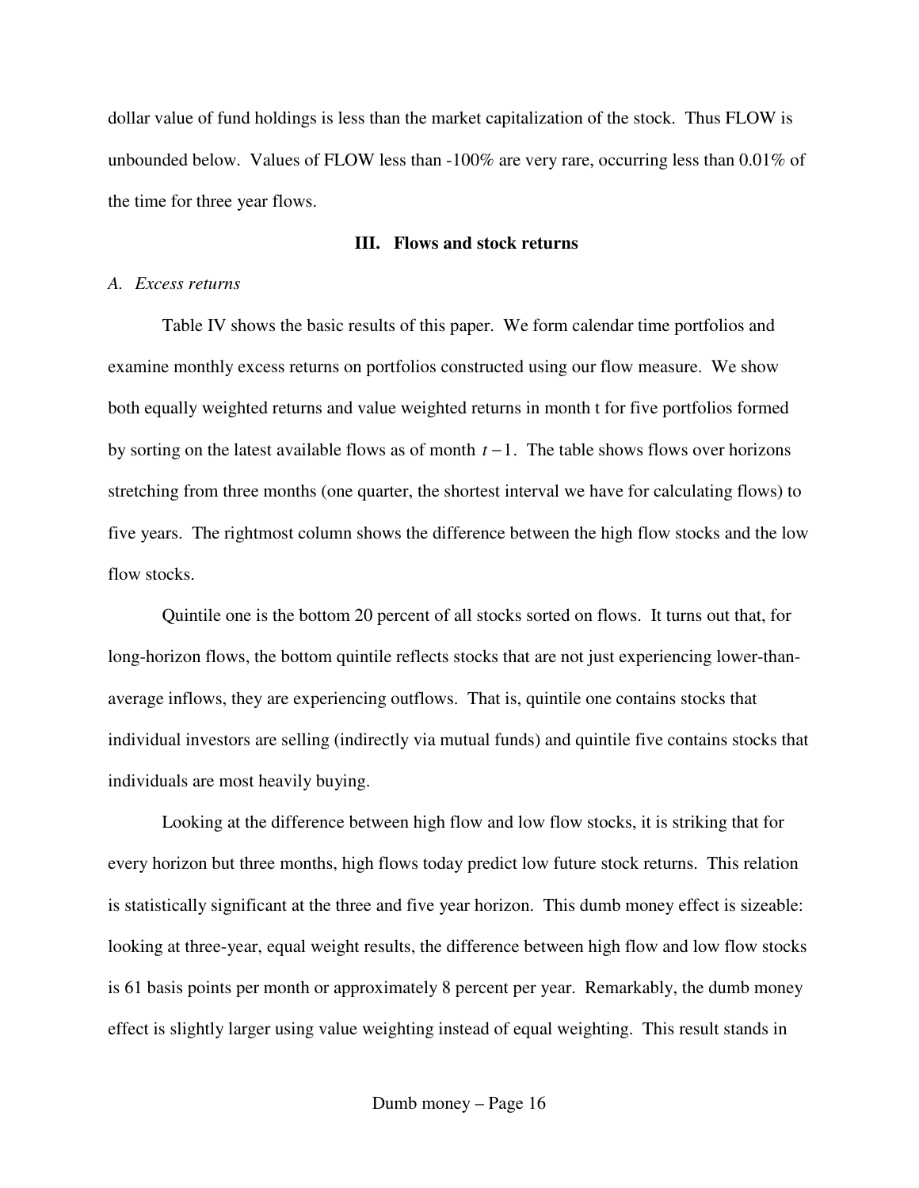dollar value of fund holdings is less than the market capitalization of the stock. Thus FLOW is unbounded below. Values of FLOW less than -100% are very rare, occurring less than 0.01% of the time for three year flows.

## III. Flows and stock returns

### *A. Excess returns*

Table IV shows the basic results of this paper. We form calendar time portfolios and examine monthly excess returns on portfolios constructed using our flow measure. We show both equally weighted returns and value weighted returns in month t for five portfolios formed by sorting on the latest available flows as of month $t-1$. The table shows flows over horizons stretching from three months (one quarter, the shortest interval we have for calculating flows) to five years. The rightmost column shows the difference between the high flow stocks and the low flow stocks.

Quintile one is the bottom 20 percent of all stocks sorted on flows. It turns out that, for long-horizon flows, the bottom quintile reflects stocks that are not just experiencing lower-than-average inflows, they are experiencing outflows. That is, quintile one contains stocks that individual investors are selling (indirectly via mutual funds) and quintile five contains stocks that individuals are most heavily buying.

Looking at the difference between high flow and low flow stocks, it is striking that for every horizon but three months, high flows today predict low future stock returns. This relation is statistically significant at the three and five year horizon. This dumb money effect is sizeable: looking at three-year, equal weight results, the difference between high flow and low flow stocks is 61 basis points per month or approximately 8 percent per year. Remarkably, the dumb money effect is slightly larger using value weighting instead of equal weighting. This result stands in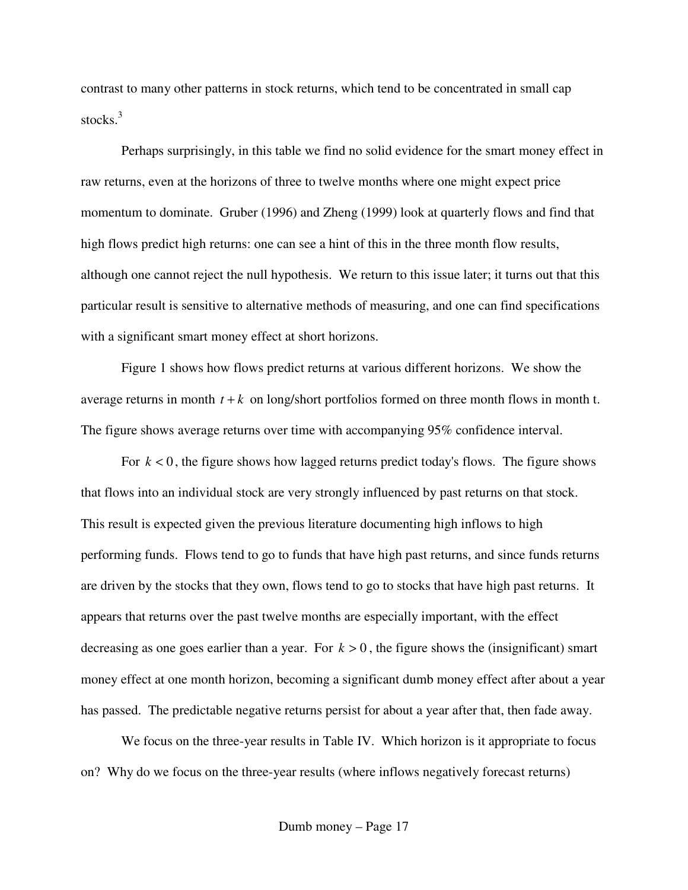contrast to many other patterns in stock returns, which tend to be concentrated in small cap stocks.[3]

Perhaps surprisingly, in this table we find no solid evidence for the smart money effect in raw returns, even at the horizons of three to twelve months where one might expect price momentum to dominate. Gruber (1996) and Zheng (1999) look at quarterly flows and find that high flows predict high returns: one can see a hint of this in the three month flow results, although one cannot reject the null hypothesis. We return to this issue later; it turns out that this particular result is sensitive to alternative methods of measuring, and one can find specifications with a significant smart money effect at short horizons.

Figure 1 shows how flows predict returns at various different horizons. We show the average returns in month $t+k$ on long/short portfolios formed on three month flows in month t. The figure shows average returns over time with accompanying 95% confidence interval.

For $k<0$, the figure shows how lagged returns predict today's flows. The figure shows that flows into an individual stock are very strongly influenced by past returns on that stock. This result is expected given the previous literature documenting high inflows to high performing funds. Flows tend to go to funds that have high past returns, and since funds returns are driven by the stocks that they own, flows tend to go to stocks that have high past returns. It appears that returns over the past twelve months are especially important, with the effect decreasing as one goes earlier than a year. For $k>0$, the figure shows the (insignificant) smart money effect at one month horizon, becoming a significant dumb money effect after about a year has passed. The predictable negative returns persist for about a year after that, then fade away.

We focus on the three-year results in Table IV. Which horizon is it appropriate to focus on? Why do we focus on the three-year results (where inflows negatively forecast returns)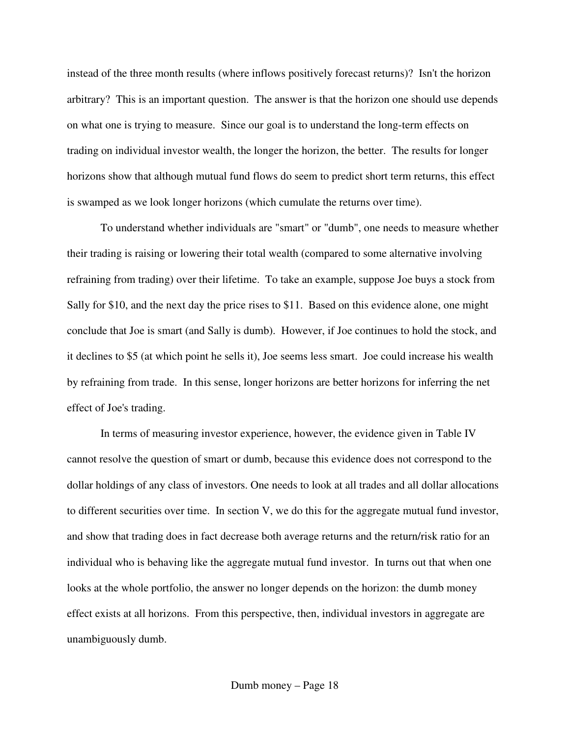instead of the three month results (where inflows positively forecast returns)? Isn't the horizon arbitrary? This is an important question. The answer is that the horizon one should use depends on what one is trying to measure. Since our goal is to understand the long-term effects on trading on individual investor wealth, the longer the horizon, the better. The results for longer horizons show that although mutual fund flows do seem to predict short term returns, this effect is swamped as we look longer horizons (which cumulate the returns over time).

To understand whether individuals are "smart" or "dumb", one needs to measure whether their trading is raising or lowering their total wealth (compared to some alternative involving refraining from trading) over their lifetime. To take an example, suppose Joe buys a stock from Sally for $10, and the next day the price rises to $11. Based on this evidence alone, one might conclude that Joe is smart (and Sally is dumb). However, if Joe continues to hold the stock, and it declines to $5 (at which point he sells it), Joe seems less smart. Joe could increase his wealth by refraining from trade. In this sense, longer horizons are better horizons for inferring the net effect of Joe's trading.

In terms of measuring investor experience, however, the evidence given in Table IV cannot resolve the question of smart or dumb, because this evidence does not correspond to the dollar holdings of any class of investors. One needs to look at all trades and all dollar allocations to different securities over time. In section V, we do this for the aggregate mutual fund investor, and show that trading does in fact decrease both average returns and the return/risk ratio for an individual who is behaving like the aggregate mutual fund investor. In turns out that when one looks at the whole portfolio, the answer no longer depends on the horizon: the dumb money effect exists at all horizons. From this perspective, then, individual investors in aggregate are unambiguously dumb.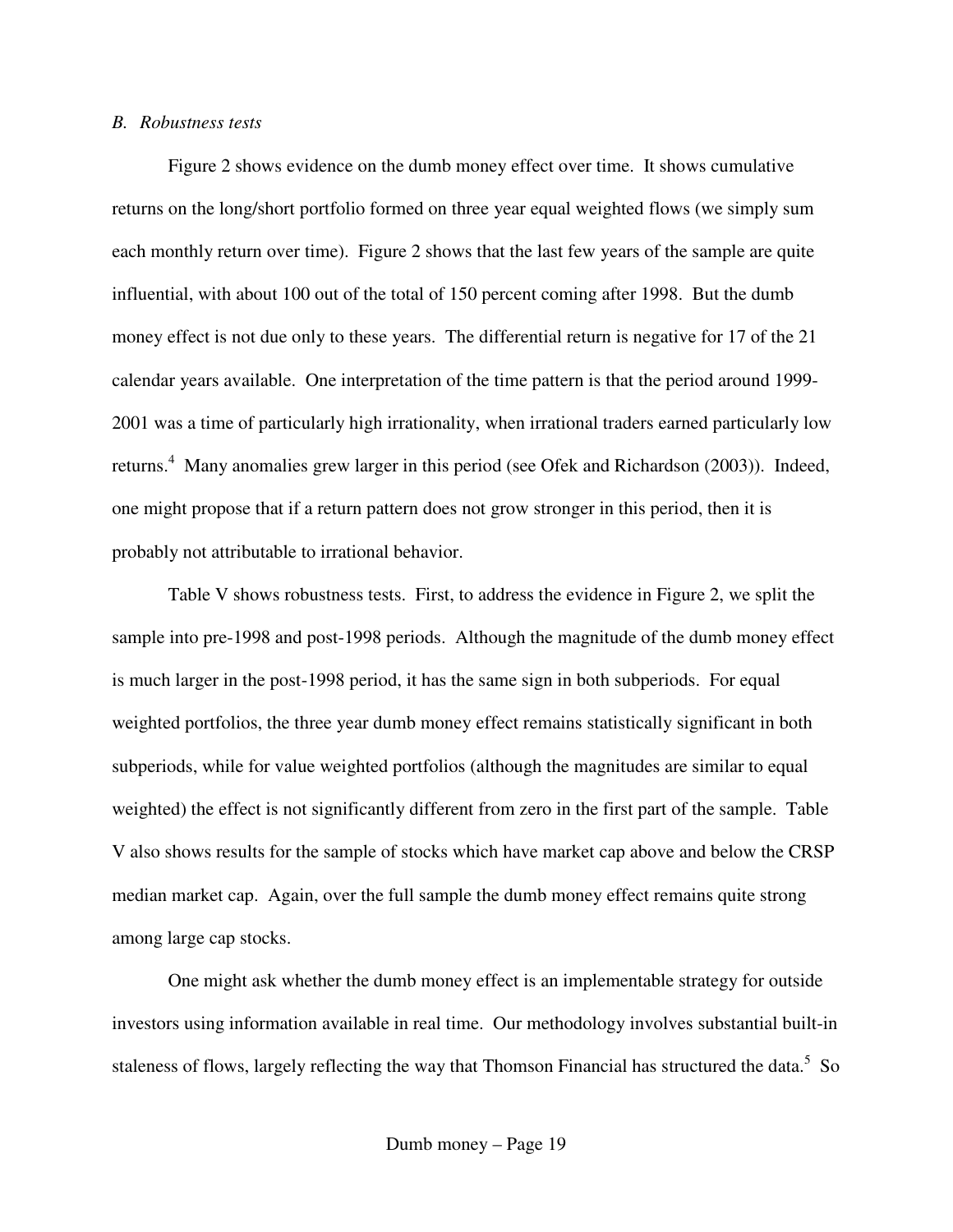*B. Robustness tests*

Figure 2 shows evidence on the dumb money effect over time. It shows cumulative returns on the long/short portfolio formed on three year equal weighted flows (we simply sum each monthly return over time). Figure 2 shows that the last few years of the sample are quite influential, with about 100 out of the total of 150 percent coming after 1998. But the dumb money effect is not due only to these years. The differential return is negative for 17 of the 21 calendar years available. One interpretation of the time pattern is that the period around 1999-2001 was a time of particularly high irrationality, when irrational traders earned particularly low returns.[4] Many anomalies grew larger in this period (see Ofek and Richardson (2003)). Indeed, one might propose that if a return pattern does not grow stronger in this period, then it is probably not attributable to irrational behavior.

Table V shows robustness tests. First, to address the evidence in Figure 2, we split the sample into pre-1998 and post-1998 periods. Although the magnitude of the dumb money effect is much larger in the post-1998 period, it has the same sign in both subperiods. For equal weighted portfolios, the three year dumb money effect remains statistically significant in both subperiods, while for value weighted portfolios (although the magnitudes are similar to equal weighted) the effect is not significantly different from zero in the first part of the sample. Table V also shows results for the sample of stocks which have market cap above and below the CRSP median market cap. Again, over the full sample the dumb money effect remains quite strong among large cap stocks.

One might ask whether the dumb money effect is an implementable strategy for outside investors using information available in real time. Our methodology involves substantial built-in staleness of flows, largely reflecting the way that Thomson Financial has structured the data.[5] So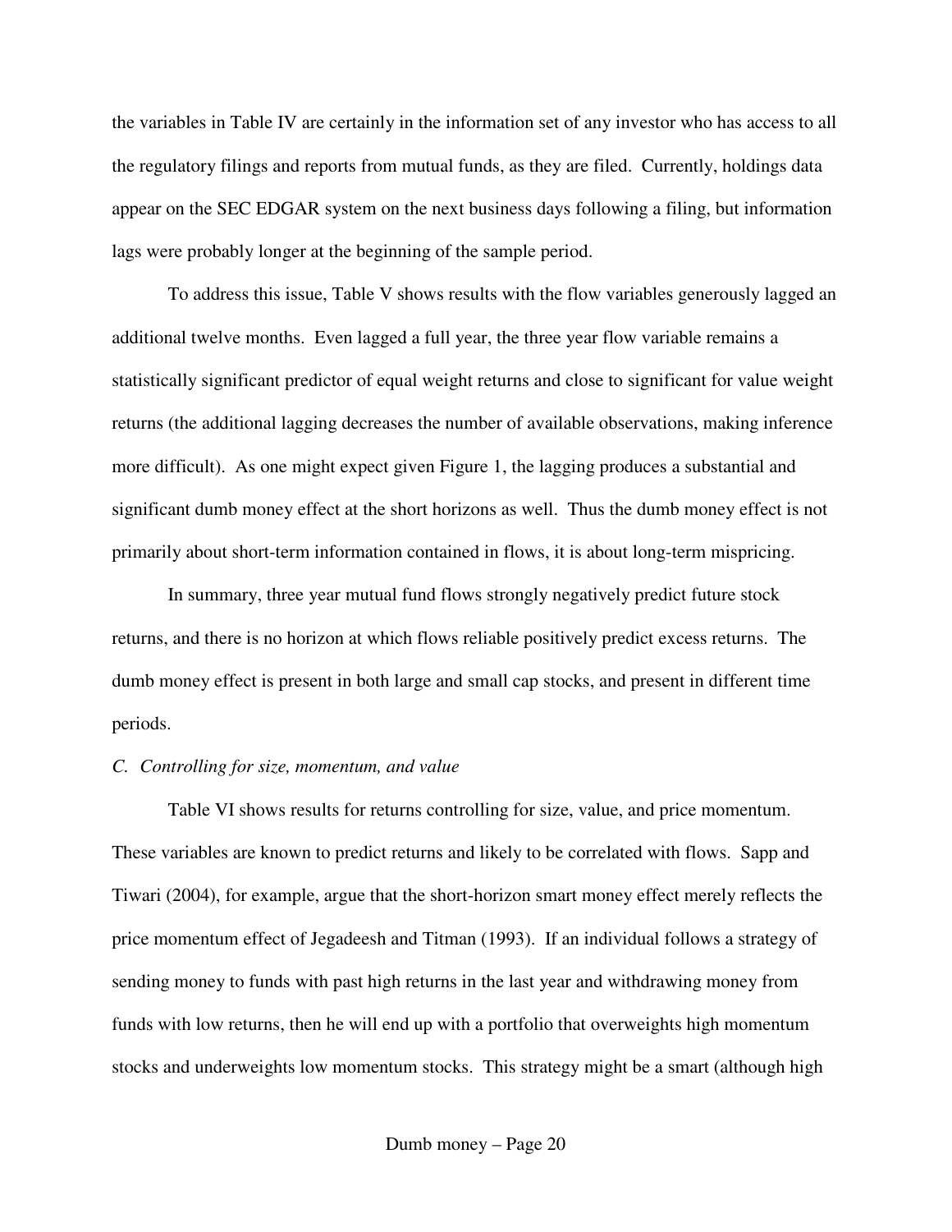the variables in Table IV are certainly in the information set of any investor who has access to all the regulatory filings and reports from mutual funds, as they are filed. Currently, holdings data appear on the SEC EDGAR system on the next business days following a filing, but information lags were probably longer at the beginning of the sample period.

To address this issue, Table V shows results with the flow variables generously lagged an additional twelve months. Even lagged a full year, the three year flow variable remains a statistically significant predictor of equal weight returns and close to significant for value weight returns (the additional lagging decreases the number of available observations, making inference more difficult). As one might expect given Figure 1, the lagging produces a substantial and significant dumb money effect at the short horizons as well. Thus the dumb money effect is not primarily about short-term information contained in flows, it is about long-term mispricing.

In summary, three year mutual fund flows strongly negatively predict future stock returns, and there is no horizon at which flows reliable positively predict excess returns. The dumb money effect is present in both large and small cap stocks, and present in different time periods.

*C. Controlling for size, momentum, and value*

Table VI shows results for returns controlling for size, value, and price momentum. These variables are known to predict returns and likely to be correlated with flows. Sapp and Tiwari (2004), for example, argue that the short-horizon smart money effect merely reflects the price momentum effect of Jegadeesh and Titman (1993). If an individual follows a strategy of sending money to funds with past high returns in the last year and withdrawing money from funds with low returns, then he will end up with a portfolio that overweights high momentum stocks and underweights low momentum stocks. This strategy might be a smart (although high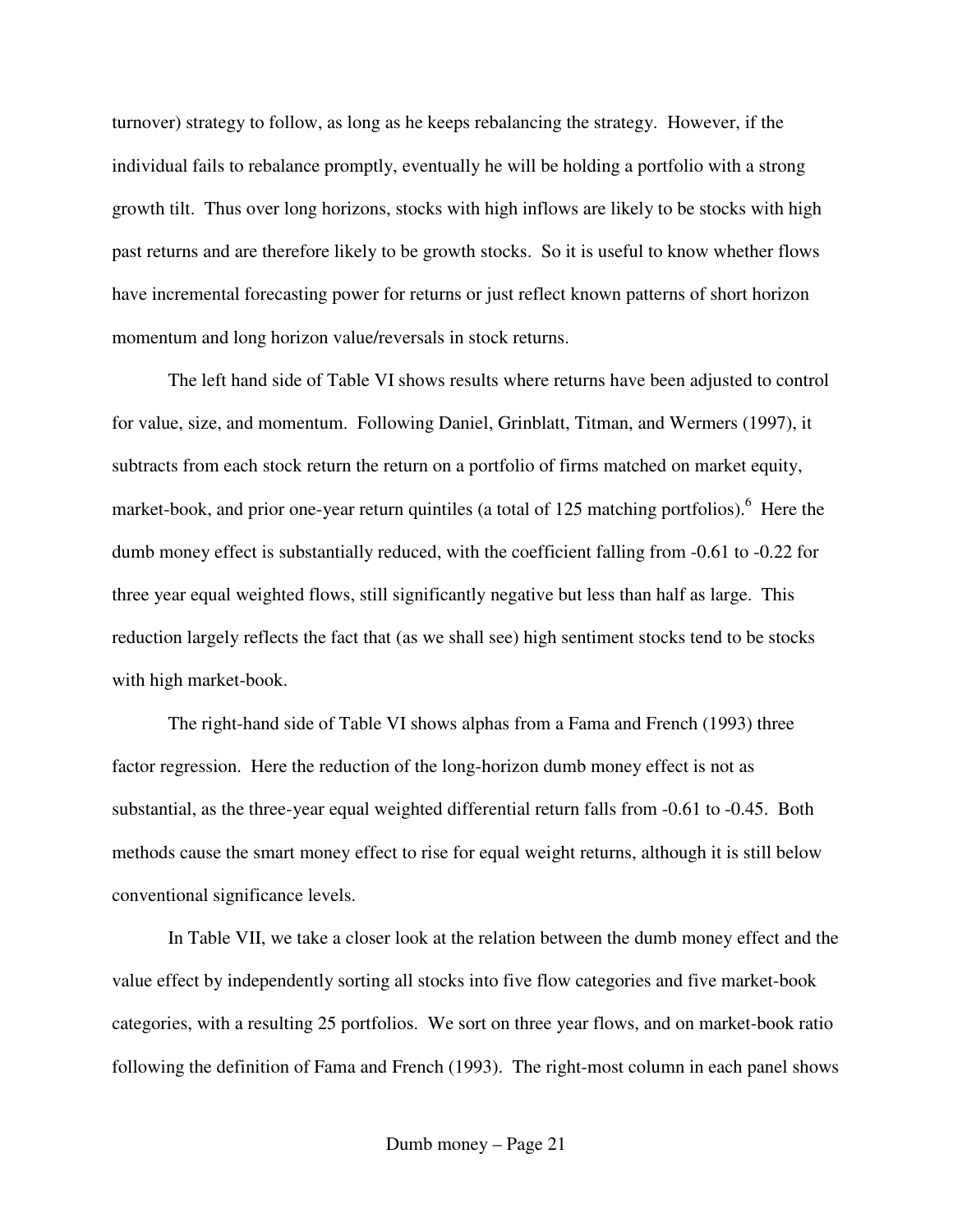turnover) strategy to follow, as long as he keeps rebalancing the strategy. However, if the individual fails to rebalance promptly, eventually he will be holding a portfolio with a strong growth tilt. Thus over long horizons, stocks with high inflows are likely to be stocks with high past returns and are therefore likely to be growth stocks. So it is useful to know whether flows have incremental forecasting power for returns or just reflect known patterns of short horizon momentum and long horizon value/reversals in stock returns.

The left hand side of Table VI shows results where returns have been adjusted to control for value, size, and momentum. Following Daniel, Grinblatt, Titman, and Wermers (1997), it subtracts from each stock return the return on a portfolio of firms matched on market equity, market-book, and prior one-year return quintiles (a total of 125 matching portfolios).[6] Here the dumb money effect is substantially reduced, with the coefficient falling from -0.61 to -0.22 for three year equal weighted flows, still significantly negative but less than half as large. This reduction largely reflects the fact that (as we shall see) high sentiment stocks tend to be stocks with high market-book.

The right-hand side of Table VI shows alphas from a Fama and French (1993) three factor regression. Here the reduction of the long-horizon dumb money effect is not as substantial, as the three-year equal weighted differential return falls from -0.61 to -0.45. Both methods cause the smart money effect to rise for equal weight returns, although it is still below conventional significance levels.

In Table VII, we take a closer look at the relation between the dumb money effect and the value effect by independently sorting all stocks into five flow categories and five market-book categories, with a resulting 25 portfolios. We sort on three year flows, and on market-book ratio following the definition of Fama and French (1993). The right-most column in each panel shows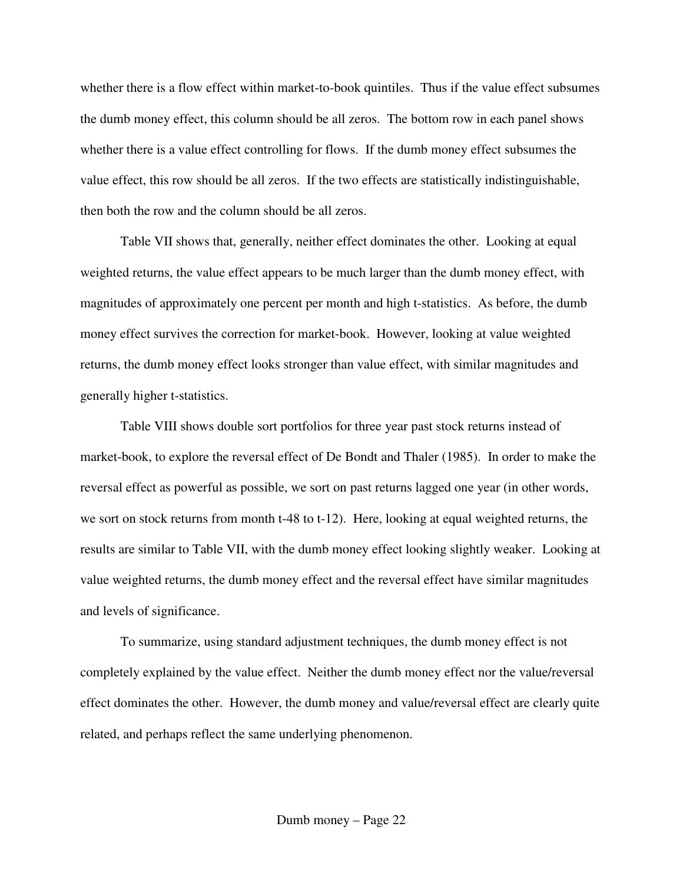whether there is a flow effect within market-to-book quintiles. Thus if the value effect subsumes the dumb money effect, this column should be all zeros. The bottom row in each panel shows whether there is a value effect controlling for flows. If the dumb money effect subsumes the value effect, this row should be all zeros. If the two effects are statistically indistinguishable, then both the row and the column should be all zeros.

Table VII shows that, generally, neither effect dominates the other. Looking at equal weighted returns, the value effect appears to be much larger than the dumb money effect, with magnitudes of approximately one percent per month and high t-statistics. As before, the dumb money effect survives the correction for market-book. However, looking at value weighted returns, the dumb money effect looks stronger than value effect, with similar magnitudes and generally higher t-statistics.

Table VIII shows double sort portfolios for three year past stock returns instead of market-book, to explore the reversal effect of De Bondt and Thaler (1985). In order to make the reversal effect as powerful as possible, we sort on past returns lagged one year (in other words, we sort on stock returns from month t-48 to t-12). Here, looking at equal weighted returns, the results are similar to Table VII, with the dumb money effect looking slightly weaker. Looking at value weighted returns, the dumb money effect and the reversal effect have similar magnitudes and levels of significance.

To summarize, using standard adjustment techniques, the dumb money effect is not completely explained by the value effect. Neither the dumb money effect nor the value/reversal effect dominates the other. However, the dumb money and value/reversal effect are clearly quite related, and perhaps reflect the same underlying phenomenon.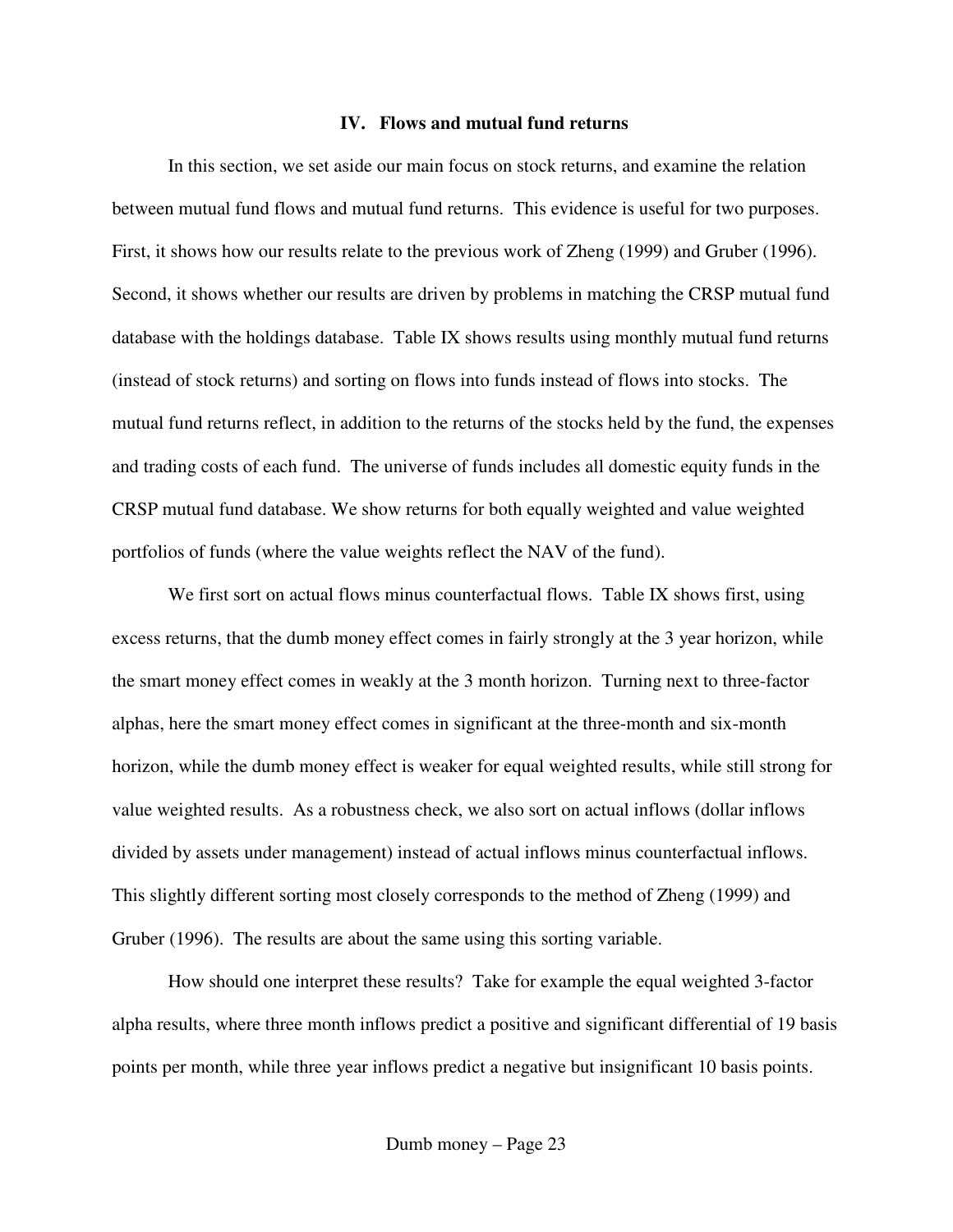## IV. Flows and mutual fund returns

In this section, we set aside our main focus on stock returns, and examine the relation between mutual fund flows and mutual fund returns. This evidence is useful for two purposes. First, it shows how our results relate to the previous work of Zheng (1999) and Gruber (1996). Second, it shows whether our results are driven by problems in matching the CRSP mutual fund database with the holdings database. Table IX shows results using monthly mutual fund returns (instead of stock returns) and sorting on flows into funds instead of flows into stocks. The mutual fund returns reflect, in addition to the returns of the stocks held by the fund, the expenses and trading costs of each fund. The universe of funds includes all domestic equity funds in the CRSP mutual fund database. We show returns for both equally weighted and value weighted portfolios of funds (where the value weights reflect the NAV of the fund).

We first sort on actual flows minus counterfactual flows. Table IX shows first, using excess returns, that the dumb money effect comes in fairly strongly at the 3 year horizon, while the smart money effect comes in weakly at the 3 month horizon. Turning next to three-factor alphas, here the smart money effect comes in significant at the three-month and six-month horizon, while the dumb money effect is weaker for equal weighted results, while still strong for value weighted results. As a robustness check, we also sort on actual inflows (dollar inflows divided by assets under management) instead of actual inflows minus counterfactual inflows. This slightly different sorting most closely corresponds to the method of Zheng (1999) and Gruber (1996). The results are about the same using this sorting variable.

How should one interpret these results? Take for example the equal weighted 3-factor alpha results, where three month inflows predict a positive and significant differential of 19 basis points per month, while three year inflows predict a negative but insignificant 10 basis points.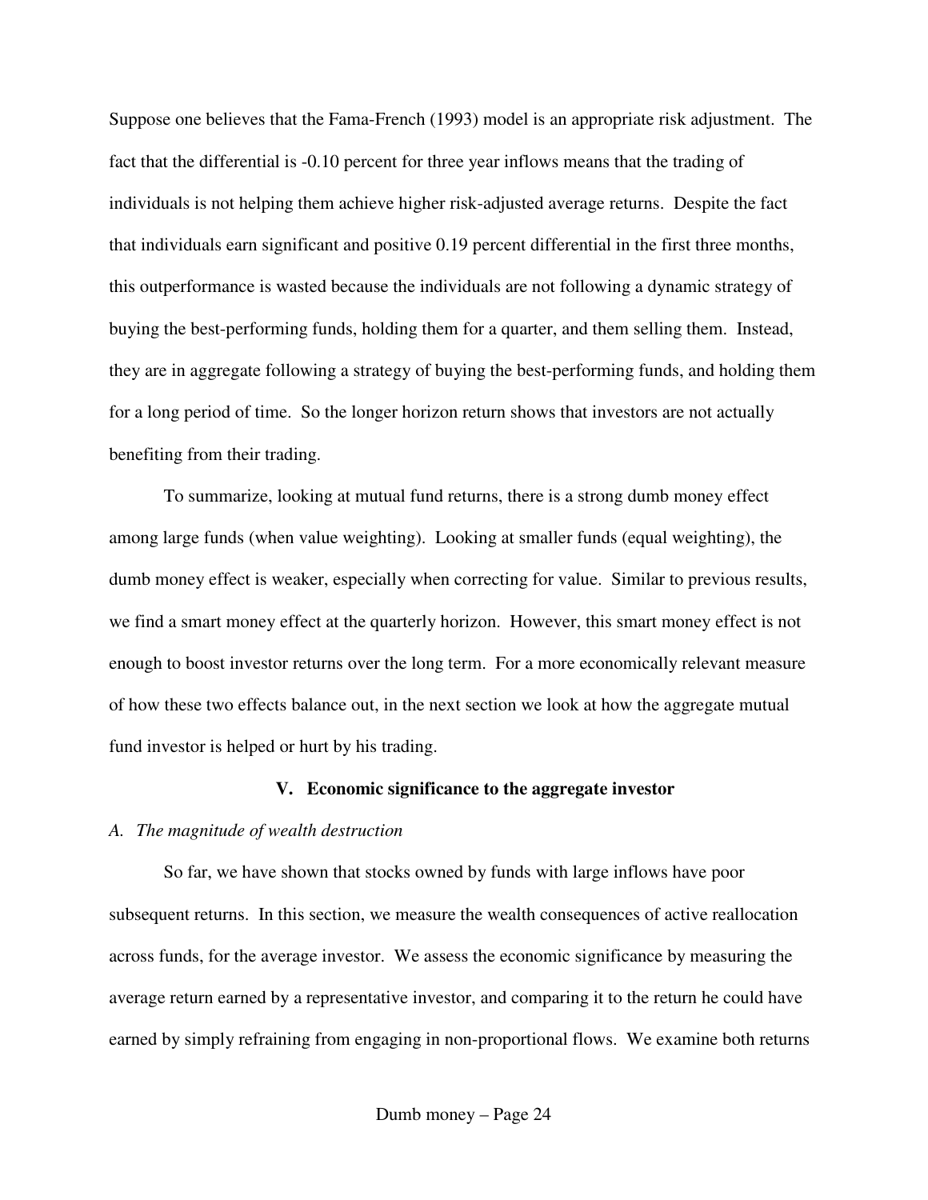Suppose one believes that the Fama-French (1993) model is an appropriate risk adjustment. The fact that the differential is -0.10 percent for three year inflows means that the trading of individuals is not helping them achieve higher risk-adjusted average returns. Despite the fact that individuals earn significant and positive 0.19 percent differential in the first three months, this outperformance is wasted because the individuals are not following a dynamic strategy of buying the best-performing funds, holding them for a quarter, and them selling them. Instead, they are in aggregate following a strategy of buying the best-performing funds, and holding them for a long period of time. So the longer horizon return shows that investors are not actually benefiting from their trading.

To summarize, looking at mutual fund returns, there is a strong dumb money effect among large funds (when value weighting). Looking at smaller funds (equal weighting), the dumb money effect is weaker, especially when correcting for value. Similar to previous results, we find a smart money effect at the quarterly horizon. However, this smart money effect is not enough to boost investor returns over the long term. For a more economically relevant measure of how these two effects balance out, in the next section we look at how the aggregate mutual fund investor is helped or hurt by his trading.

## V. Economic significance to the aggregate investor

### *A. The magnitude of wealth destruction*

So far, we have shown that stocks owned by funds with large inflows have poor subsequent returns. In this section, we measure the wealth consequences of active reallocation across funds, for the average investor. We assess the economic significance by measuring the average return earned by a representative investor, and comparing it to the return he could have earned by simply refraining from engaging in non-proportional flows. We examine both returns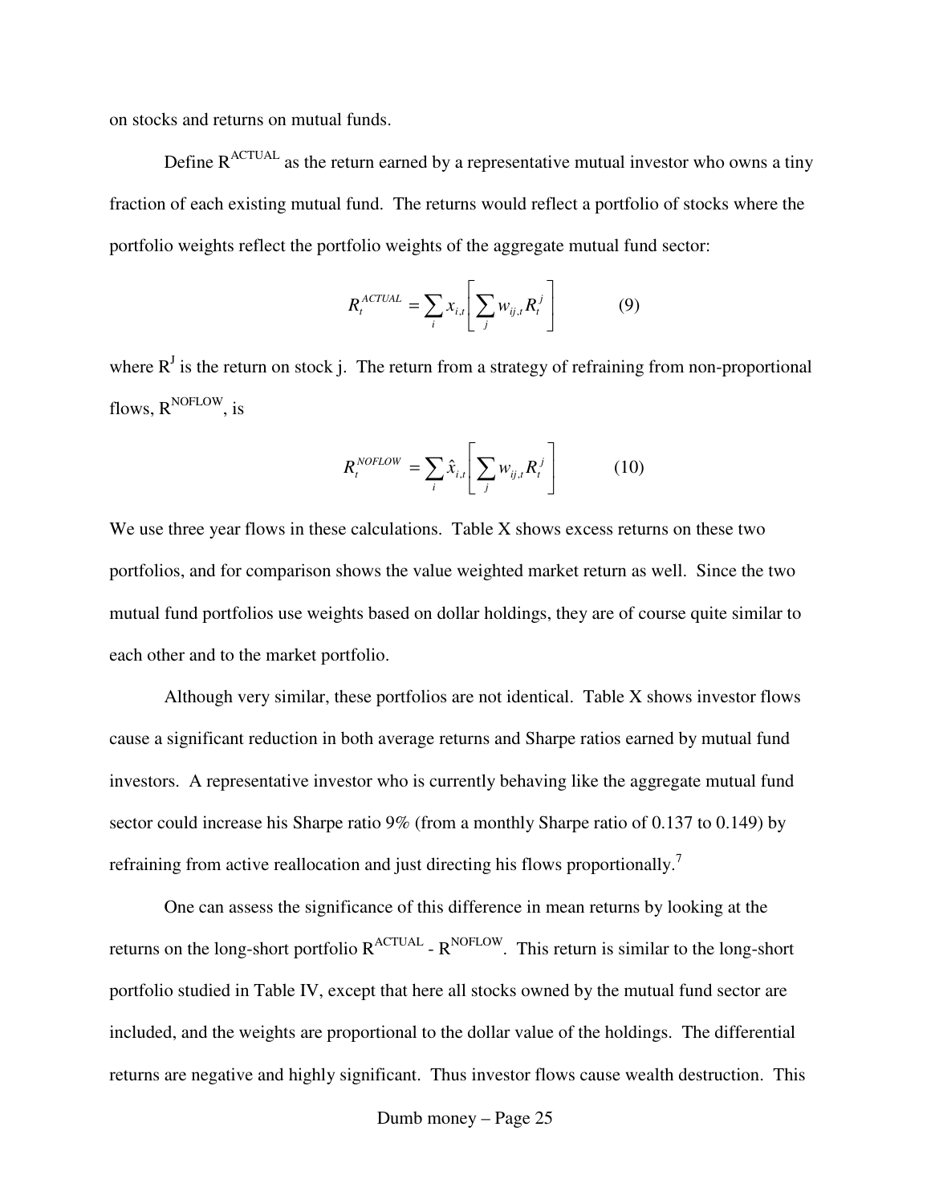on stocks and returns on mutual funds.

Define $R^{ACTUAL}$ as the return earned by a representative mutual investor who owns a tiny fraction of each existing mutual fund. The returns would reflect a portfolio of stocks where the portfolio weights reflect the portfolio weights of the aggregate mutual fund sector:

$$R_t^{ACTUAL} = \sum_i x_{i,t} \left[ \sum_j w_{ij,t} R_t^j \right] \qquad (9)$$

where $R^J$ is the return on stock j. The return from a strategy of refraining from non-proportional flows, $R^{NOFLOW}$, is

$$R_t^{NOFLOW} = \sum_i \hat{x}_{i,t} \left[ \sum_j w_{ij,t} R_t^j \right] \qquad (10)$$

We use three year flows in these calculations. Table X shows excess returns on these two portfolios, and for comparison shows the value weighted market return as well. Since the two mutual fund portfolios use weights based on dollar holdings, they are of course quite similar to each other and to the market portfolio.

Although very similar, these portfolios are not identical. Table X shows investor flows cause a significant reduction in both average returns and Sharpe ratios earned by mutual fund investors. A representative investor who is currently behaving like the aggregate mutual fund sector could increase his Sharpe ratio 9% (from a monthly Sharpe ratio of 0.137 to 0.149) by refraining from active reallocation and just directing his flows proportionally.[7]

One can assess the significance of this difference in mean returns by looking at the returns on the long-short portfolio $R^{ACTUAL}$ - $R^{NOFLOW}$. This return is similar to the long-short portfolio studied in Table IV, except that here all stocks owned by the mutual fund sector are included, and the weights are proportional to the dollar value of the holdings. The differential returns are negative and highly significant. Thus investor flows cause wealth destruction. This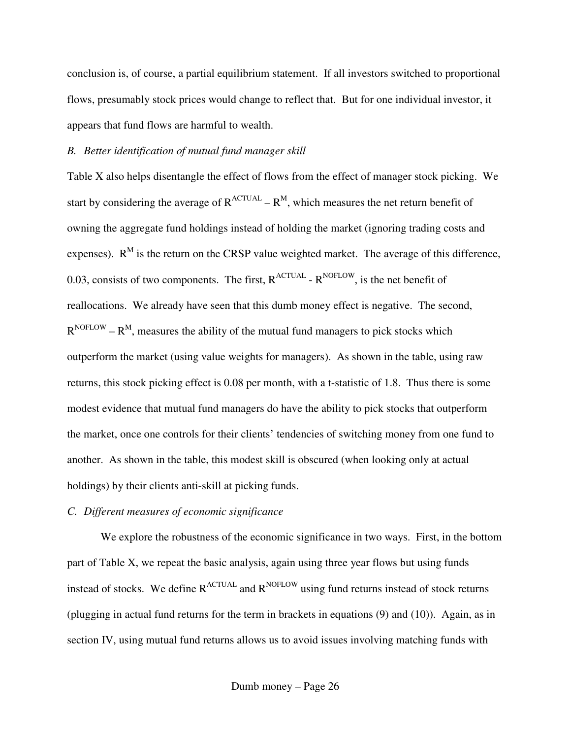conclusion is, of course, a partial equilibrium statement. If all investors switched to proportional flows, presumably stock prices would change to reflect that. But for one individual investor, it appears that fund flows are harmful to wealth.

### *B. Better identification of mutual fund manager skill*

Table X also helps disentangle the effect of flows from the effect of manager stock picking. We start by considering the average of $R^{ACTUAL} - R^{M}$, which measures the net return benefit of owning the aggregate fund holdings instead of holding the market (ignoring trading costs and expenses). $R^{M}$ is the return on the CRSP value weighted market. The average of this difference, 0.03, consists of two components. The first, $R^{ACTUAL} - R^{NOFLOW}$, is the net benefit of reallocations. We already have seen that this dumb money effect is negative. The second, $R^{NOFLOW} - R^{M}$, measures the ability of the mutual fund managers to pick stocks which outperform the market (using value weights for managers). As shown in the table, using raw returns, this stock picking effect is 0.08 per month, with a t-statistic of 1.8. Thus there is some modest evidence that mutual fund managers do have the ability to pick stocks that outperform the market, once one controls for their clients' tendencies of switching money from one fund to another. As shown in the table, this modest skill is obscured (when looking only at actual holdings) by their clients anti-skill at picking funds.

### *C. Different measures of economic significance*

We explore the robustness of the economic significance in two ways. First, in the bottom part of Table X, we repeat the basic analysis, again using three year flows but using funds instead of stocks. We define $R^{ACTUAL}$ and $R^{NOFLOW}$ using fund returns instead of stock returns (plugging in actual fund returns for the term in brackets in equations (9) and (10)). Again, as in section IV, using mutual fund returns allows us to avoid issues involving matching funds with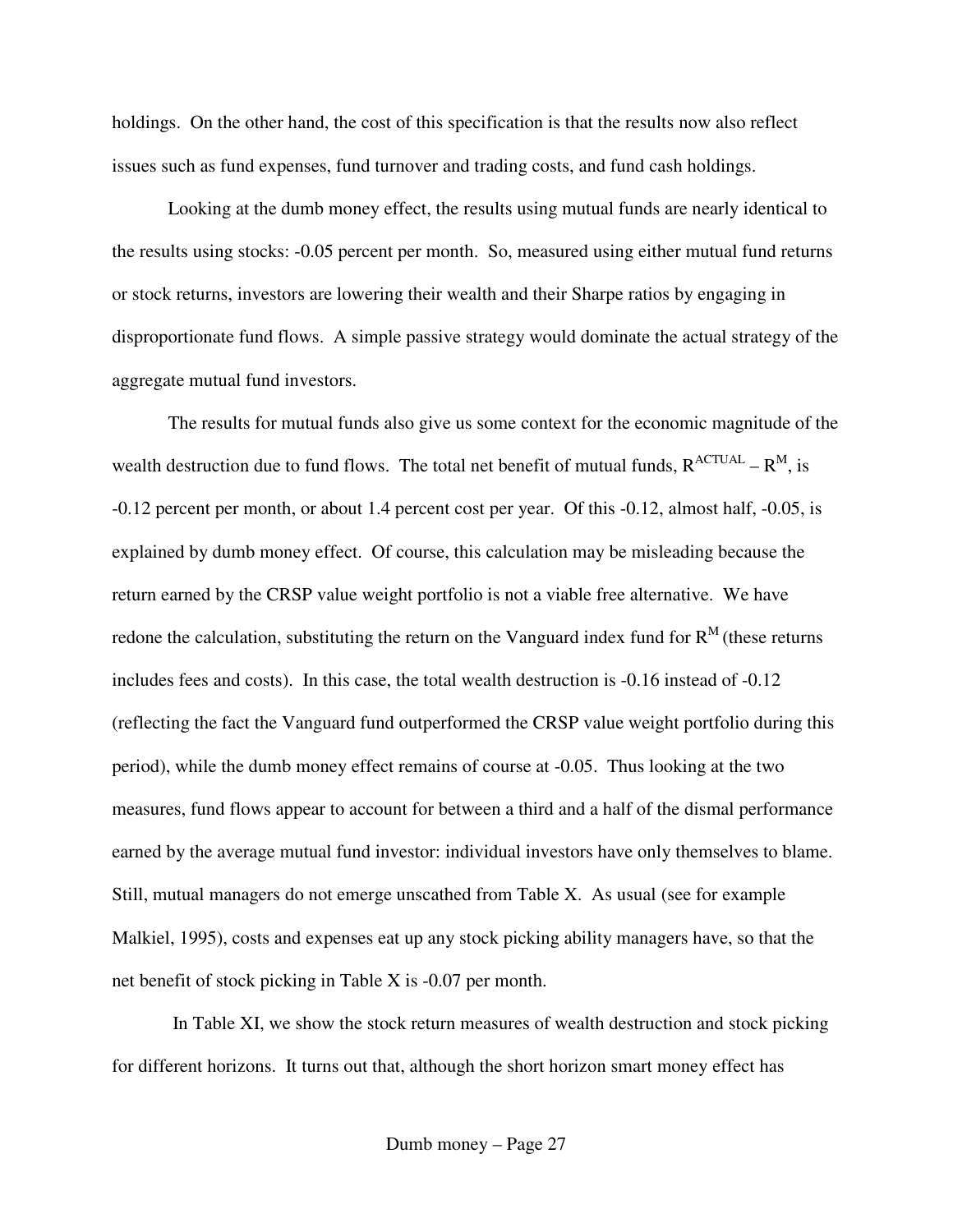holdings. On the other hand, the cost of this specification is that the results now also reflect issues such as fund expenses, fund turnover and trading costs, and fund cash holdings.

Looking at the dumb money effect, the results using mutual funds are nearly identical to the results using stocks: -0.05 percent per month. So, measured using either mutual fund returns or stock returns, investors are lowering their wealth and their Sharpe ratios by engaging in disproportionate fund flows. A simple passive strategy would dominate the actual strategy of the aggregate mutual fund investors.

The results for mutual funds also give us some context for the economic magnitude of the wealth destruction due to fund flows. The total net benefit of mutual funds, $R^{ACTUAL} - R^{M}$, is -0.12 percent per month, or about 1.4 percent cost per year. Of this -0.12, almost half, -0.05, is explained by dumb money effect. Of course, this calculation may be misleading because the return earned by the CRSP value weight portfolio is not a viable free alternative. We have redone the calculation, substituting the return on the Vanguard index fund for $R^{M}$ (these returns includes fees and costs). In this case, the total wealth destruction is -0.16 instead of -0.12 (reflecting the fact the Vanguard fund outperformed the CRSP value weight portfolio during this period), while the dumb money effect remains of course at -0.05. Thus looking at the two measures, fund flows appear to account for between a third and a half of the dismal performance earned by the average mutual fund investor: individual investors have only themselves to blame. Still, mutual managers do not emerge unscathed from Table X. As usual (see for example Malkiel, 1995), costs and expenses eat up any stock picking ability managers have, so that the net benefit of stock picking in Table X is -0.07 per month.

In Table XI, we show the stock return measures of wealth destruction and stock picking for different horizons. It turns out that, although the short horizon smart money effect has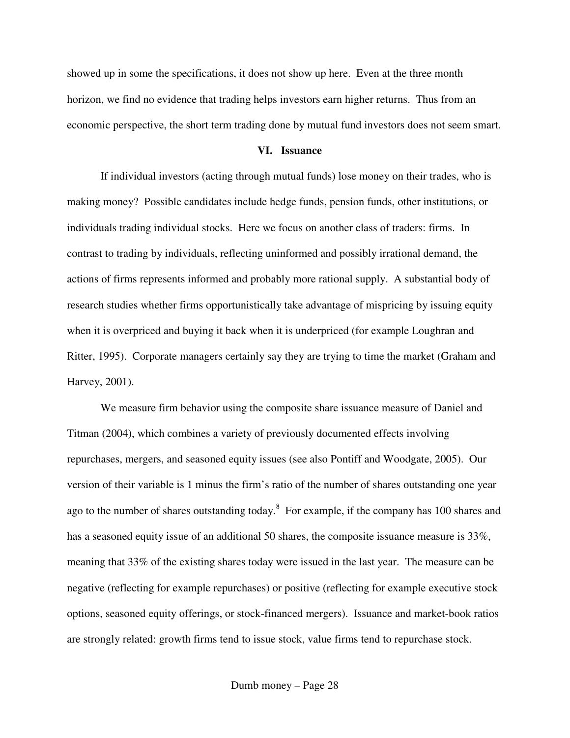showed up in some the specifications, it does not show up here. Even at the three month horizon, we find no evidence that trading helps investors earn higher returns. Thus from an economic perspective, the short term trading done by mutual fund investors does not seem smart.

## VI. Issuance

If individual investors (acting through mutual funds) lose money on their trades, who is making money? Possible candidates include hedge funds, pension funds, other institutions, or individuals trading individual stocks. Here we focus on another class of traders: firms. In contrast to trading by individuals, reflecting uninformed and possibly irrational demand, the actions of firms represents informed and probably more rational supply. A substantial body of research studies whether firms opportunistically take advantage of mispricing by issuing equity when it is overpriced and buying it back when it is underpriced (for example Loughran and Ritter, 1995). Corporate managers certainly say they are trying to time the market (Graham and Harvey, 2001).

We measure firm behavior using the composite share issuance measure of Daniel and Titman (2004), which combines a variety of previously documented effects involving repurchases, mergers, and seasoned equity issues (see also Pontiff and Woodgate, 2005). Our version of their variable is 1 minus the firm's ratio of the number of shares outstanding one year ago to the number of shares outstanding today.[8] For example, if the company has 100 shares and has a seasoned equity issue of an additional 50 shares, the composite issuance measure is 33%, meaning that 33% of the existing shares today were issued in the last year. The measure can be negative (reflecting for example repurchases) or positive (reflecting for example executive stock options, seasoned equity offerings, or stock-financed mergers). Issuance and market-book ratios are strongly related: growth firms tend to issue stock, value firms tend to repurchase stock.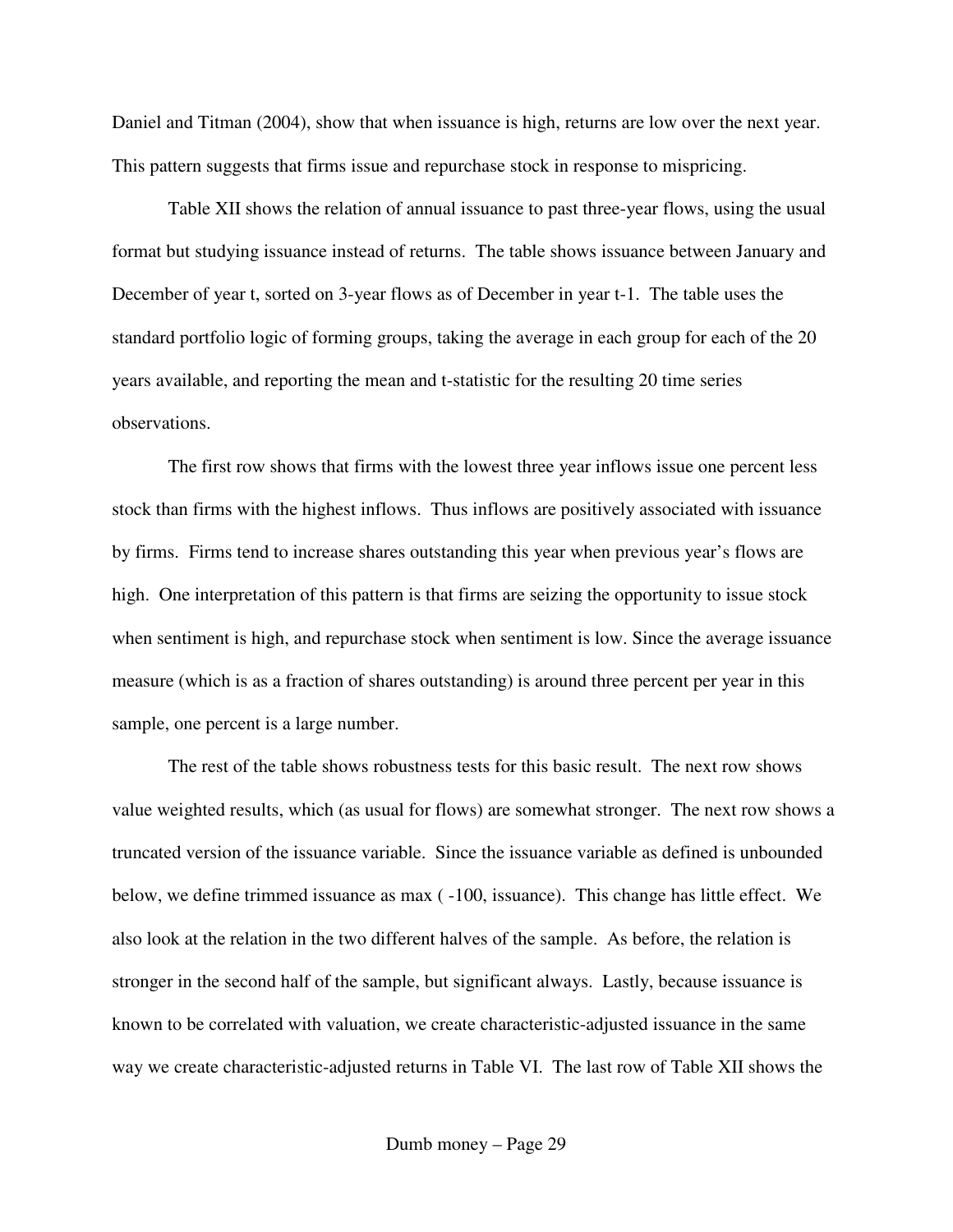Daniel and Titman (2004), show that when issuance is high, returns are low over the next year. This pattern suggests that firms issue and repurchase stock in response to mispricing.

Table XII shows the relation of annual issuance to past three-year flows, using the usual format but studying issuance instead of returns. The table shows issuance between January and December of year t, sorted on 3-year flows as of December in year t-1. The table uses the standard portfolio logic of forming groups, taking the average in each group for each of the 20 years available, and reporting the mean and t-statistic for the resulting 20 time series observations.

The first row shows that firms with the lowest three year inflows issue one percent less stock than firms with the highest inflows. Thus inflows are positively associated with issuance by firms. Firms tend to increase shares outstanding this year when previous year's flows are high. One interpretation of this pattern is that firms are seizing the opportunity to issue stock when sentiment is high, and repurchase stock when sentiment is low. Since the average issuance measure (which is as a fraction of shares outstanding) is around three percent per year in this sample, one percent is a large number.

The rest of the table shows robustness tests for this basic result. The next row shows value weighted results, which (as usual for flows) are somewhat stronger. The next row shows a truncated version of the issuance variable. Since the issuance variable as defined is unbounded below, we define trimmed issuance as max ( -100, issuance). This change has little effect. We also look at the relation in the two different halves of the sample. As before, the relation is stronger in the second half of the sample, but significant always. Lastly, because issuance is known to be correlated with valuation, we create characteristic-adjusted issuance in the same way we create characteristic-adjusted returns in Table VI. The last row of Table XII shows the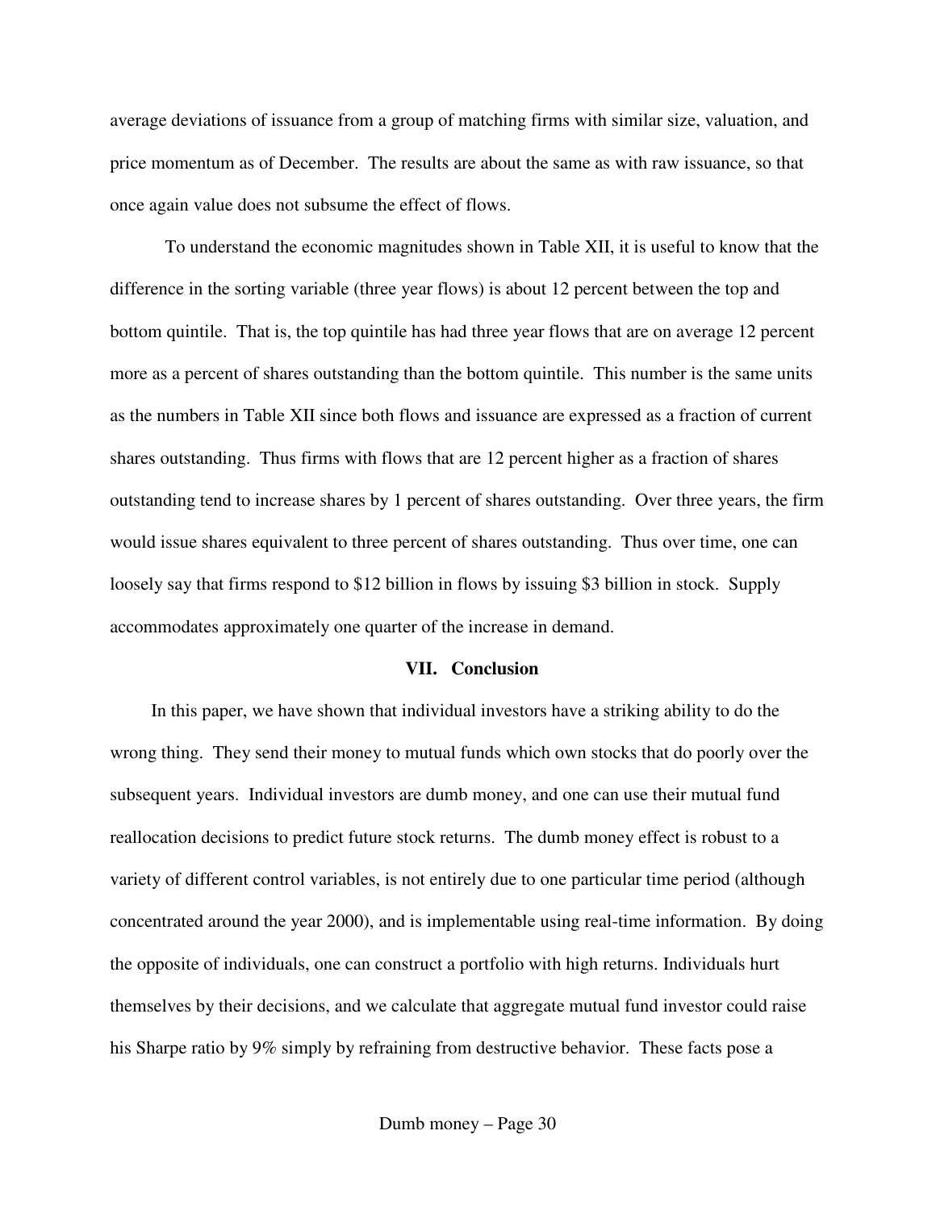average deviations of issuance from a group of matching firms with similar size, valuation, and price momentum as of December. The results are about the same as with raw issuance, so that once again value does not subsume the effect of flows.

To understand the economic magnitudes shown in Table XII, it is useful to know that the difference in the sorting variable (three year flows) is about 12 percent between the top and bottom quintile. That is, the top quintile has had three year flows that are on average 12 percent more as a percent of shares outstanding than the bottom quintile. This number is the same units as the numbers in Table XII since both flows and issuance are expressed as a fraction of current shares outstanding. Thus firms with flows that are 12 percent higher as a fraction of shares outstanding tend to increase shares by 1 percent of shares outstanding. Over three years, the firm would issue shares equivalent to three percent of shares outstanding. Thus over time, one can loosely say that firms respond to $12 billion in flows by issuing $3 billion in stock. Supply accommodates approximately one quarter of the increase in demand.

## VII. Conclusion

In this paper, we have shown that individual investors have a striking ability to do the wrong thing. They send their money to mutual funds which own stocks that do poorly over the subsequent years. Individual investors are dumb money, and one can use their mutual fund reallocation decisions to predict future stock returns. The dumb money effect is robust to a variety of different control variables, is not entirely due to one particular time period (although concentrated around the year 2000), and is implementable using real-time information. By doing the opposite of individuals, one can construct a portfolio with high returns. Individuals hurt themselves by their decisions, and we calculate that aggregate mutual fund investor could raise his Sharpe ratio by 9% simply by refraining from destructive behavior. These facts pose a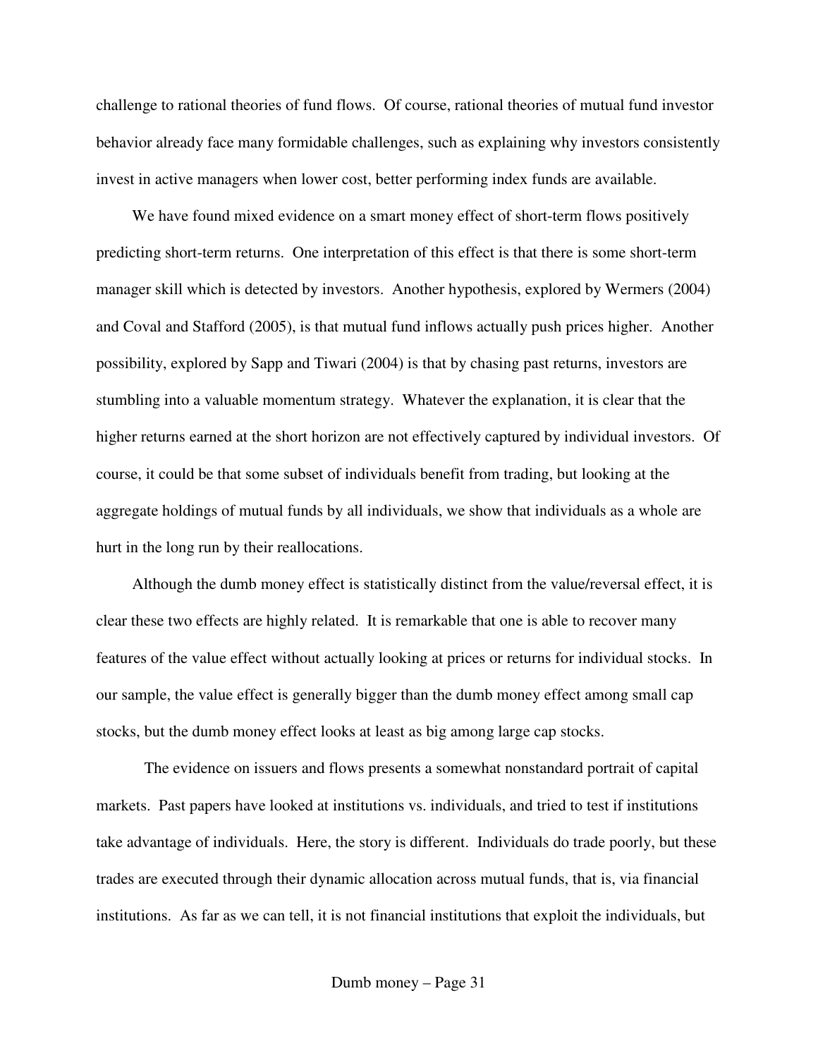challenge to rational theories of fund flows. Of course, rational theories of mutual fund investor behavior already face many formidable challenges, such as explaining why investors consistently invest in active managers when lower cost, better performing index funds are available.

We have found mixed evidence on a smart money effect of short-term flows positively predicting short-term returns. One interpretation of this effect is that there is some short-term manager skill which is detected by investors. Another hypothesis, explored by Wermers (2004) and Coval and Stafford (2005), is that mutual fund inflows actually push prices higher. Another possibility, explored by Sapp and Tiwari (2004) is that by chasing past returns, investors are stumbling into a valuable momentum strategy. Whatever the explanation, it is clear that the higher returns earned at the short horizon are not effectively captured by individual investors. Of course, it could be that some subset of individuals benefit from trading, but looking at the aggregate holdings of mutual funds by all individuals, we show that individuals as a whole are hurt in the long run by their reallocations.

Although the dumb money effect is statistically distinct from the value/reversal effect, it is clear these two effects are highly related. It is remarkable that one is able to recover many features of the value effect without actually looking at prices or returns for individual stocks. In our sample, the value effect is generally bigger than the dumb money effect among small cap stocks, but the dumb money effect looks at least as big among large cap stocks.

The evidence on issuers and flows presents a somewhat nonstandard portrait of capital markets. Past papers have looked at institutions vs. individuals, and tried to test if institutions take advantage of individuals. Here, the story is different. Individuals do trade poorly, but these trades are executed through their dynamic allocation across mutual funds, that is, via financial institutions. As far as we can tell, it is not financial institutions that exploit the individuals, but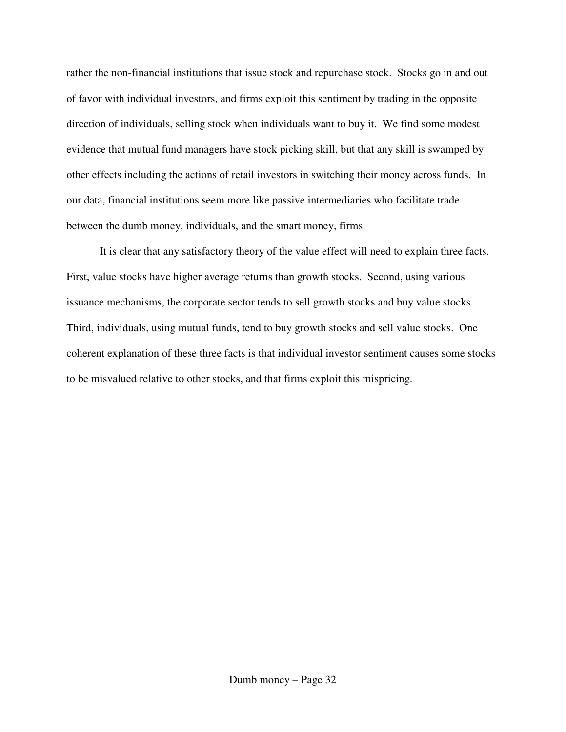rather the non-financial institutions that issue stock and repurchase stock. Stocks go in and out of favor with individual investors, and firms exploit this sentiment by trading in the opposite direction of individuals, selling stock when individuals want to buy it. We find some modest evidence that mutual fund managers have stock picking skill, but that any skill is swamped by other effects including the actions of retail investors in switching their money across funds. In our data, financial institutions seem more like passive intermediaries who facilitate trade between the dumb money, individuals, and the smart money, firms.

It is clear that any satisfactory theory of the value effect will need to explain three facts. First, value stocks have higher average returns than growth stocks. Second, using various issuance mechanisms, the corporate sector tends to sell growth stocks and buy value stocks. Third, individuals, using mutual funds, tend to buy growth stocks and sell value stocks. One coherent explanation of these three facts is that individual investor sentiment causes some stocks to be misvalued relative to other stocks, and that firms exploit this mispricing.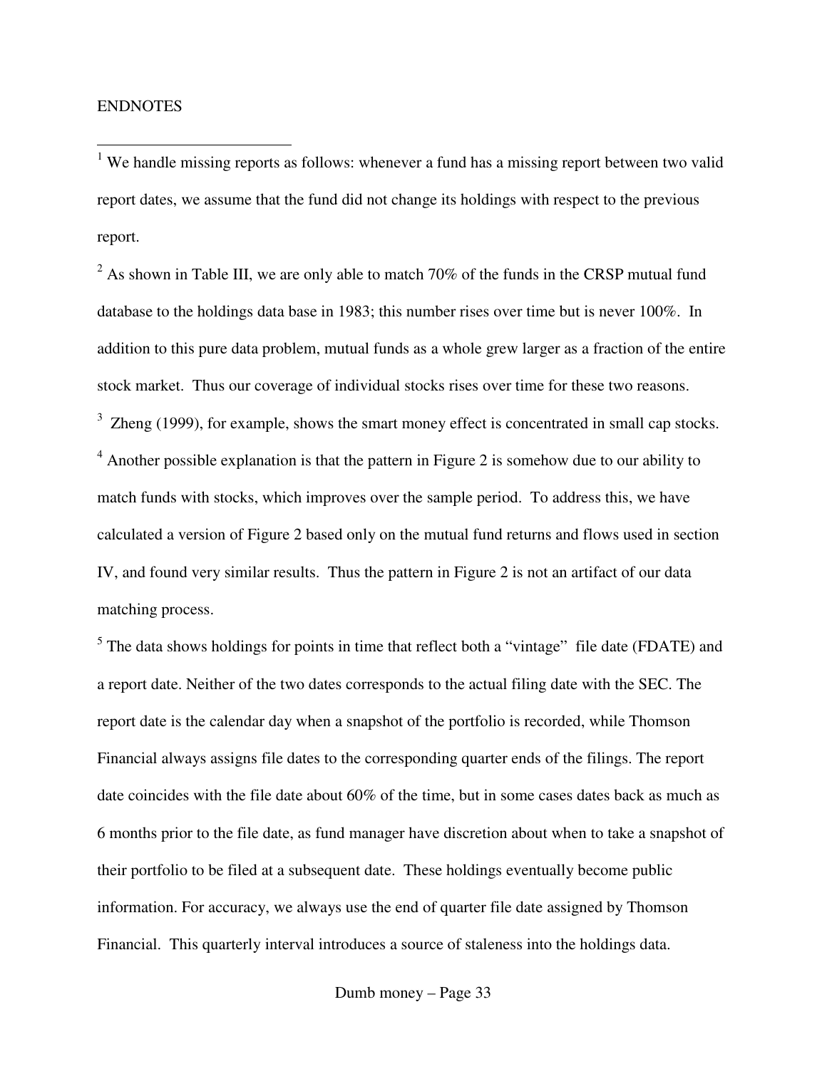ENDNOTES

[1] We handle missing reports as follows: whenever a fund has a missing report between two valid report dates, we assume that the fund did not change its holdings with respect to the previous report.

[2] As shown in Table III, we are only able to match 70% of the funds in the CRSP mutual fund database to the holdings data base in 1983; this number rises over time but is never 100%. In addition to this pure data problem, mutual funds as a whole grew larger as a fraction of the entire stock market. Thus our coverage of individual stocks rises over time for these two reasons.

[3] Zheng (1999), for example, shows the smart money effect is concentrated in small cap stocks.

[4] Another possible explanation is that the pattern in Figure 2 is somehow due to our ability to match funds with stocks, which improves over the sample period. To address this, we have calculated a version of Figure 2 based only on the mutual fund returns and flows used in section IV, and found very similar results. Thus the pattern in Figure 2 is not an artifact of our data matching process.

[5] The data shows holdings for points in time that reflect both a "vintage" file date (FDATE) and a report date. Neither of the two dates corresponds to the actual filing date with the SEC. The report date is the calendar day when a snapshot of the portfolio is recorded, while Thomson Financial always assigns file dates to the corresponding quarter ends of the filings. The report date coincides with the file date about 60% of the time, but in some cases dates back as much as 6 months prior to the file date, as fund manager have discretion about when to take a snapshot of their portfolio to be filed at a subsequent date. These holdings eventually become public information. For accuracy, we always use the end of quarter file date assigned by Thomson Financial. This quarterly interval introduces a source of staleness into the holdings data.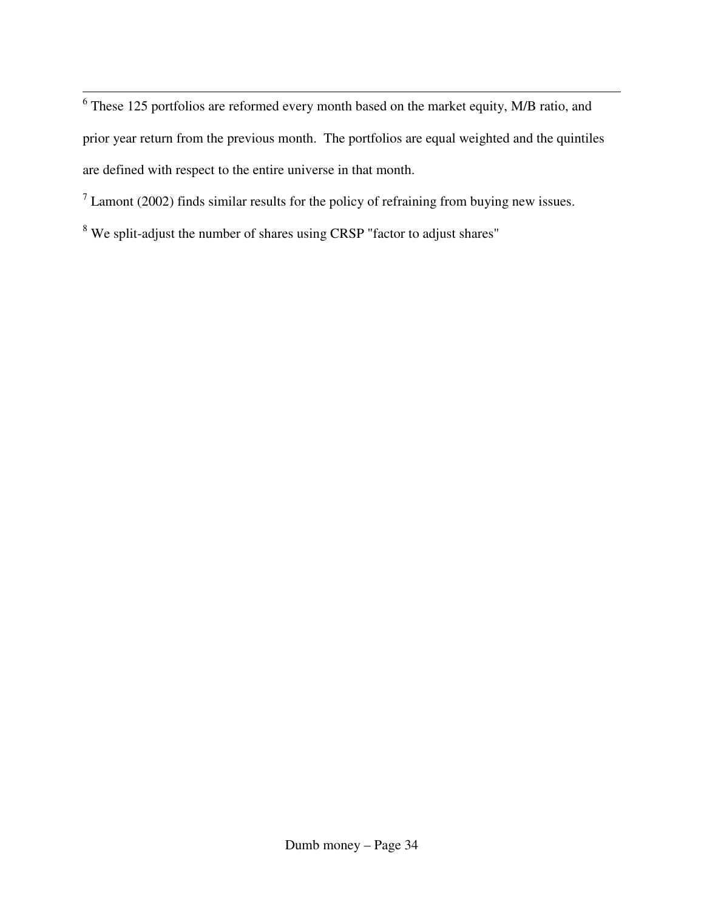[6] These 125 portfolios are reformed every month based on the market equity, M/B ratio, and prior year return from the previous month. The portfolios are equal weighted and the quintiles are defined with respect to the entire universe in that month.

[7] Lamont (2002) finds similar results for the policy of refraining from buying new issues.

[8] We split-adjust the number of shares using CRSP "factor to adjust shares"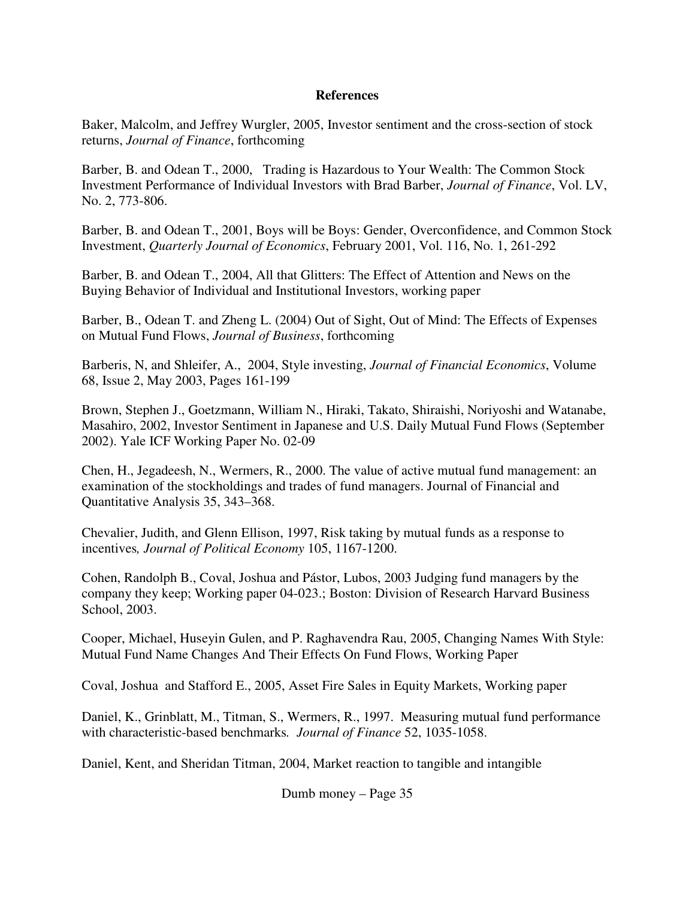**References**

Baker, Malcolm, and Jeffrey Wurgler, 2005, Investor sentiment and the cross-section of stock returns, *Journal of Finance*, forthcoming

Barber, B. and Odean T., 2000, Trading is Hazardous to Your Wealth: The Common Stock Investment Performance of Individual Investors with Brad Barber, *Journal of Finance*, Vol. LV, No. 2, 773-806.

Barber, B. and Odean T., 2001, Boys will be Boys: Gender, Overconfidence, and Common Stock Investment, *Quarterly Journal of Economics*, February 2001, Vol. 116, No. 1, 261-292

Barber, B. and Odean T., 2004, All that Glitters: The Effect of Attention and News on the Buying Behavior of Individual and Institutional Investors, working paper

Barber, B., Odean T. and Zheng L. (2004) Out of Sight, Out of Mind: The Effects of Expenses on Mutual Fund Flows, *Journal of Business*, forthcoming

Barberis, N, and Shleifer, A., 2004, Style investing, *Journal of Financial Economics*, Volume 68, Issue 2, May 2003, Pages 161-199

Brown, Stephen J., Goetzmann, William N., Hiraki, Takato, Shiraishi, Noriyoshi and Watanabe, Masahiro, 2002, Investor Sentiment in Japanese and U.S. Daily Mutual Fund Flows (September 2002). Yale ICF Working Paper No. 02-09

Chen, H., Jegadeesh, N., Wermers, R., 2000. The value of active mutual fund management: an examination of the stockholdings and trades of fund managers. Journal of Financial and Quantitative Analysis 35, 343–368.

Chevalier, Judith, and Glenn Ellison, 1997, Risk taking by mutual funds as a response to incentives*, Journal of Political Economy* 105, 1167-1200.

Cohen, Randolph B., Coval, Joshua and Pástor, Lubos, 2003 Judging fund managers by the company they keep; Working paper 04-023.; Boston: Division of Research Harvard Business School, 2003.

Cooper, Michael, Huseyin Gulen, and P. Raghavendra Rau, 2005, Changing Names With Style: Mutual Fund Name Changes And Their Effects On Fund Flows, Working Paper

Coval, Joshua and Stafford E., 2005, Asset Fire Sales in Equity Markets, Working paper

Daniel, K., Grinblatt, M., Titman, S., Wermers, R., 1997. Measuring mutual fund performance with characteristic-based benchmarks*. Journal of Finance* 52, 1035-1058.

Daniel, Kent, and Sheridan Titman, 2004, Market reaction to tangible and intangible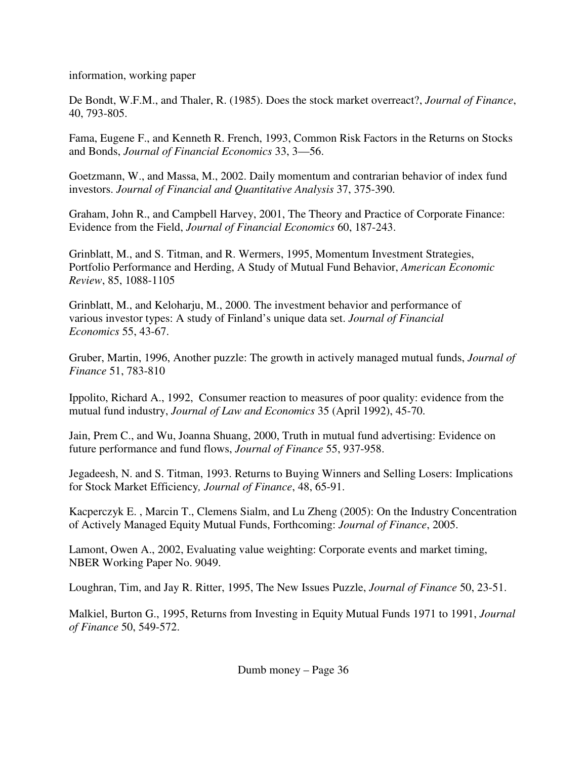information, working paper

De Bondt, W.F.M., and Thaler, R. (1985). Does the stock market overreact?, *Journal of Finance*, 40, 793-805.

Fama, Eugene F., and Kenneth R. French, 1993, Common Risk Factors in the Returns on Stocks and Bonds, *Journal of Financial Economics* 33, 3—56.

Goetzmann, W., and Massa, M., 2002. Daily momentum and contrarian behavior of index fund investors. *Journal of Financial and Quantitative Analysis* 37, 375-390.

Graham, John R., and Campbell Harvey, 2001, The Theory and Practice of Corporate Finance: Evidence from the Field, *Journal of Financial Economics* 60, 187-243.

Grinblatt, M., and S. Titman, and R. Wermers, 1995, Momentum Investment Strategies, Portfolio Performance and Herding, A Study of Mutual Fund Behavior, *American Economic Review*, 85, 1088-1105

Grinblatt, M., and Keloharju, M., 2000. The investment behavior and performance of various investor types: A study of Finland's unique data set. *Journal of Financial Economics* 55, 43-67.

Gruber, Martin, 1996, Another puzzle: The growth in actively managed mutual funds, *Journal of Finance* 51, 783-810

Ippolito, Richard A., 1992, Consumer reaction to measures of poor quality: evidence from the mutual fund industry, *Journal of Law and Economics* 35 (April 1992), 45-70.

Jain, Prem C., and Wu, Joanna Shuang, 2000, Truth in mutual fund advertising: Evidence on future performance and fund flows, *Journal of Finance* 55, 937-958.

Jegadeesh, N. and S. Titman, 1993. Returns to Buying Winners and Selling Losers: Implications for Stock Market Efficiency*, Journal of Finance*, 48, 65-91.

Kacperczyk E. , Marcin T., Clemens Sialm, and Lu Zheng (2005): On the Industry Concentration of Actively Managed Equity Mutual Funds, Forthcoming: *Journal of Finance*, 2005.

Lamont, Owen A., 2002, Evaluating value weighting: Corporate events and market timing, NBER Working Paper No. 9049.

Loughran, Tim, and Jay R. Ritter, 1995, The New Issues Puzzle, *Journal of Finance* 50, 23-51.

Malkiel, Burton G., 1995, Returns from Investing in Equity Mutual Funds 1971 to 1991, *Journal of Finance* 50, 549-572.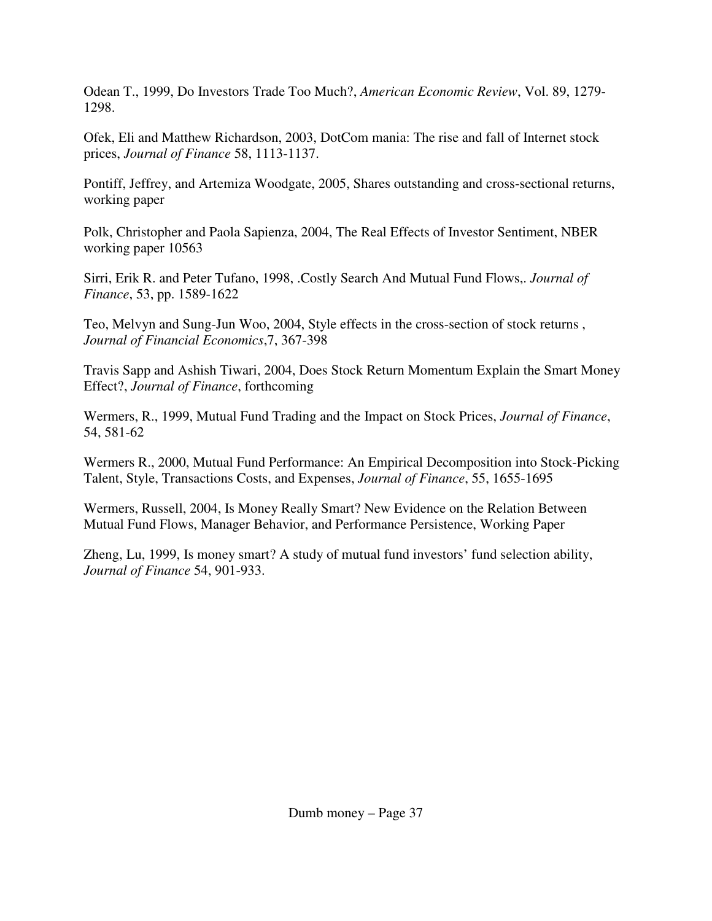Odean T., 1999, Do Investors Trade Too Much?, *American Economic Review*, Vol. 89, 1279-1298.

Ofek, Eli and Matthew Richardson, 2003, DotCom mania: The rise and fall of Internet stock prices, *Journal of Finance* 58, 1113-1137.

Pontiff, Jeffrey, and Artemiza Woodgate, 2005, Shares outstanding and cross-sectional returns, working paper

Polk, Christopher and Paola Sapienza, 2004, The Real Effects of Investor Sentiment, NBER working paper 10563

Sirri, Erik R. and Peter Tufano, 1998, .Costly Search And Mutual Fund Flows,. *Journal of Finance*, 53, pp. 1589-1622

Teo, Melvyn and Sung-Jun Woo, 2004, Style effects in the cross-section of stock returns , *Journal of Financial Economics*,7, 367-398

Travis Sapp and Ashish Tiwari, 2004, Does Stock Return Momentum Explain the Smart Money Effect?, *Journal of Finance*, forthcoming

Wermers, R., 1999, Mutual Fund Trading and the Impact on Stock Prices, *Journal of Finance*, 54, 581-62

Wermers R., 2000, Mutual Fund Performance: An Empirical Decomposition into Stock-Picking Talent, Style, Transactions Costs, and Expenses, *Journal of Finance*, 55, 1655-1695

Wermers, Russell, 2004, Is Money Really Smart? New Evidence on the Relation Between Mutual Fund Flows, Manager Behavior, and Performance Persistence, Working Paper

Zheng, Lu, 1999, Is money smart? A study of mutual fund investors' fund selection ability, *Journal of Finance* 54, 901-933.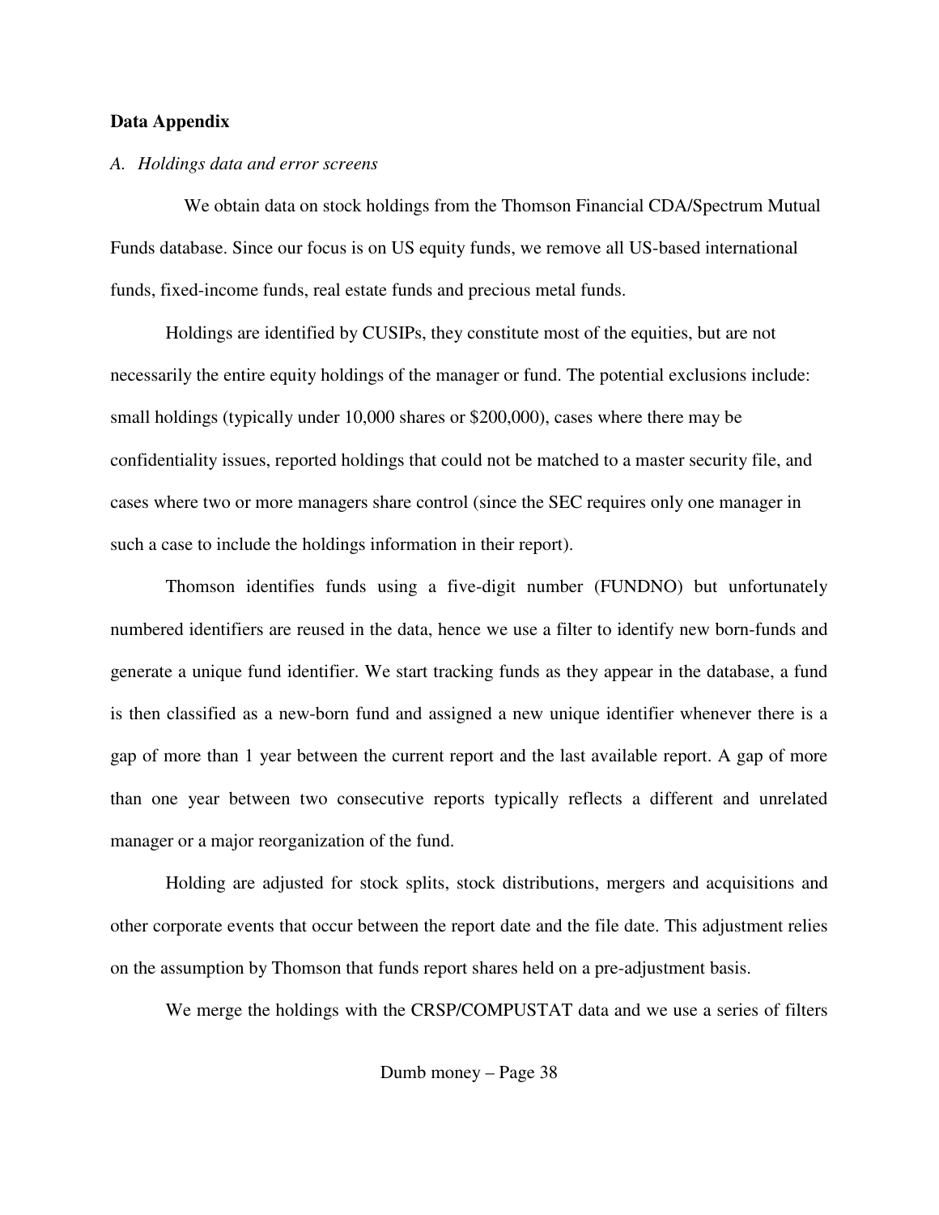**Data Appendix**

*A. Holdings data and error screens*

We obtain data on stock holdings from the Thomson Financial CDA/Spectrum Mutual Funds database. Since our focus is on US equity funds, we remove all US-based international funds, fixed-income funds, real estate funds and precious metal funds.

Holdings are identified by CUSIPs, they constitute most of the equities, but are not necessarily the entire equity holdings of the manager or fund. The potential exclusions include: small holdings (typically under 10,000 shares or $200,000), cases where there may be confidentiality issues, reported holdings that could not be matched to a master security file, and cases where two or more managers share control (since the SEC requires only one manager in such a case to include the holdings information in their report).

Thomson identifies funds using a five-digit number (FUNDNO) but unfortunately numbered identifiers are reused in the data, hence we use a filter to identify new born-funds and generate a unique fund identifier. We start tracking funds as they appear in the database, a fund is then classified as a new-born fund and assigned a new unique identifier whenever there is a gap of more than 1 year between the current report and the last available report. A gap of more than one year between two consecutive reports typically reflects a different and unrelated manager or a major reorganization of the fund.

Holding are adjusted for stock splits, stock distributions, mergers and acquisitions and other corporate events that occur between the report date and the file date. This adjustment relies on the assumption by Thomson that funds report shares held on a pre-adjustment basis.

We merge the holdings with the CRSP/COMPUSTAT data and we use a series of filters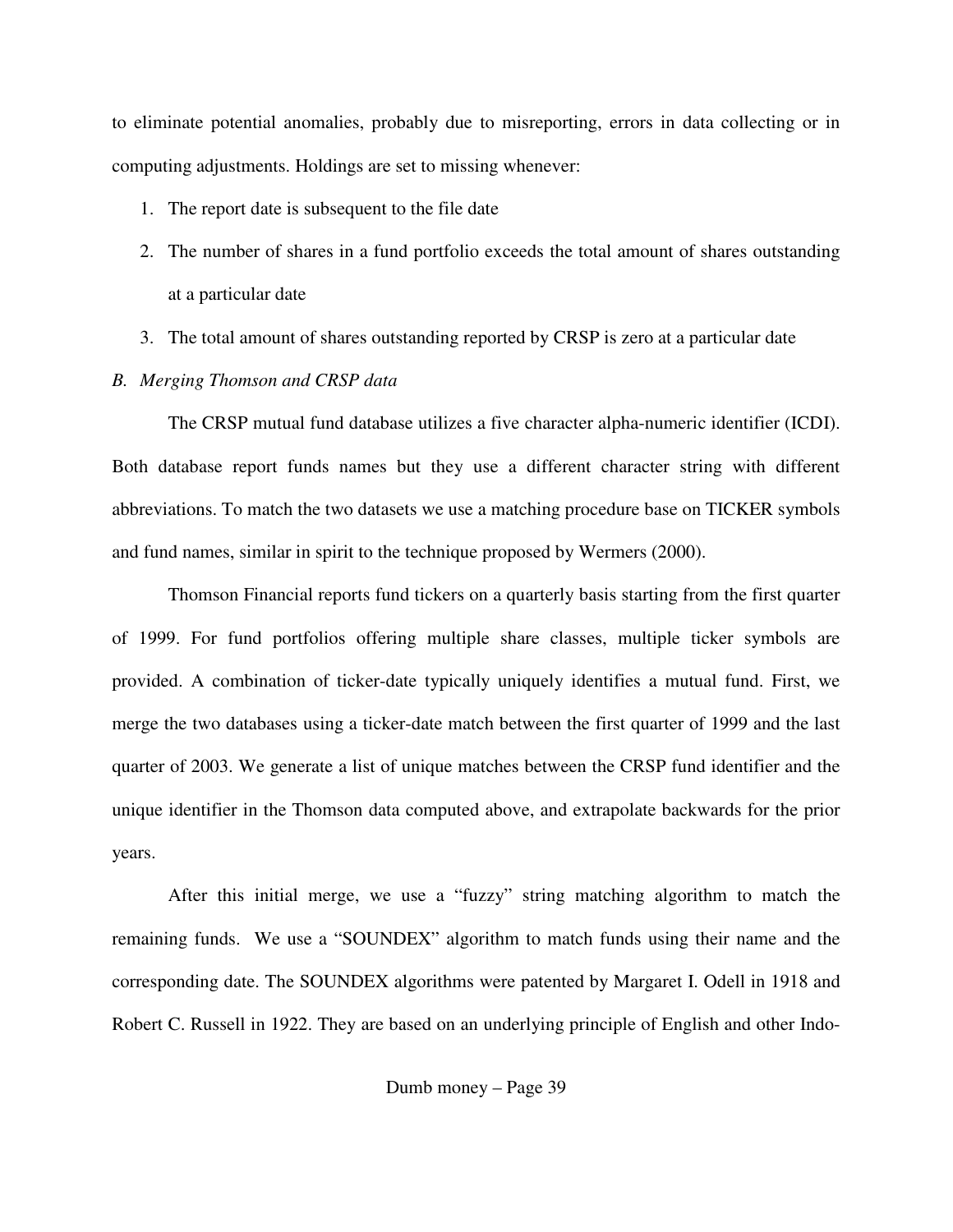to eliminate potential anomalies, probably due to misreporting, errors in data collecting or in computing adjustments. Holdings are set to missing whenever:

1. The report date is subsequent to the file date
2. The number of shares in a fund portfolio exceeds the total amount of shares outstanding at a particular date
3. The total amount of shares outstanding reported by CRSP is zero at a particular date

*B. Merging Thomson and CRSP data*

The CRSP mutual fund database utilizes a five character alpha-numeric identifier (ICDI). Both database report funds names but they use a different character string with different abbreviations. To match the two datasets we use a matching procedure base on TICKER symbols and fund names, similar in spirit to the technique proposed by Wermers (2000).

Thomson Financial reports fund tickers on a quarterly basis starting from the first quarter of 1999. For fund portfolios offering multiple share classes, multiple ticker symbols are provided. A combination of ticker-date typically uniquely identifies a mutual fund. First, we merge the two databases using a ticker-date match between the first quarter of 1999 and the last quarter of 2003. We generate a list of unique matches between the CRSP fund identifier and the unique identifier in the Thomson data computed above, and extrapolate backwards for the prior years.

After this initial merge, we use a "fuzzy" string matching algorithm to match the remaining funds. We use a "SOUNDEX" algorithm to match funds using their name and the corresponding date. The SOUNDEX algorithms were patented by Margaret I. Odell in 1918 and Robert C. Russell in 1922. They are based on an underlying principle of English and other Indo-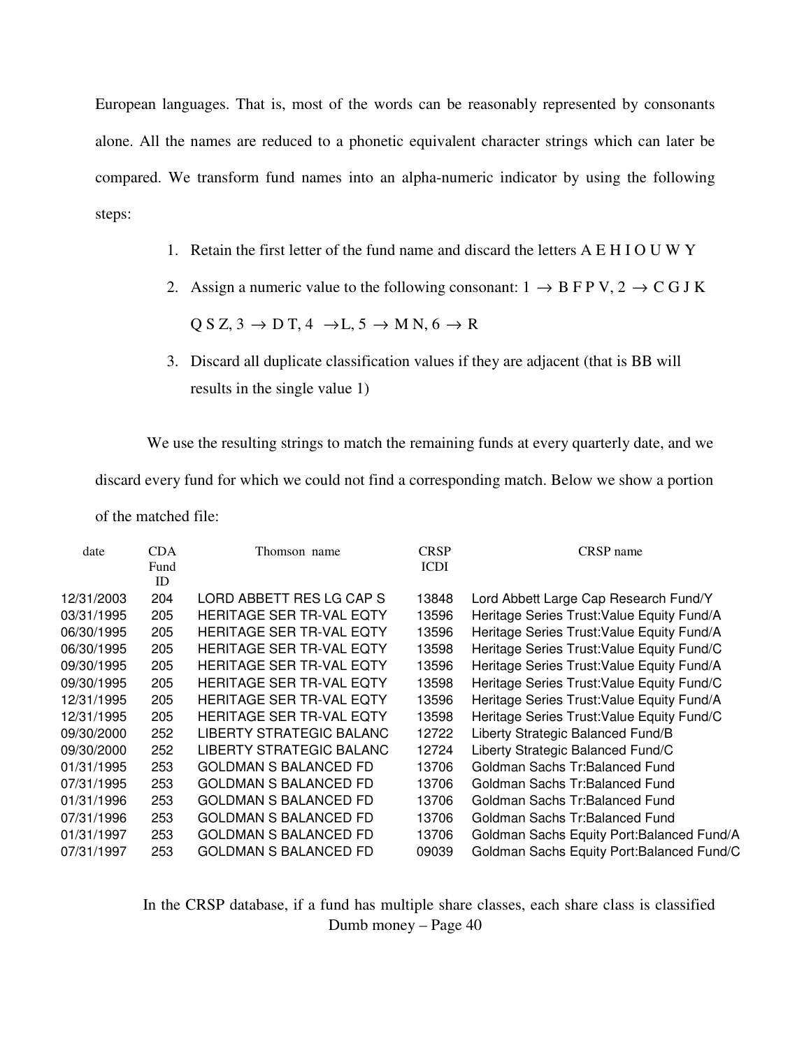European languages. That is, most of the words can be reasonably represented by consonants alone. All the names are reduced to a phonetic equivalent character strings which can later be compared. We transform fund names into an alpha-numeric indicator by using the following steps:

1. Retain the first letter of the fund name and discard the letters A E H I O U W Y
2. Assign a numeric value to the following consonant: $1 \rightarrow$ B F P V, $2 \rightarrow$ C G J K Q S Z, $3 \rightarrow$ D T, $4 \rightarrow$ L, $5 \rightarrow$ M N, $6 \rightarrow$ R
3. Discard all duplicate classification values if they are adjacent (that is BB will results in the single value 1)

We use the resulting strings to match the remaining funds at every quarterly date, and we discard every fund for which we could not find a corresponding match. Below we show a portion of the matched file:

| date | CDA Fund ID | Thomson name | CRSP ICDI | CRSP name |
|---|---|---|---|---|
| 12/31/2003 | 204 | LORD ABBETT RES LG CAP S | 13848 | Lord Abbett Large Cap Research Fund/Y |
| 03/31/1995 | 205 | HERITAGE SER TR-VAL EQTY | 13596 | Heritage Series Trust:Value Equity Fund/A |
| 06/30/1995 | 205 | HERITAGE SER TR-VAL EQTY | 13596 | Heritage Series Trust:Value Equity Fund/A |
| 06/30/1995 | 205 | HERITAGE SER TR-VAL EQTY | 13598 | Heritage Series Trust:Value Equity Fund/C |
| 09/30/1995 | 205 | HERITAGE SER TR-VAL EQTY | 13596 | Heritage Series Trust:Value Equity Fund/A |
| 09/30/1995 | 205 | HERITAGE SER TR-VAL EQTY | 13598 | Heritage Series Trust:Value Equity Fund/C |
| 12/31/1995 | 205 | HERITAGE SER TR-VAL EQTY | 13596 | Heritage Series Trust:Value Equity Fund/A |
| 12/31/1995 | 205 | HERITAGE SER TR-VAL EQTY | 13598 | Heritage Series Trust:Value Equity Fund/C |
| 09/30/2000 | 252 | LIBERTY STRATEGIC BALANC | 12722 | Liberty Strategic Balanced Fund/B |
| 09/30/2000 | 252 | LIBERTY STRATEGIC BALANC | 12724 | Liberty Strategic Balanced Fund/C |
| 01/31/1995 | 253 | GOLDMAN S BALANCED FD | 13706 | Goldman Sachs Tr:Balanced Fund |
| 07/31/1995 | 253 | GOLDMAN S BALANCED FD | 13706 | Goldman Sachs Tr:Balanced Fund |
| 01/31/1996 | 253 | GOLDMAN S BALANCED FD | 13706 | Goldman Sachs Tr:Balanced Fund |
| 07/31/1996 | 253 | GOLDMAN S BALANCED FD | 13706 | Goldman Sachs Tr:Balanced Fund |
| 01/31/1997 | 253 | GOLDMAN S BALANCED FD | 13706 | Goldman Sachs Equity Port:Balanced Fund/A |
| 07/31/1997 | 253 | GOLDMAN S BALANCED FD | 09039 | Goldman Sachs Equity Port:Balanced Fund/C |

In the CRSP database, if a fund has multiple share classes, each share class is classified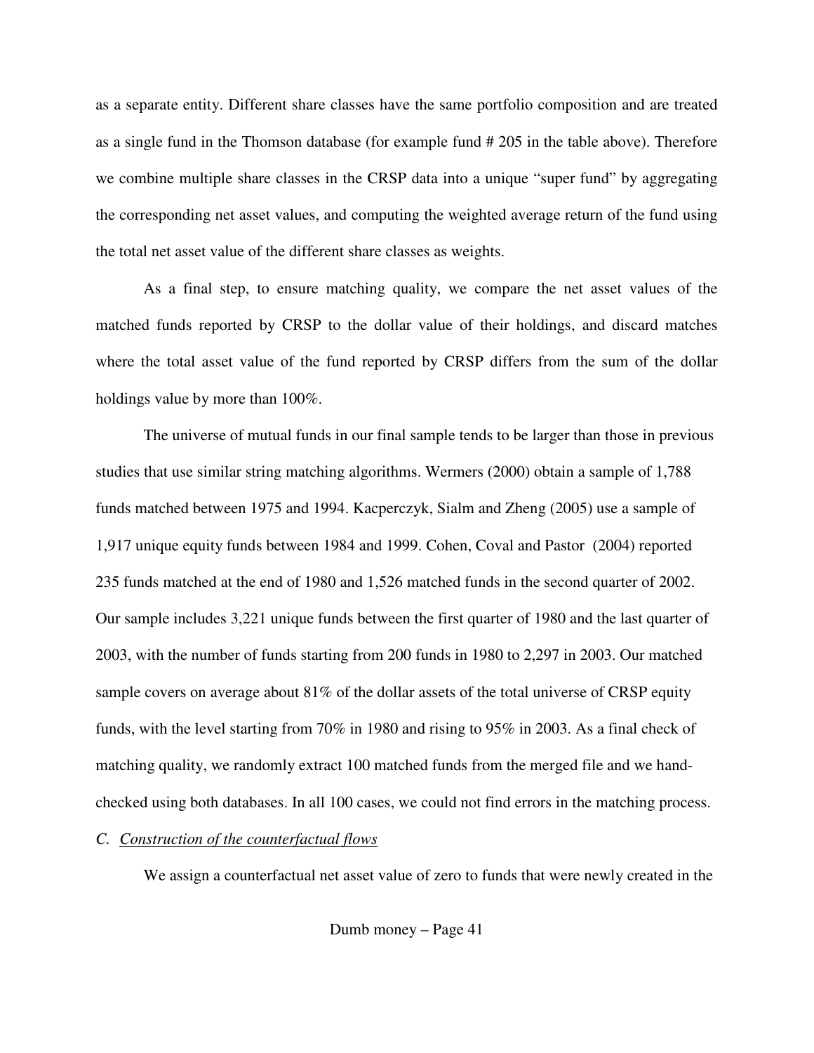as a separate entity. Different share classes have the same portfolio composition and are treated as a single fund in the Thomson database (for example fund # 205 in the table above). Therefore we combine multiple share classes in the CRSP data into a unique "super fund" by aggregating the corresponding net asset values, and computing the weighted average return of the fund using the total net asset value of the different share classes as weights.

As a final step, to ensure matching quality, we compare the net asset values of the matched funds reported by CRSP to the dollar value of their holdings, and discard matches where the total asset value of the fund reported by CRSP differs from the sum of the dollar holdings value by more than 100%.

The universe of mutual funds in our final sample tends to be larger than those in previous studies that use similar string matching algorithms. Wermers (2000) obtain a sample of 1,788 funds matched between 1975 and 1994. Kacperczyk, Sialm and Zheng (2005) use a sample of 1,917 unique equity funds between 1984 and 1999. Cohen, Coval and Pastor (2004) reported 235 funds matched at the end of 1980 and 1,526 matched funds in the second quarter of 2002. Our sample includes 3,221 unique funds between the first quarter of 1980 and the last quarter of 2003, with the number of funds starting from 200 funds in 1980 to 2,297 in 2003. Our matched sample covers on average about 81% of the dollar assets of the total universe of CRSP equity funds, with the level starting from 70% in 1980 and rising to 95% in 2003. As a final check of matching quality, we randomly extract 100 matched funds from the merged file and we hand-checked using both databases. In all 100 cases, we could not find errors in the matching process.

*C. Construction of the counterfactual flows*

We assign a counterfactual net asset value of zero to funds that were newly created in the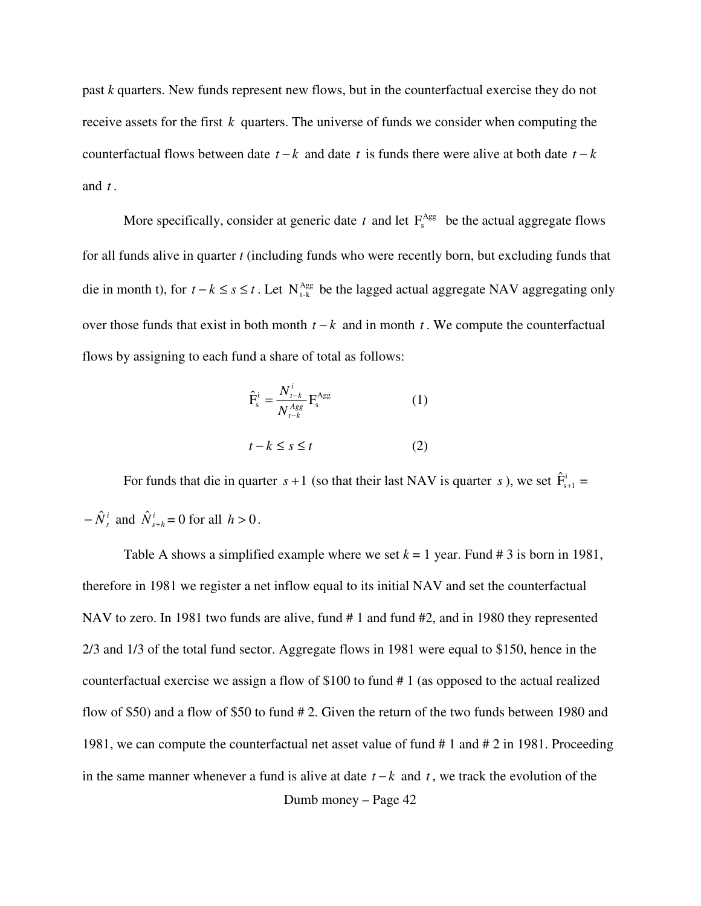past *k* quarters. New funds represent new flows, but in the counterfactual exercise they do not receive assets for the first $k$ quarters. The universe of funds we consider when computing the counterfactual flows between date $t-k$ and date $t$ is funds there were alive at both date $t-k$ and $t$.

More specifically, consider at generic date $t$ and let $\mathrm{F}_{\mathrm{s}}^{\mathrm{Agg}}$ be the actual aggregate flows for all funds alive in quarter *t* (including funds who were recently born, but excluding funds that die in month t), for $t-k \le s \le t$. Let $\mathrm{N}_{\mathrm{t\text{-}k}}^{\mathrm{Agg}}$ be the lagged actual aggregate NAV aggregating only over those funds that exist in both month $t-k$ and in month $t$. We compute the counterfactual flows by assigning to each fund a share of total as follows:

$$\hat{\mathrm{F}}_{\mathrm{s}}^{\mathrm{i}} = \frac{N_{t-k}^{i}}{N_{t-k}^{Agg}} \mathrm{F}_{\mathrm{s}}^{\mathrm{Agg}} \qquad (1)$$

$$t-k \le s \le t \qquad (2)$$

For funds that die in quarter $s+1$ (so that their last NAV is quarter $s$), we set $\hat{\mathrm{F}}_{\mathrm{s+1}}^{\mathrm{i}} = -\hat{N}_{s}^{i}$ and $\hat{N}_{s+h}^{i} = 0$ for all $h > 0$.

Table A shows a simplified example where we set *k* = 1 year. Fund # 3 is born in 1981, therefore in 1981 we register a net inflow equal to its initial NAV and set the counterfactual NAV to zero. In 1981 two funds are alive, fund # 1 and fund #2, and in 1980 they represented 2/3 and 1/3 of the total fund sector. Aggregate flows in 1981 were equal to \$150, hence in the counterfactual exercise we assign a flow of \$100 to fund # 1 (as opposed to the actual realized flow of \$50) and a flow of \$50 to fund # 2. Given the return of the two funds between 1980 and 1981, we can compute the counterfactual net asset value of fund # 1 and # 2 in 1981. Proceeding in the same manner whenever a fund is alive at date $t-k$ and $t$, we track the evolution of the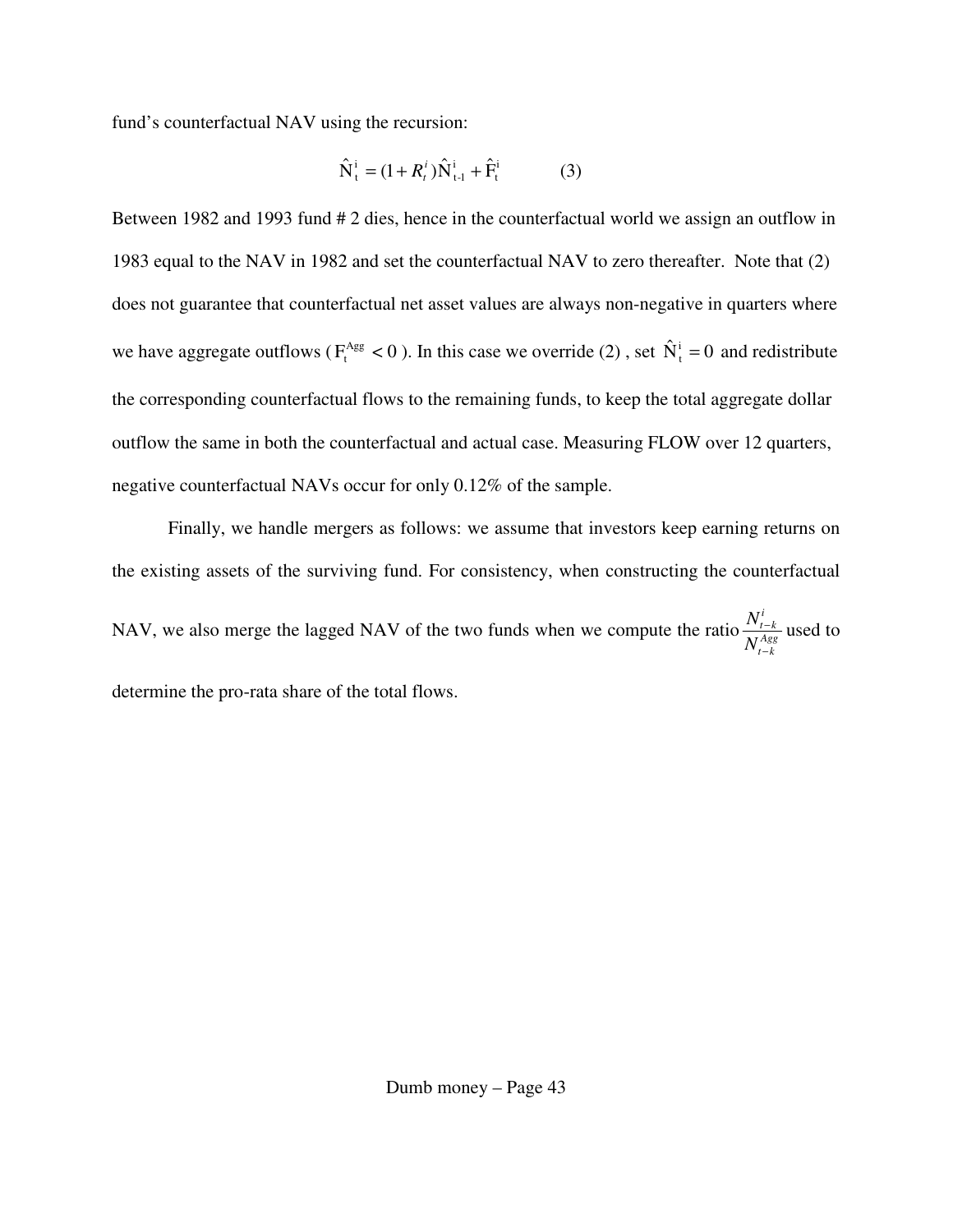fund's counterfactual NAV using the recursion:

$$\hat{N}_t^i = (1 + R_t^i)\hat{N}_{t-1}^i + \hat{F}_t^i \qquad (3)$$

Between 1982 and 1993 fund # 2 dies, hence in the counterfactual world we assign an outflow in 1983 equal to the NAV in 1982 and set the counterfactual NAV to zero thereafter. Note that (2) does not guarantee that counterfactual net asset values are always non-negative in quarters where we have aggregate outflows ($F_t^{Agg} < 0$). In this case we override (2) , set $\hat{N}_t^i = 0$ and redistribute the corresponding counterfactual flows to the remaining funds, to keep the total aggregate dollar outflow the same in both the counterfactual and actual case. Measuring FLOW over 12 quarters, negative counterfactual NAVs occur for only 0.12% of the sample.

Finally, we handle mergers as follows: we assume that investors keep earning returns on the existing assets of the surviving fund. For consistency, when constructing the counterfactual NAV, we also merge the lagged NAV of the two funds when we compute the ratio $\frac{N_{t-k}^i}{N_{t-k}^{Agg}}$ used to determine the pro-rata share of the total flows.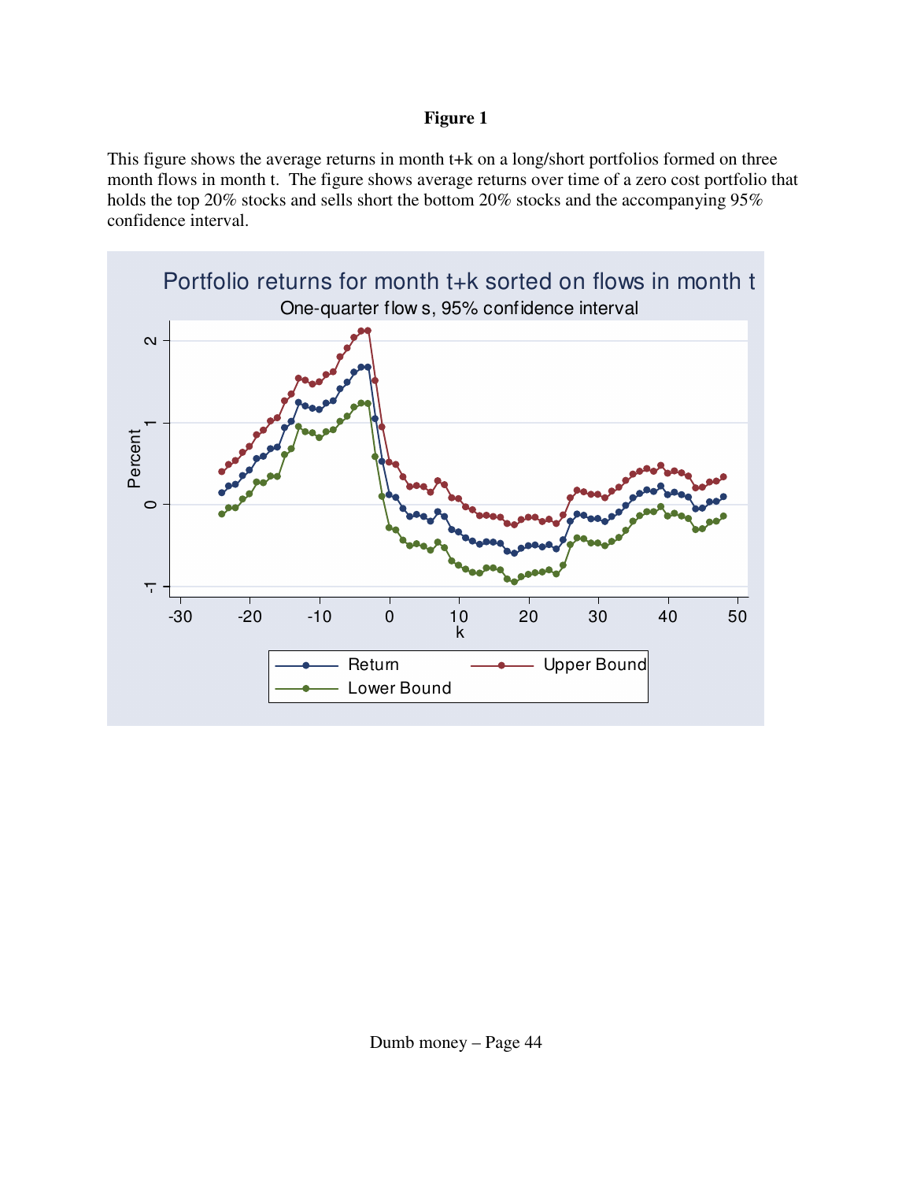**Figure 1**

This figure shows the average returns in month t+k on a long/short portfolios formed on three month flows in month t. The figure shows average returns over time of a zero cost portfolio that holds the top 20% stocks and sells short the bottom 20% stocks and the accompanying 95% confidence interval.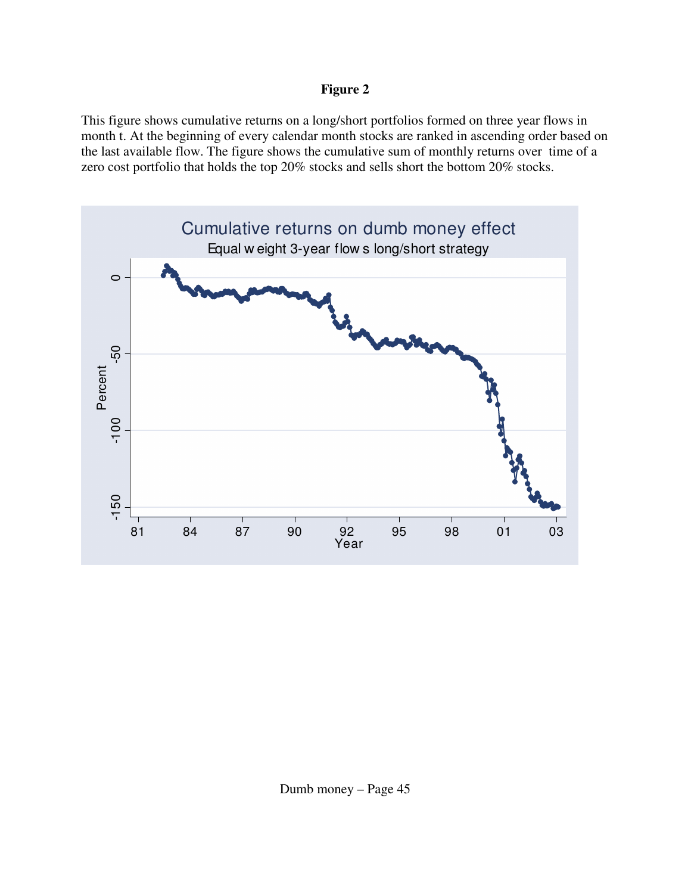**Figure 2**

This figure shows cumulative returns on a long/short portfolios formed on three year flows in month t. At the beginning of every calendar month stocks are ranked in ascending order based on the last available flow. The figure shows the cumulative sum of monthly returns over time of a zero cost portfolio that holds the top 20% stocks and sells short the bottom 20% stocks.

Cumulative returns on dumb money effect

Equal weight 3-year flows long/short strategy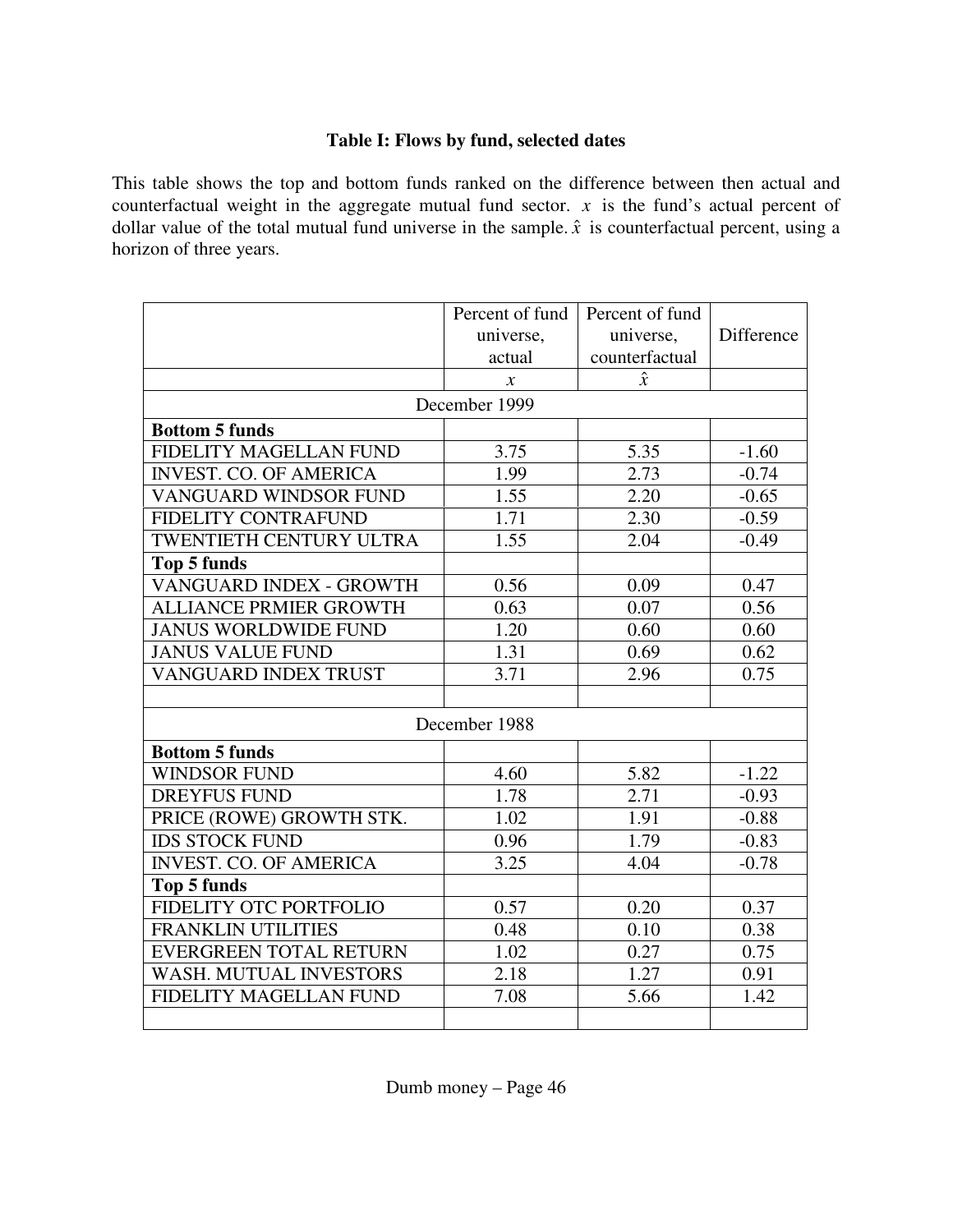**Table I: Flows by fund, selected dates**

This table shows the top and bottom funds ranked on the difference between then actual and counterfactual weight in the aggregate mutual fund sector. $x$ is the fund's actual percent of dollar value of the total mutual fund universe in the sample. $\hat{x}$ is counterfactual percent, using a horizon of three years.

| | Percent of fund universe, actual | Percent of fund universe, counterfactual | Difference |
|---|---|---|---|
| | $x$ | $\hat{x}$ | |
| December 1999 | | | |
| **Bottom 5 funds** | | | |
| FIDELITY MAGELLAN FUND | 3.75 | 5.35 | -1.60 |
| INVEST. CO. OF AMERICA | 1.99 | 2.73 | -0.74 |
| VANGUARD WINDSOR FUND | 1.55 | 2.20 | -0.65 |
| FIDELITY CONTRAFUND | 1.71 | 2.30 | -0.59 |
| TWENTIETH CENTURY ULTRA | 1.55 | 2.04 | -0.49 |
| **Top 5 funds** | | | |
| VANGUARD INDEX - GROWTH | 0.56 | 0.09 | 0.47 |
| ALLIANCE PRMIER GROWTH | 0.63 | 0.07 | 0.56 |
| JANUS WORLDWIDE FUND | 1.20 | 0.60 | 0.60 |
| JANUS VALUE FUND | 1.31 | 0.69 | 0.62 |
| VANGUARD INDEX TRUST | 3.71 | 2.96 | 0.75 |
| | | | |
| December 1988 | | | |
| **Bottom 5 funds** | | | |
| WINDSOR FUND | 4.60 | 5.82 | -1.22 |
| DREYFUS FUND | 1.78 | 2.71 | -0.93 |
| PRICE (ROWE) GROWTH STK. | 1.02 | 1.91 | -0.88 |
| IDS STOCK FUND | 0.96 | 1.79 | -0.83 |
| INVEST. CO. OF AMERICA | 3.25 | 4.04 | -0.78 |
| **Top 5 funds** | | | |
| FIDELITY OTC PORTFOLIO | 0.57 | 0.20 | 0.37 |
| FRANKLIN UTILITIES | 0.48 | 0.10 | 0.38 |
| EVERGREEN TOTAL RETURN | 1.02 | 0.27 | 0.75 |
| WASH. MUTUAL INVESTORS | 2.18 | 1.27 | 0.91 |
| FIDELITY MAGELLAN FUND | 7.08 | 5.66 | 1.42 |
| | | | |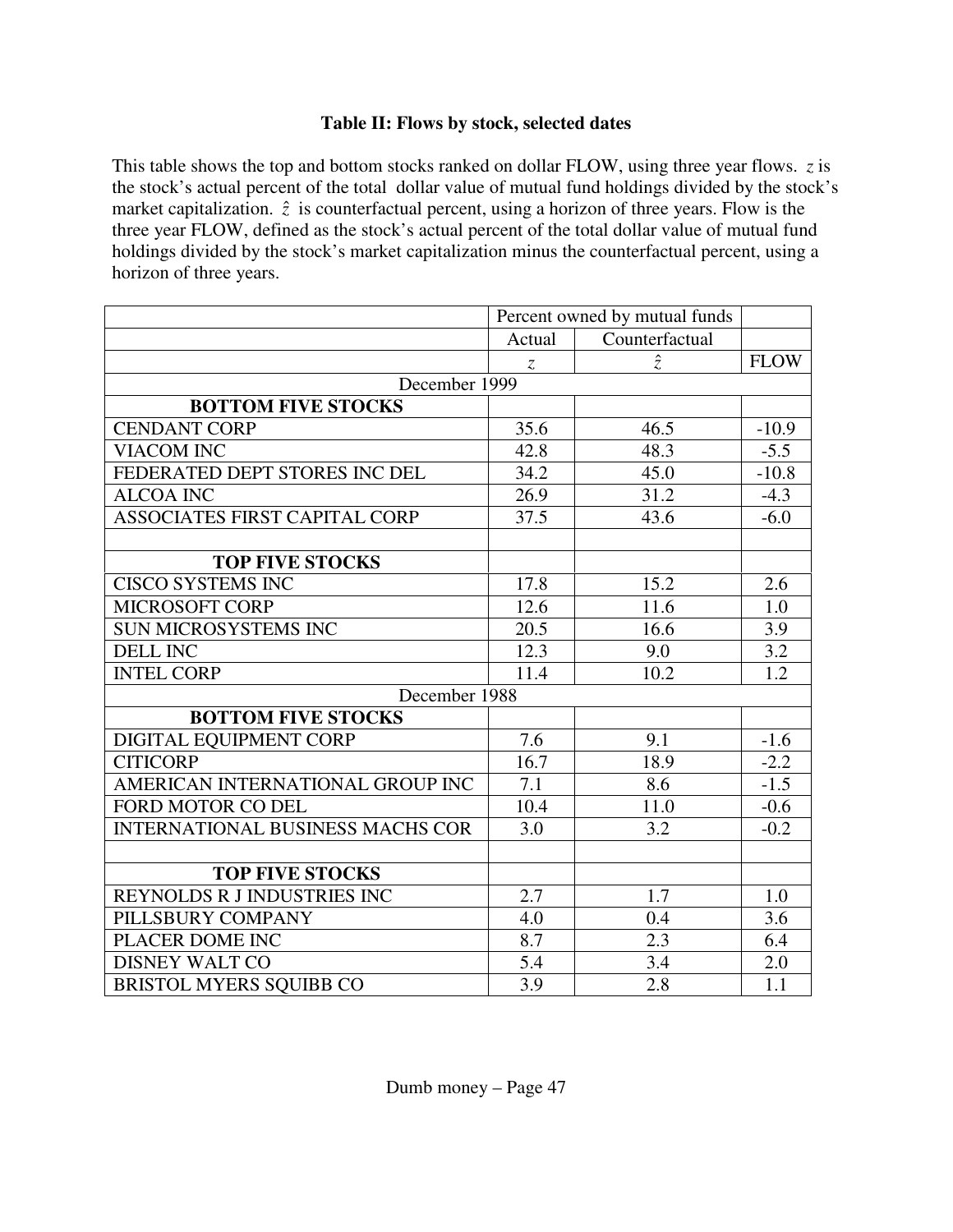**Table II: Flows by stock, selected dates**

This table shows the top and bottom stocks ranked on dollar FLOW, using three year flows. $z$ is the stock's actual percent of the total dollar value of mutual fund holdings divided by the stock's market capitalization. $\hat{z}$ is counterfactual percent, using a horizon of three years. Flow is the three year FLOW, defined as the stock's actual percent of the total dollar value of mutual fund holdings divided by the stock's market capitalization minus the counterfactual percent, using a horizon of three years.

| | Percent owned by mutual funds | | |
|---|---|---|---|
| | Actual | Counterfactual | |
| | $z$ | $\hat{z}$ | FLOW |
| December 1999 | | | |
| **BOTTOM FIVE STOCKS** | | | |
| CENDANT CORP | 35.6 | 46.5 | -10.9 |
| VIACOM INC | 42.8 | 48.3 | -5.5 |
| FEDERATED DEPT STORES INC DEL | 34.2 | 45.0 | -10.8 |
| ALCOA INC | 26.9 | 31.2 | -4.3 |
| ASSOCIATES FIRST CAPITAL CORP | 37.5 | 43.6 | -6.0 |
| | | | |
| **TOP FIVE STOCKS** | | | |
| CISCO SYSTEMS INC | 17.8 | 15.2 | 2.6 |
| MICROSOFT CORP | 12.6 | 11.6 | 1.0 |
| SUN MICROSYSTEMS INC | 20.5 | 16.6 | 3.9 |
| DELL INC | 12.3 | 9.0 | 3.2 |
| INTEL CORP | 11.4 | 10.2 | 1.2 |
| December 1988 | | | |
| **BOTTOM FIVE STOCKS** | | | |
| DIGITAL EQUIPMENT CORP | 7.6 | 9.1 | -1.6 |
| CITICORP | 16.7 | 18.9 | -2.2 |
| AMERICAN INTERNATIONAL GROUP INC | 7.1 | 8.6 | -1.5 |
| FORD MOTOR CO DEL | 10.4 | 11.0 | -0.6 |
| INTERNATIONAL BUSINESS MACHS COR | 3.0 | 3.2 | -0.2 |
| | | | |
| **TOP FIVE STOCKS** | | | |
| REYNOLDS R J INDUSTRIES INC | 2.7 | 1.7 | 1.0 |
| PILLSBURY COMPANY | 4.0 | 0.4 | 3.6 |
| PLACER DOME INC | 8.7 | 2.3 | 6.4 |
| DISNEY WALT CO | 5.4 | 3.4 | 2.0 |
| BRISTOL MYERS SQUIBB CO | 3.9 | 2.8 | 1.1 |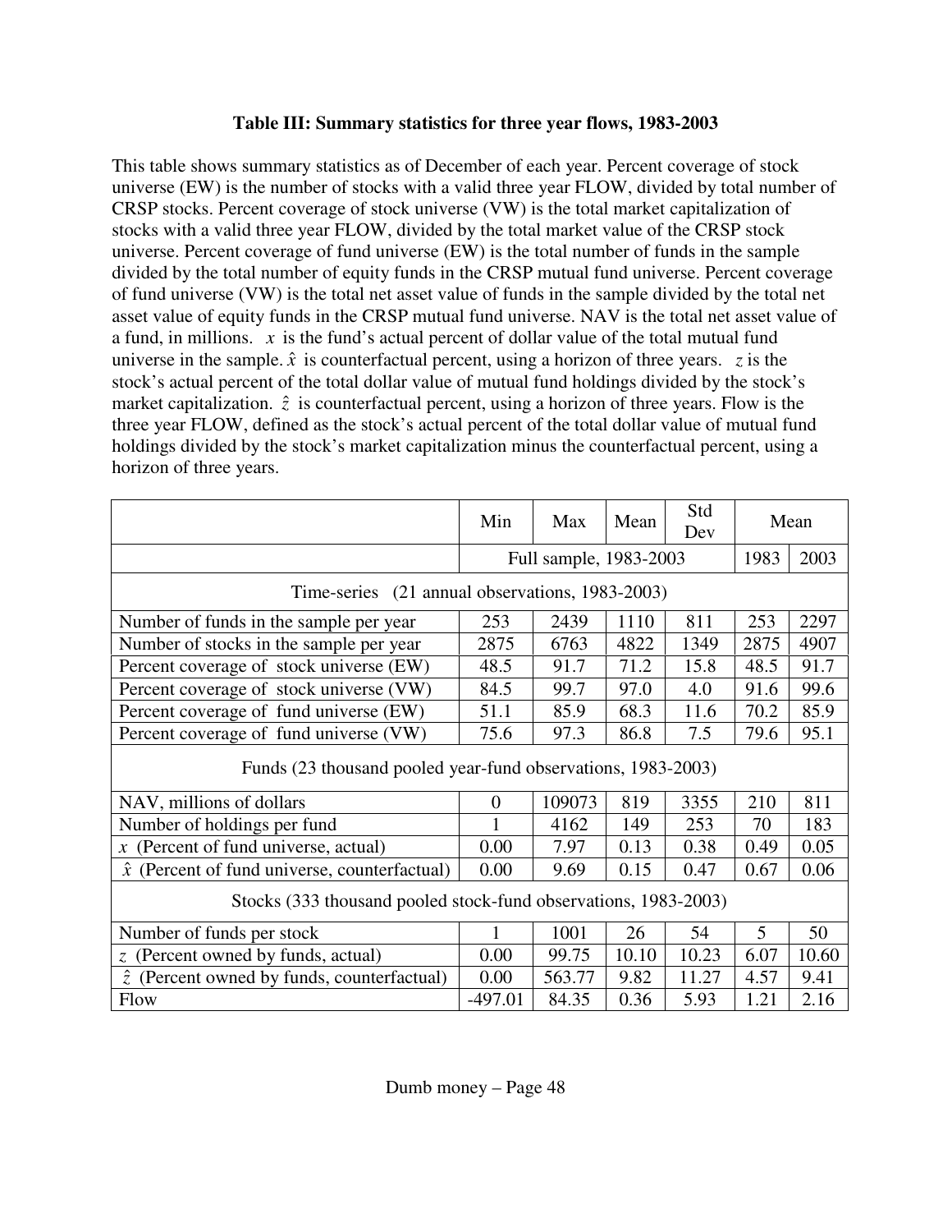**Table III: Summary statistics for three year flows, 1983-2003**

This table shows summary statistics as of December of each year. Percent coverage of stock universe (EW) is the number of stocks with a valid three year FLOW, divided by total number of CRSP stocks. Percent coverage of stock universe (VW) is the total market capitalization of stocks with a valid three year FLOW, divided by the total market value of the CRSP stock universe. Percent coverage of fund universe (EW) is the total number of funds in the sample divided by the total number of equity funds in the CRSP mutual fund universe. Percent coverage of fund universe (VW) is the total net asset value of funds in the sample divided by the total net asset value of equity funds in the CRSP mutual fund universe. NAV is the total net asset value of a fund, in millions. $x$ is the fund's actual percent of dollar value of the total mutual fund universe in the sample. $\hat{x}$ is counterfactual percent, using a horizon of three years. $z$ is the stock's actual percent of the total dollar value of mutual fund holdings divided by the stock's market capitalization. $\hat{z}$ is counterfactual percent, using a horizon of three years. Flow is the three year FLOW, defined as the stock's actual percent of the total dollar value of mutual fund holdings divided by the stock's market capitalization minus the counterfactual percent, using a horizon of three years.

| | Min | Max | Mean | Std Dev | Mean | |
|---|---|---|---|---|---|---|
| | Full sample, 1983-2003 | | | | 1983 | 2003 |
| Time-series (21 annual observations, 1983-2003) | | | | | | |
| Number of funds in the sample per year | 253 | 2439 | 1110 | 811 | 253 | 2297 |
| Number of stocks in the sample per year | 2875 | 6763 | 4822 | 1349 | 2875 | 4907 |
| Percent coverage of stock universe (EW) | 48.5 | 91.7 | 71.2 | 15.8 | 48.5 | 91.7 |
| Percent coverage of stock universe (VW) | 84.5 | 99.7 | 97.0 | 4.0 | 91.6 | 99.6 |
| Percent coverage of fund universe (EW) | 51.1 | 85.9 | 68.3 | 11.6 | 70.2 | 85.9 |
| Percent coverage of fund universe (VW) | 75.6 | 97.3 | 86.8 | 7.5 | 79.6 | 95.1 |
| Funds (23 thousand pooled year-fund observations, 1983-2003) | | | | | | |
| NAV, millions of dollars | 0 | 109073 | 819 | 3355 | 210 | 811 |
| Number of holdings per fund | 1 | 4162 | 149 | 253 | 70 | 183 |
| $x$ (Percent of fund universe, actual) | 0.00 | 7.97 | 0.13 | 0.38 | 0.49 | 0.05 |
| $\hat{x}$ (Percent of fund universe, counterfactual) | 0.00 | 9.69 | 0.15 | 0.47 | 0.67 | 0.06 |
| Stocks (333 thousand pooled stock-fund observations, 1983-2003) | | | | | | |
| Number of funds per stock | 1 | 1001 | 26 | 54 | 5 | 50 |
| $z$ (Percent owned by funds, actual) | 0.00 | 99.75 | 10.10 | 10.23 | 6.07 | 10.60 |
| $\hat{z}$ (Percent owned by funds, counterfactual) | 0.00 | 563.77 | 9.82 | 11.27 | 4.57 | 9.41 |
| Flow | -497.01 | 84.35 | 0.36 | 5.93 | 1.21 | 2.16 |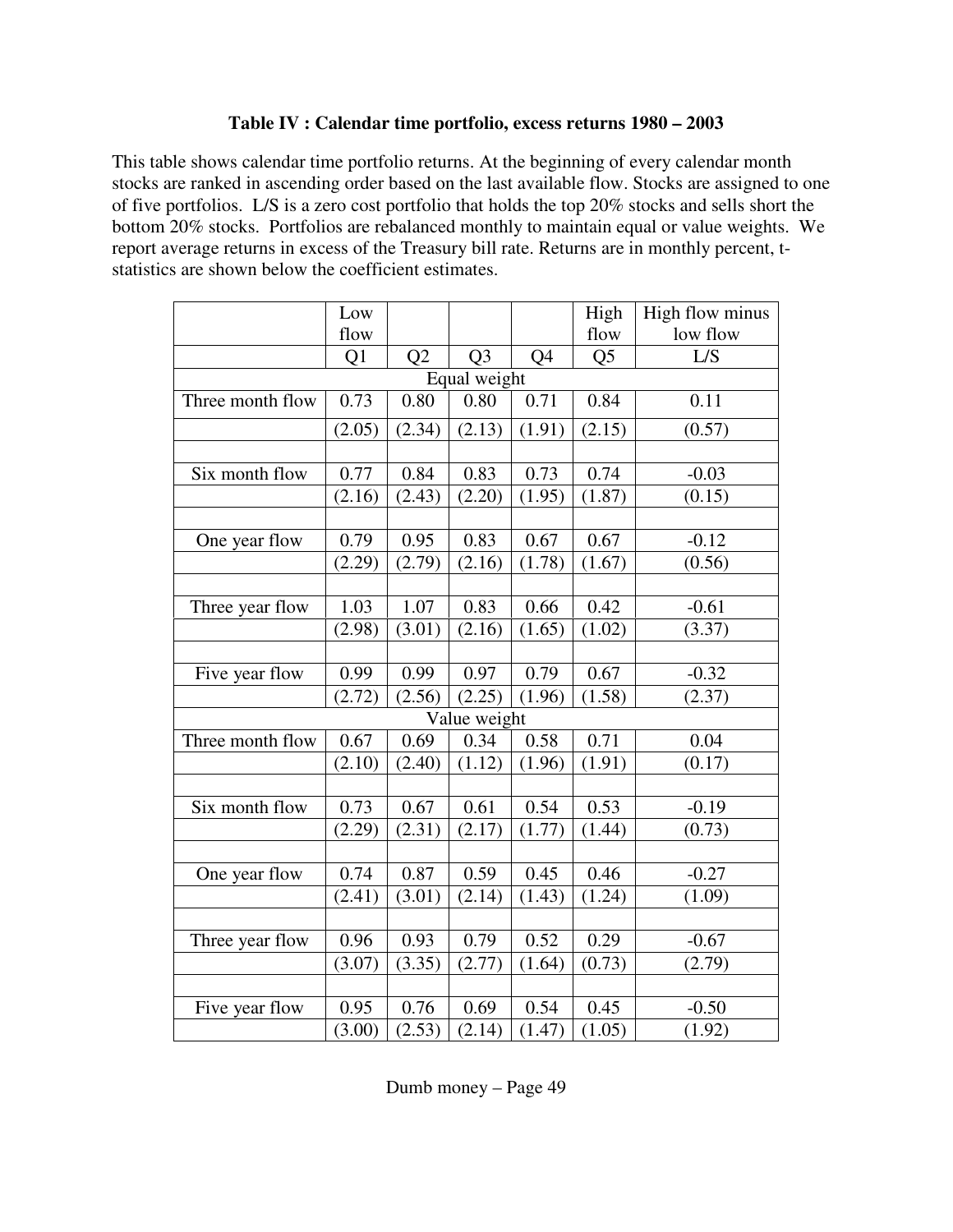**Table IV : Calendar time portfolio, excess returns 1980 – 2003**

This table shows calendar time portfolio returns. At the beginning of every calendar month stocks are ranked in ascending order based on the last available flow. Stocks are assigned to one of five portfolios. L/S is a zero cost portfolio that holds the top 20% stocks and sells short the bottom 20% stocks. Portfolios are rebalanced monthly to maintain equal or value weights. We report average returns in excess of the Treasury bill rate. Returns are in monthly percent, t-statistics are shown below the coefficient estimates.

| | Low flow | | | | High flow | High flow minus low flow |
|---|---|---|---|---|---|---|
| | Q1 | Q2 | Q3 | Q4 | Q5 | L/S |
| | | | Equal weight | | | |
| Three month flow | 0.73 | 0.80 | 0.80 | 0.71 | 0.84 | 0.11 |
| | (2.05) | (2.34) | (2.13) | (1.91) | (2.15) | (0.57) |
| | | | | | | |
| Six month flow | 0.77 | 0.84 | 0.83 | 0.73 | 0.74 | -0.03 |
| | (2.16) | (2.43) | (2.20) | (1.95) | (1.87) | (0.15) |
| | | | | | | |
| One year flow | 0.79 | 0.95 | 0.83 | 0.67 | 0.67 | -0.12 |
| | (2.29) | (2.79) | (2.16) | (1.78) | (1.67) | (0.56) |
| | | | | | | |
| Three year flow | 1.03 | 1.07 | 0.83 | 0.66 | 0.42 | -0.61 |
| | (2.98) | (3.01) | (2.16) | (1.65) | (1.02) | (3.37) |
| | | | | | | |
| Five year flow | 0.99 | 0.99 | 0.97 | 0.79 | 0.67 | -0.32 |
| | (2.72) | (2.56) | (2.25) | (1.96) | (1.58) | (2.37) |
| | | | Value weight | | | |
| Three month flow | 0.67 | 0.69 | 0.34 | 0.58 | 0.71 | 0.04 |
| | (2.10) | (2.40) | (1.12) | (1.96) | (1.91) | (0.17) |
| | | | | | | |
| Six month flow | 0.73 | 0.67 | 0.61 | 0.54 | 0.53 | -0.19 |
| | (2.29) | (2.31) | (2.17) | (1.77) | (1.44) | (0.73) |
| | | | | | | |
| One year flow | 0.74 | 0.87 | 0.59 | 0.45 | 0.46 | -0.27 |
| | (2.41) | (3.01) | (2.14) | (1.43) | (1.24) | (1.09) |
| | | | | | | |
| Three year flow | 0.96 | 0.93 | 0.79 | 0.52 | 0.29 | -0.67 |
| | (3.07) | (3.35) | (2.77) | (1.64) | (0.73) | (2.79) |
| | | | | | | |
| Five year flow | 0.95 | 0.76 | 0.69 | 0.54 | 0.45 | -0.50 |
| | (3.00) | (2.53) | (2.14) | (1.47) | (1.05) | (1.92) |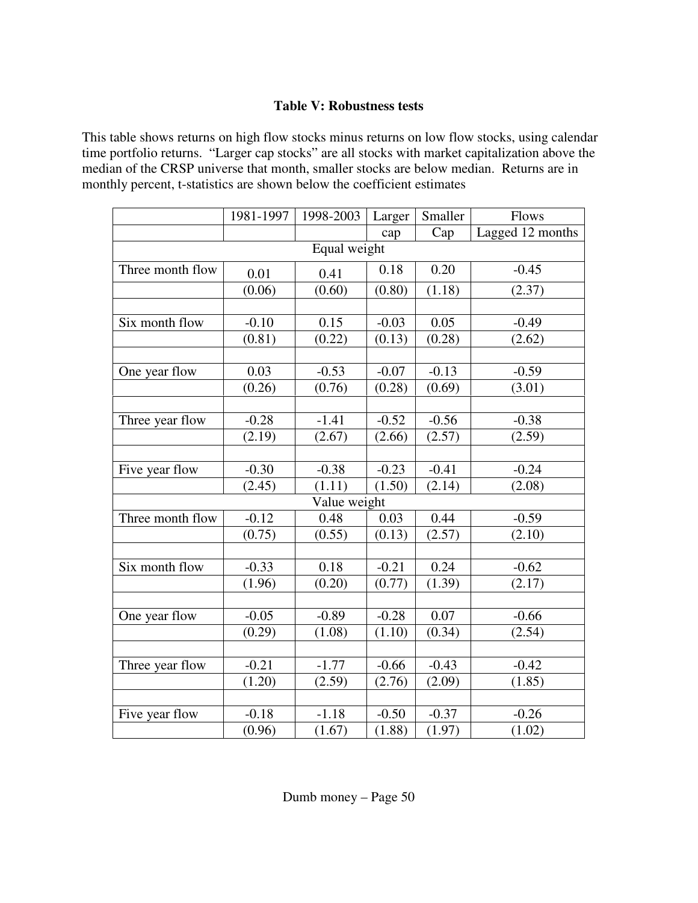**Table V: Robustness tests**

This table shows returns on high flow stocks minus returns on low flow stocks, using calendar time portfolio returns. "Larger cap stocks" are all stocks with market capitalization above the median of the CRSP universe that month, smaller stocks are below median. Returns are in monthly percent, t-statistics are shown below the coefficient estimates

| | 1981-1997 | 1998-2003 | Larger cap | Smaller Cap | Flows Lagged 12 months |
|---|---|---|---|---|---|
| **Equal weight** | | | | | |
| Three month flow | 0.01 | 0.41 | 0.18 | 0.20 | -0.45 |
| | (0.06) | (0.60) | (0.80) | (1.18) | (2.37) |
| | | | | | |
| Six month flow | -0.10 | 0.15 | -0.03 | 0.05 | -0.49 |
| | (0.81) | (0.22) | (0.13) | (0.28) | (2.62) |
| | | | | | |
| One year flow | 0.03 | -0.53 | -0.07 | -0.13 | -0.59 |
| | (0.26) | (0.76) | (0.28) | (0.69) | (3.01) |
| | | | | | |
| Three year flow | -0.28 | -1.41 | -0.52 | -0.56 | -0.38 |
| | (2.19) | (2.67) | (2.66) | (2.57) | (2.59) |
| | | | | | |
| Five year flow | -0.30 | -0.38 | -0.23 | -0.41 | -0.24 |
| | (2.45) | (1.11) | (1.50) | (2.14) | (2.08) |
| **Value weight** | | | | | |
| Three month flow | -0.12 | 0.48 | 0.03 | 0.44 | -0.59 |
| | (0.75) | (0.55) | (0.13) | (2.57) | (2.10) |
| | | | | | |
| Six month flow | -0.33 | 0.18 | -0.21 | 0.24 | -0.62 |
| | (1.96) | (0.20) | (0.77) | (1.39) | (2.17) |
| | | | | | |
| One year flow | -0.05 | -0.89 | -0.28 | 0.07 | -0.66 |
| | (0.29) | (1.08) | (1.10) | (0.34) | (2.54) |
| | | | | | |
| Three year flow | -0.21 | -1.77 | -0.66 | -0.43 | -0.42 |
| | (1.20) | (2.59) | (2.76) | (2.09) | (1.85) |
| | | | | | |
| Five year flow | -0.18 | -1.18 | -0.50 | -0.37 | -0.26 |
| | (0.96) | (1.67) | (1.88) | (1.97) | (1.02) |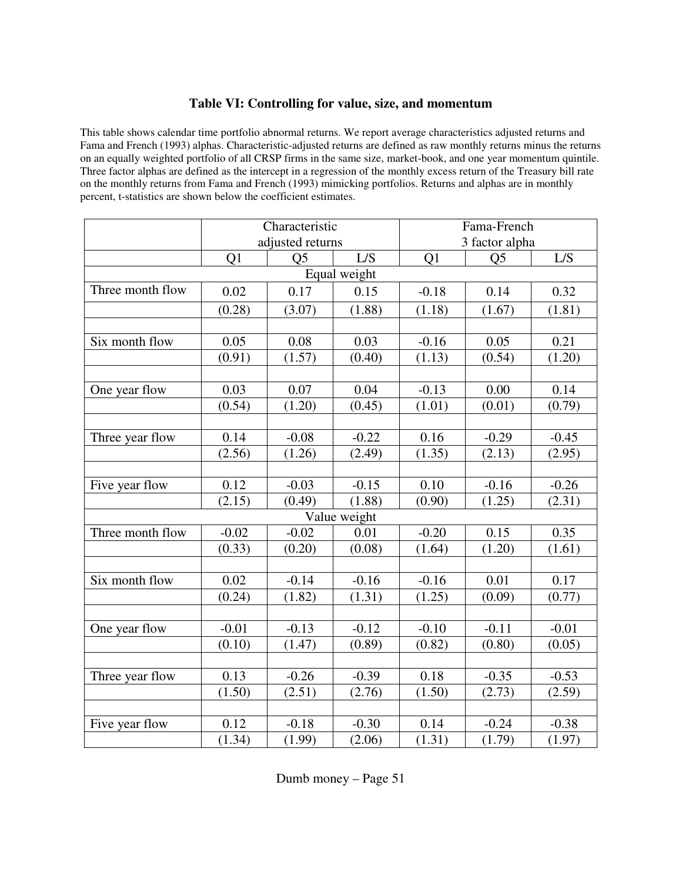### Table VI: Controlling for value, size, and momentum

This table shows calendar time portfolio abnormal returns. We report average characteristics adjusted returns and Fama and French (1993) alphas. Characteristic-adjusted returns are defined as raw monthly returns minus the returns on an equally weighted portfolio of all CRSP firms in the same size, market-book, and one year momentum quintile. Three factor alphas are defined as the intercept in a regression of the monthly excess return of the Treasury bill rate on the monthly returns from Fama and French (1993) mimicking portfolios. Returns and alphas are in monthly percent, t-statistics are shown below the coefficient estimates.

| | Characteristic adjusted returns | | | Fama-French 3 factor alpha | | |
|---|---|---|---|---|---|---|
| | Q1 | Q5 | L/S | Q1 | Q5 | L/S |
| **Equal weight** | | | | | | |
| Three month flow | 0.02 | 0.17 | 0.15 | -0.18 | 0.14 | 0.32 |
| | (0.28) | (3.07) | (1.88) | (1.18) | (1.67) | (1.81) |
| Six month flow | 0.05 | 0.08 | 0.03 | -0.16 | 0.05 | 0.21 |
| | (0.91) | (1.57) | (0.40) | (1.13) | (0.54) | (1.20) |
| One year flow | 0.03 | 0.07 | 0.04 | -0.13 | 0.00 | 0.14 |
| | (0.54) | (1.20) | (0.45) | (1.01) | (0.01) | (0.79) |
| Three year flow | 0.14 | -0.08 | -0.22 | 0.16 | -0.29 | -0.45 |
| | (2.56) | (1.26) | (2.49) | (1.35) | (2.13) | (2.95) |
| Five year flow | 0.12 | -0.03 | -0.15 | 0.10 | -0.16 | -0.26 |
| | (2.15) | (0.49) | (1.88) | (0.90) | (1.25) | (2.31) |
| **Value weight** | | | | | | |
| Three month flow | -0.02 | -0.02 | 0.01 | -0.20 | 0.15 | 0.35 |
| | (0.33) | (0.20) | (0.08) | (1.64) | (1.20) | (1.61) |
| Six month flow | 0.02 | -0.14 | -0.16 | -0.16 | 0.01 | 0.17 |
| | (0.24) | (1.82) | (1.31) | (1.25) | (0.09) | (0.77) |
| One year flow | -0.01 | -0.13 | -0.12 | -0.10 | -0.11 | -0.01 |
| | (0.10) | (1.47) | (0.89) | (0.82) | (0.80) | (0.05) |
| Three year flow | 0.13 | -0.26 | -0.39 | 0.18 | -0.35 | -0.53 |
| | (1.50) | (2.51) | (2.76) | (1.50) | (2.73) | (2.59) |
| Five year flow | 0.12 | -0.18 | -0.30 | 0.14 | -0.24 | -0.38 |
| | (1.34) | (1.99) | (2.06) | (1.31) | (1.79) | (1.97) |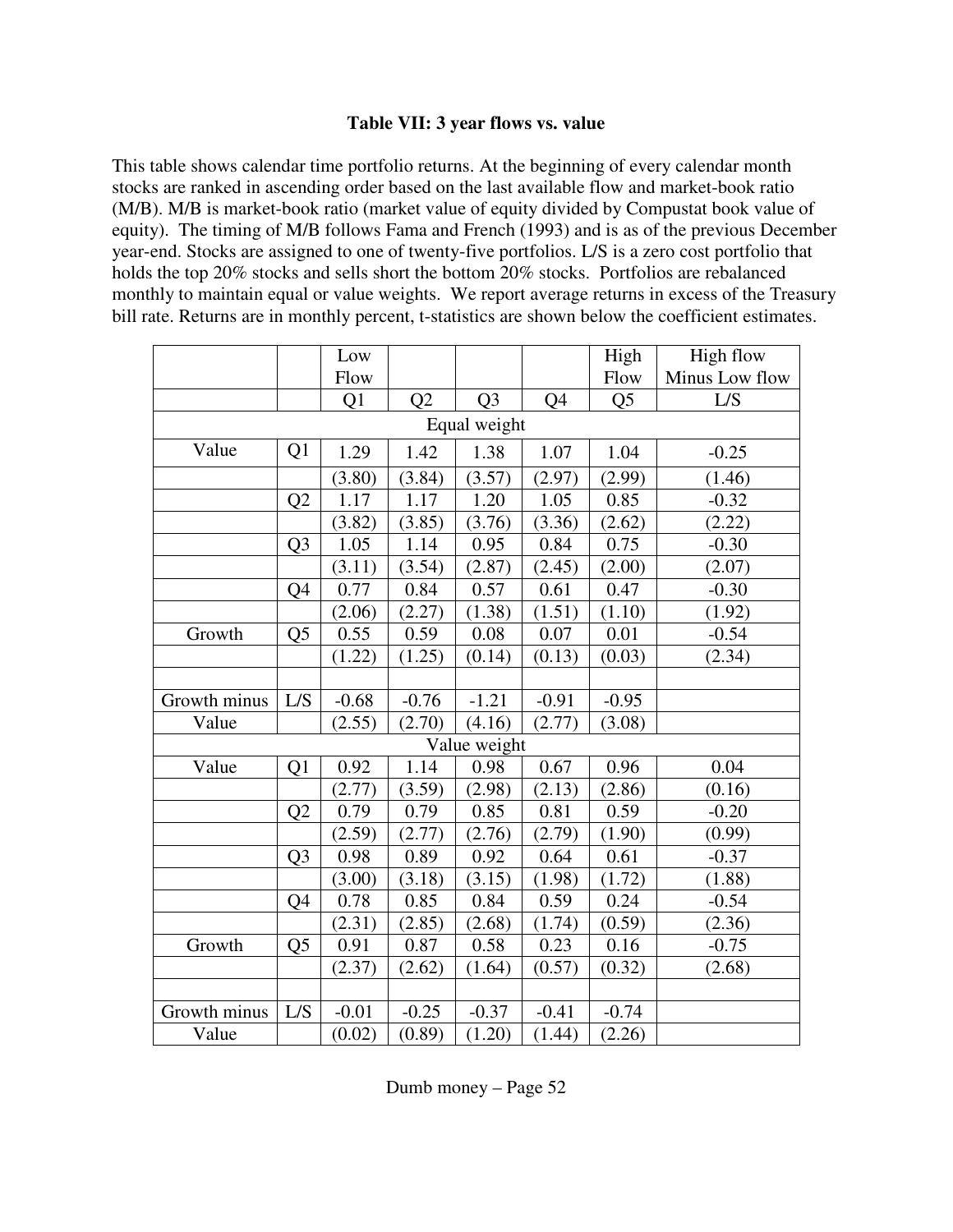**Table VII: 3 year flows vs. value**

This table shows calendar time portfolio returns. At the beginning of every calendar month stocks are ranked in ascending order based on the last available flow and market-book ratio (M/B). M/B is market-book ratio (market value of equity divided by Compustat book value of equity). The timing of M/B follows Fama and French (1993) and is as of the previous December year-end. Stocks are assigned to one of twenty-five portfolios. L/S is a zero cost portfolio that holds the top 20% stocks and sells short the bottom 20% stocks. Portfolios are rebalanced monthly to maintain equal or value weights. We report average returns in excess of the Treasury bill rate. Returns are in monthly percent, t-statistics are shown below the coefficient estimates.

| | | Low Flow | | | | High Flow | High flow Minus Low flow |
|---|---|---|---|---|---|---|---|
| | | Q1 | Q2 | Q3 | Q4 | Q5 | L/S |
| **Equal weight** | | | | | | | |
| Value | Q1 | 1.29 | 1.42 | 1.38 | 1.07 | 1.04 | -0.25 |
| | | (3.80) | (3.84) | (3.57) | (2.97) | (2.99) | (1.46) |
| | Q2 | 1.17 | 1.17 | 1.20 | 1.05 | 0.85 | -0.32 |
| | | (3.82) | (3.85) | (3.76) | (3.36) | (2.62) | (2.22) |
| | Q3 | 1.05 | 1.14 | 0.95 | 0.84 | 0.75 | -0.30 |
| | | (3.11) | (3.54) | (2.87) | (2.45) | (2.00) | (2.07) |
| | Q4 | 0.77 | 0.84 | 0.57 | 0.61 | 0.47 | -0.30 |
| | | (2.06) | (2.27) | (1.38) | (1.51) | (1.10) | (1.92) |
| Growth | Q5 | 0.55 | 0.59 | 0.08 | 0.07 | 0.01 | -0.54 |
| | | (1.22) | (1.25) | (0.14) | (0.13) | (0.03) | (2.34) |
| | | | | | | | |
| Growth minus Value | L/S | -0.68 | -0.76 | -1.21 | -0.91 | -0.95 | |
| | | (2.55) | (2.70) | (4.16) | (2.77) | (3.08) | |
| **Value weight** | | | | | | | |
| Value | Q1 | 0.92 | 1.14 | 0.98 | 0.67 | 0.96 | 0.04 |
| | | (2.77) | (3.59) | (2.98) | (2.13) | (2.86) | (0.16) |
| | Q2 | 0.79 | 0.79 | 0.85 | 0.81 | 0.59 | -0.20 |
| | | (2.59) | (2.77) | (2.76) | (2.79) | (1.90) | (0.99) |
| | Q3 | 0.98 | 0.89 | 0.92 | 0.64 | 0.61 | -0.37 |
| | | (3.00) | (3.18) | (3.15) | (1.98) | (1.72) | (1.88) |
| | Q4 | 0.78 | 0.85 | 0.84 | 0.59 | 0.24 | -0.54 |
| | | (2.31) | (2.85) | (2.68) | (1.74) | (0.59) | (2.36) |
| Growth | Q5 | 0.91 | 0.87 | 0.58 | 0.23 | 0.16 | -0.75 |
| | | (2.37) | (2.62) | (1.64) | (0.57) | (0.32) | (2.68) |
| | | | | | | | |
| Growth minus Value | L/S | -0.01 | -0.25 | -0.37 | -0.41 | -0.74 | |
| | | (0.02) | (0.89) | (1.20) | (1.44) | (2.26) | |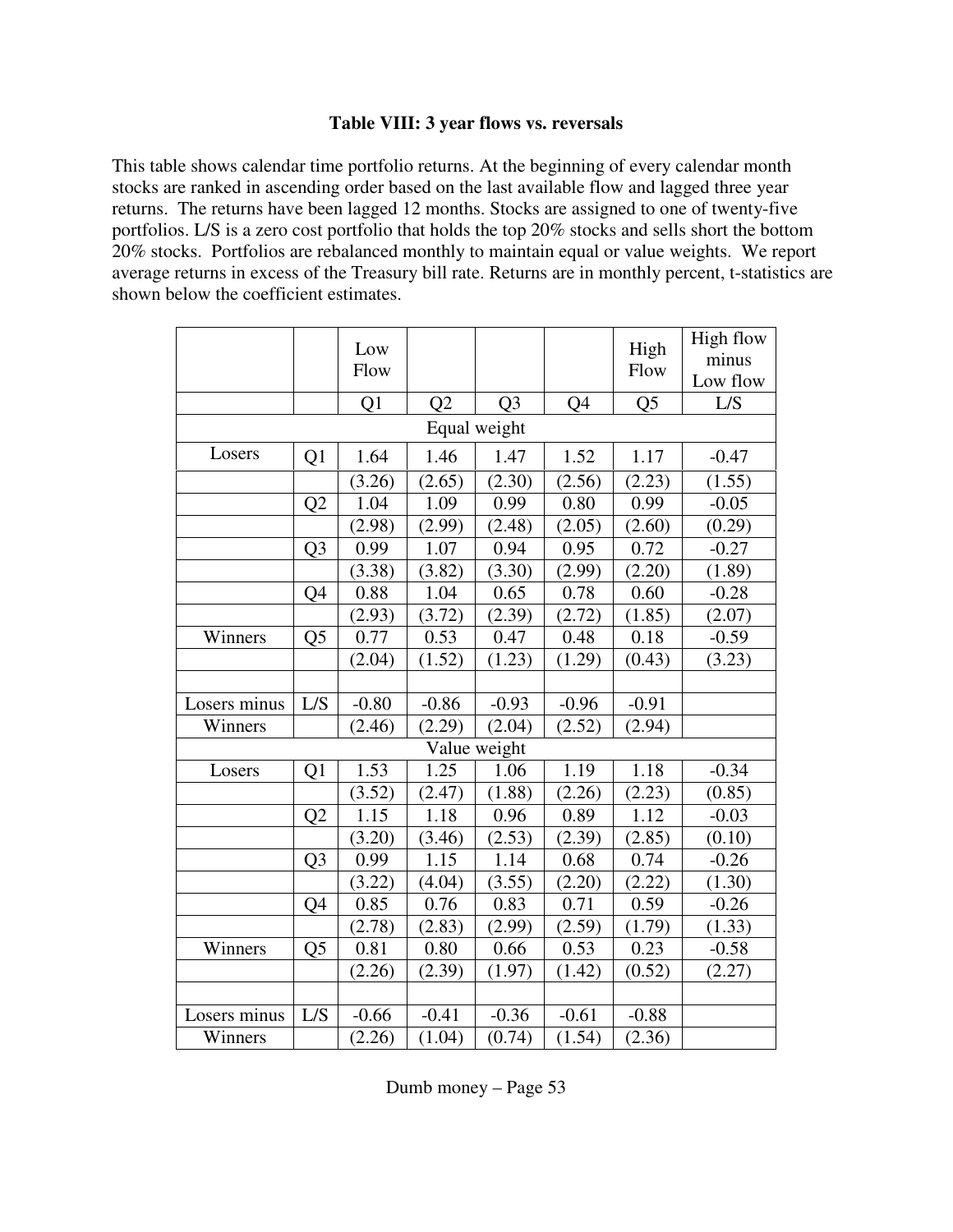**Table VIII: 3 year flows vs. reversals**

This table shows calendar time portfolio returns. At the beginning of every calendar month stocks are ranked in ascending order based on the last available flow and lagged three year returns. The returns have been lagged 12 months. Stocks are assigned to one of twenty-five portfolios. L/S is a zero cost portfolio that holds the top 20% stocks and sells short the bottom 20% stocks. Portfolios are rebalanced monthly to maintain equal or value weights. We report average returns in excess of the Treasury bill rate. Returns are in monthly percent, t-statistics are shown below the coefficient estimates.

| | | Low Flow | | | | High Flow | High flow minus Low flow |
|---|---|---|---|---|---|---|---|
| | | Q1 | Q2 | Q3 | Q4 | Q5 | L/S |
| | | | | Equal weight | | | |
| Losers | Q1 | 1.64 | 1.46 | 1.47 | 1.52 | 1.17 | -0.47 |
| | | (3.26) | (2.65) | (2.30) | (2.56) | (2.23) | (1.55) |
| | Q2 | 1.04 | 1.09 | 0.99 | 0.80 | 0.99 | -0.05 |
| | | (2.98) | (2.99) | (2.48) | (2.05) | (2.60) | (0.29) |
| | Q3 | 0.99 | 1.07 | 0.94 | 0.95 | 0.72 | -0.27 |
| | | (3.38) | (3.82) | (3.30) | (2.99) | (2.20) | (1.89) |
| | Q4 | 0.88 | 1.04 | 0.65 | 0.78 | 0.60 | -0.28 |
| | | (2.93) | (3.72) | (2.39) | (2.72) | (1.85) | (2.07) |
| Winners | Q5 | 0.77 | 0.53 | 0.47 | 0.48 | 0.18 | -0.59 |
| | | (2.04) | (1.52) | (1.23) | (1.29) | (0.43) | (3.23) |
| | | | | | | | |
| Losers minus | L/S | -0.80 | -0.86 | -0.93 | -0.96 | -0.91 | |
| Winners | | (2.46) | (2.29) | (2.04) | (2.52) | (2.94) | |
| | | | | Value weight | | | |
| Losers | Q1 | 1.53 | 1.25 | 1.06 | 1.19 | 1.18 | -0.34 |
| | | (3.52) | (2.47) | (1.88) | (2.26) | (2.23) | (0.85) |
| | Q2 | 1.15 | 1.18 | 0.96 | 0.89 | 1.12 | -0.03 |
| | | (3.20) | (3.46) | (2.53) | (2.39) | (2.85) | (0.10) |
| | Q3 | 0.99 | 1.15 | 1.14 | 0.68 | 0.74 | -0.26 |
| | | (3.22) | (4.04) | (3.55) | (2.20) | (2.22) | (1.30) |
| | Q4 | 0.85 | 0.76 | 0.83 | 0.71 | 0.59 | -0.26 |
| | | (2.78) | (2.83) | (2.99) | (2.59) | (1.79) | (1.33) |
| Winners | Q5 | 0.81 | 0.80 | 0.66 | 0.53 | 0.23 | -0.58 |
| | | (2.26) | (2.39) | (1.97) | (1.42) | (0.52) | (2.27) |
| | | | | | | | |
| Losers minus | L/S | -0.66 | -0.41 | -0.36 | -0.61 | -0.88 | |
| Winners | | (2.26) | (1.04) | (0.74) | (1.54) | (2.36) | |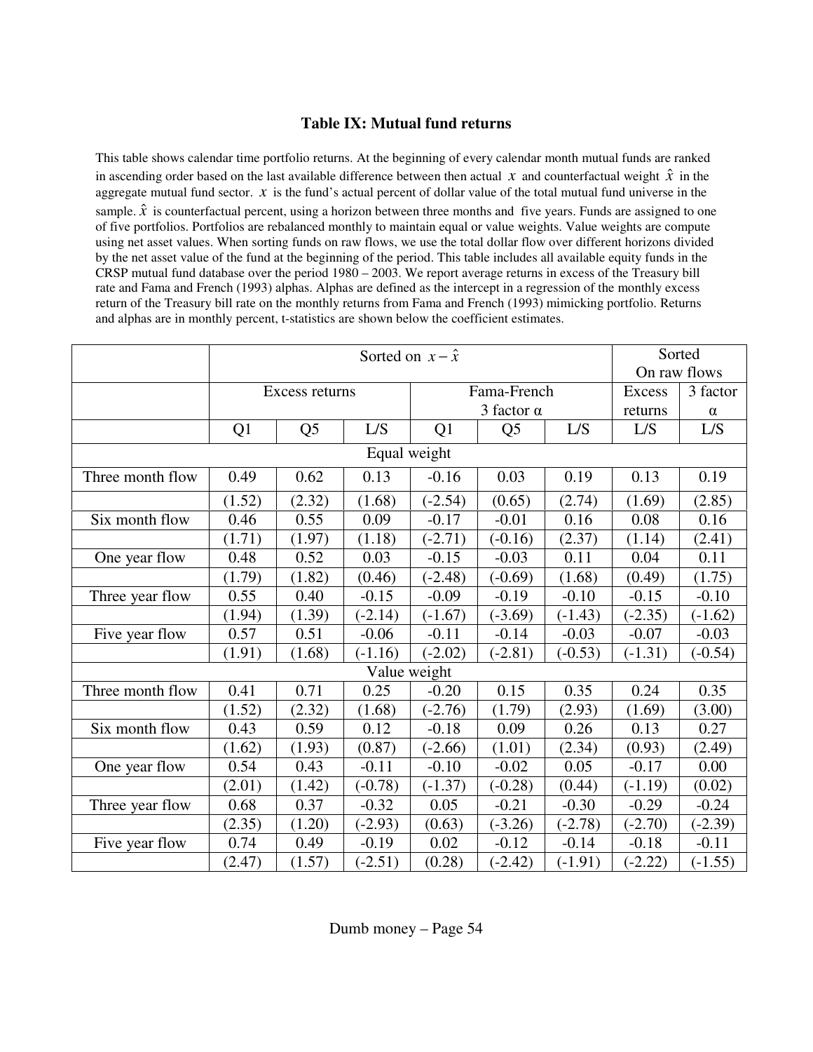### Table IX: Mutual fund returns

This table shows calendar time portfolio returns. At the beginning of every calendar month mutual funds are ranked in ascending order based on the last available difference between then actual $x$ and counterfactual weight $\hat{x}$ in the aggregate mutual fund sector. $x$ is the fund's actual percent of dollar value of the total mutual fund universe in the sample. $\hat{x}$ is counterfactual percent, using a horizon between three months and five years. Funds are assigned to one of five portfolios. Portfolios are rebalanced monthly to maintain equal or value weights. Value weights are compute using net asset values. When sorting funds on raw flows, we use the total dollar flow over different horizons divided by the net asset value of the fund at the beginning of the period. This table includes all available equity funds in the CRSP mutual fund database over the period 1980 – 2003. We report average returns in excess of the Treasury bill rate and Fama and French (1993) alphas. Alphas are defined as the intercept in a regression of the monthly excess return of the Treasury bill rate on the monthly returns from Fama and French (1993) mimicking portfolio. Returns and alphas are in monthly percent, t-statistics are shown below the coefficient estimates.

| | Sorted on $x - \hat{x}$ | | | | | | Sorted On raw flows | |
|---|---|---|---|---|---|---|---|---|
| | Excess returns | | | Fama-French 3 factor α | | | Excess returns | 3 factor α |
| | Q1 | Q5 | L/S | Q1 | Q5 | L/S | L/S | L/S |
| **Equal weight** | | | | | | | | |
| Three month flow | 0.49 | 0.62 | 0.13 | -0.16 | 0.03 | 0.19 | 0.13 | 0.19 |
| | (1.52) | (2.32) | (1.68) | (-2.54) | (0.65) | (2.74) | (1.69) | (2.85) |
| Six month flow | 0.46 | 0.55 | 0.09 | -0.17 | -0.01 | 0.16 | 0.08 | 0.16 |
| | (1.71) | (1.97) | (1.18) | (-2.71) | (-0.16) | (2.37) | (1.14) | (2.41) |
| One year flow | 0.48 | 0.52 | 0.03 | -0.15 | -0.03 | 0.11 | 0.04 | 0.11 |
| | (1.79) | (1.82) | (0.46) | (-2.48) | (-0.69) | (1.68) | (0.49) | (1.75) |
| Three year flow | 0.55 | 0.40 | -0.15 | -0.09 | -0.19 | -0.10 | -0.15 | -0.10 |
| | (1.94) | (1.39) | (-2.14) | (-1.67) | (-3.69) | (-1.43) | (-2.35) | (-1.62) |
| Five year flow | 0.57 | 0.51 | -0.06 | -0.11 | -0.14 | -0.03 | -0.07 | -0.03 |
| | (1.91) | (1.68) | (-1.16) | (-2.02) | (-2.81) | (-0.53) | (-1.31) | (-0.54) |
| **Value weight** | | | | | | | | |
| Three month flow | 0.41 | 0.71 | 0.25 | -0.20 | 0.15 | 0.35 | 0.24 | 0.35 |
| | (1.52) | (2.32) | (1.68) | (-2.76) | (1.79) | (2.93) | (1.69) | (3.00) |
| Six month flow | 0.43 | 0.59 | 0.12 | -0.18 | 0.09 | 0.26 | 0.13 | 0.27 |
| | (1.62) | (1.93) | (0.87) | (-2.66) | (1.01) | (2.34) | (0.93) | (2.49) |
| One year flow | 0.54 | 0.43 | -0.11 | -0.10 | -0.02 | 0.05 | -0.17 | 0.00 |
| | (2.01) | (1.42) | (-0.78) | (-1.37) | (-0.28) | (0.44) | (-1.19) | (0.02) |
| Three year flow | 0.68 | 0.37 | -0.32 | 0.05 | -0.21 | -0.30 | -0.29 | -0.24 |
| | (2.35) | (1.20) | (-2.93) | (0.63) | (-3.26) | (-2.78) | (-2.70) | (-2.39) |
| Five year flow | 0.74 | 0.49 | -0.19 | 0.02 | -0.12 | -0.14 | -0.18 | -0.11 |
| | (2.47) | (1.57) | (-2.51) | (0.28) | (-2.42) | (-1.91) | (-2.22) | (-1.55) |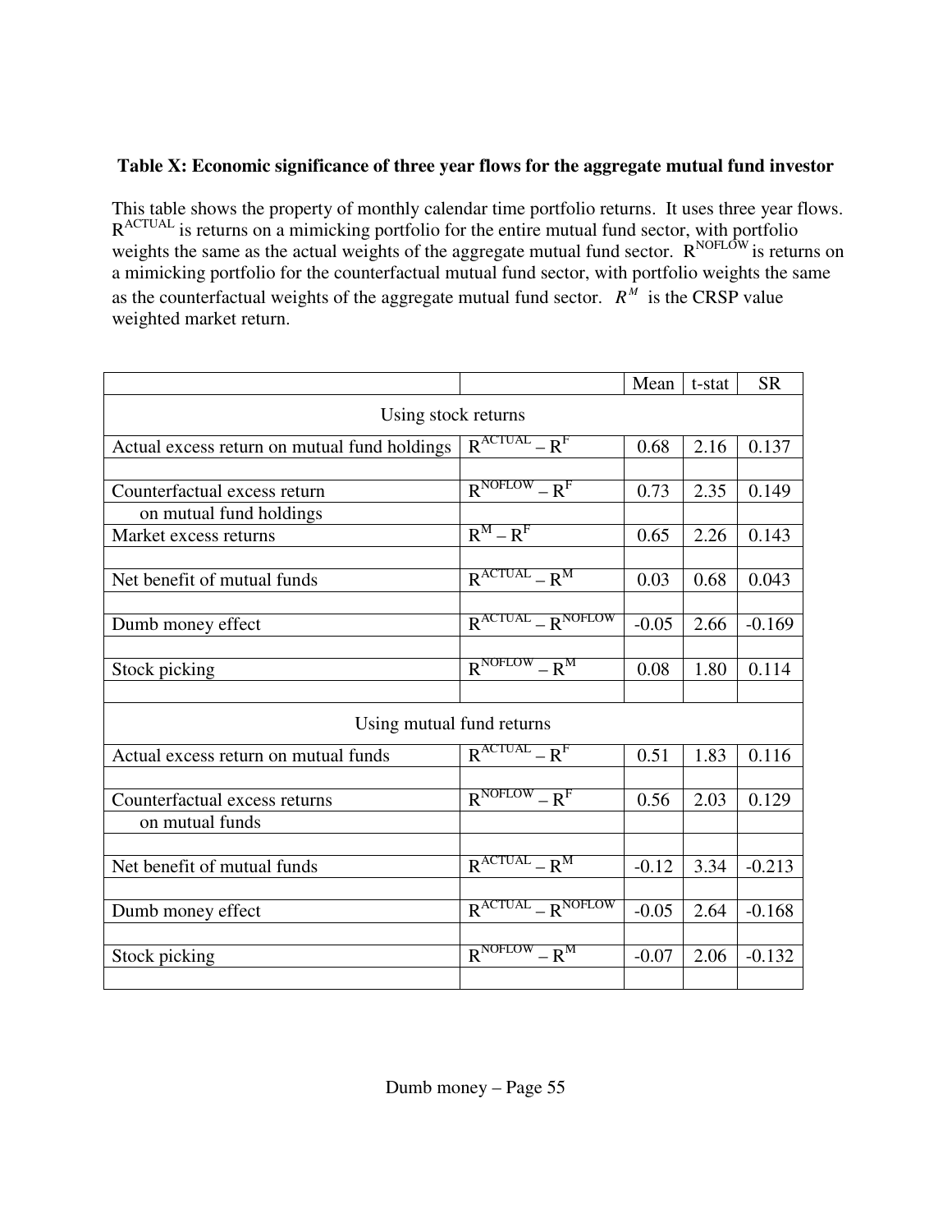**Table X: Economic significance of three year flows for the aggregate mutual fund investor**

This table shows the property of monthly calendar time portfolio returns. It uses three year flows. $R^{ACTUAL}$ is returns on a mimicking portfolio for the entire mutual fund sector, with portfolio weights the same as the actual weights of the aggregate mutual fund sector. $R^{NOFLOW}$ is returns on a mimicking portfolio for the counterfactual mutual fund sector, with portfolio weights the same as the counterfactual weights of the aggregate mutual fund sector. $R^{M}$ is the CRSP value weighted market return.

| | | Mean | t-stat | SR |
|---|---|---|---|---|
| Using stock returns | | | | |
| Actual excess return on mutual fund holdings | $R^{ACTUAL} - R^{F}$ | 0.68 | 2.16 | 0.137 |
| | | | | |
| Counterfactual excess return on mutual fund holdings | $R^{NOFLOW} - R^{F}$ | 0.73 | 2.35 | 0.149 |
| Market excess returns | $R^{M} - R^{F}$ | 0.65 | 2.26 | 0.143 |
| | | | | |
| Net benefit of mutual funds | $R^{ACTUAL} - R^{M}$ | 0.03 | 0.68 | 0.043 |
| | | | | |
| Dumb money effect | $R^{ACTUAL} - R^{NOFLOW}$ | -0.05 | 2.66 | -0.169 |
| | | | | |
| Stock picking | $R^{NOFLOW} - R^{M}$ | 0.08 | 1.80 | 0.114 |
| | | | | |
| Using mutual fund returns | | | | |
| Actual excess return on mutual funds | $R^{ACTUAL} - R^{F}$ | 0.51 | 1.83 | 0.116 |
| | | | | |
| Counterfactual excess returns on mutual funds | $R^{NOFLOW} - R^{F}$ | 0.56 | 2.03 | 0.129 |
| | | | | |
| Net benefit of mutual funds | $R^{ACTUAL} - R^{M}$ | -0.12 | 3.34 | -0.213 |
| | | | | |
| Dumb money effect | $R^{ACTUAL} - R^{NOFLOW}$ | -0.05 | 2.64 | -0.168 |
| | | | | |
| Stock picking | $R^{NOFLOW} - R^{M}$ | -0.07 | 2.06 | -0.132 |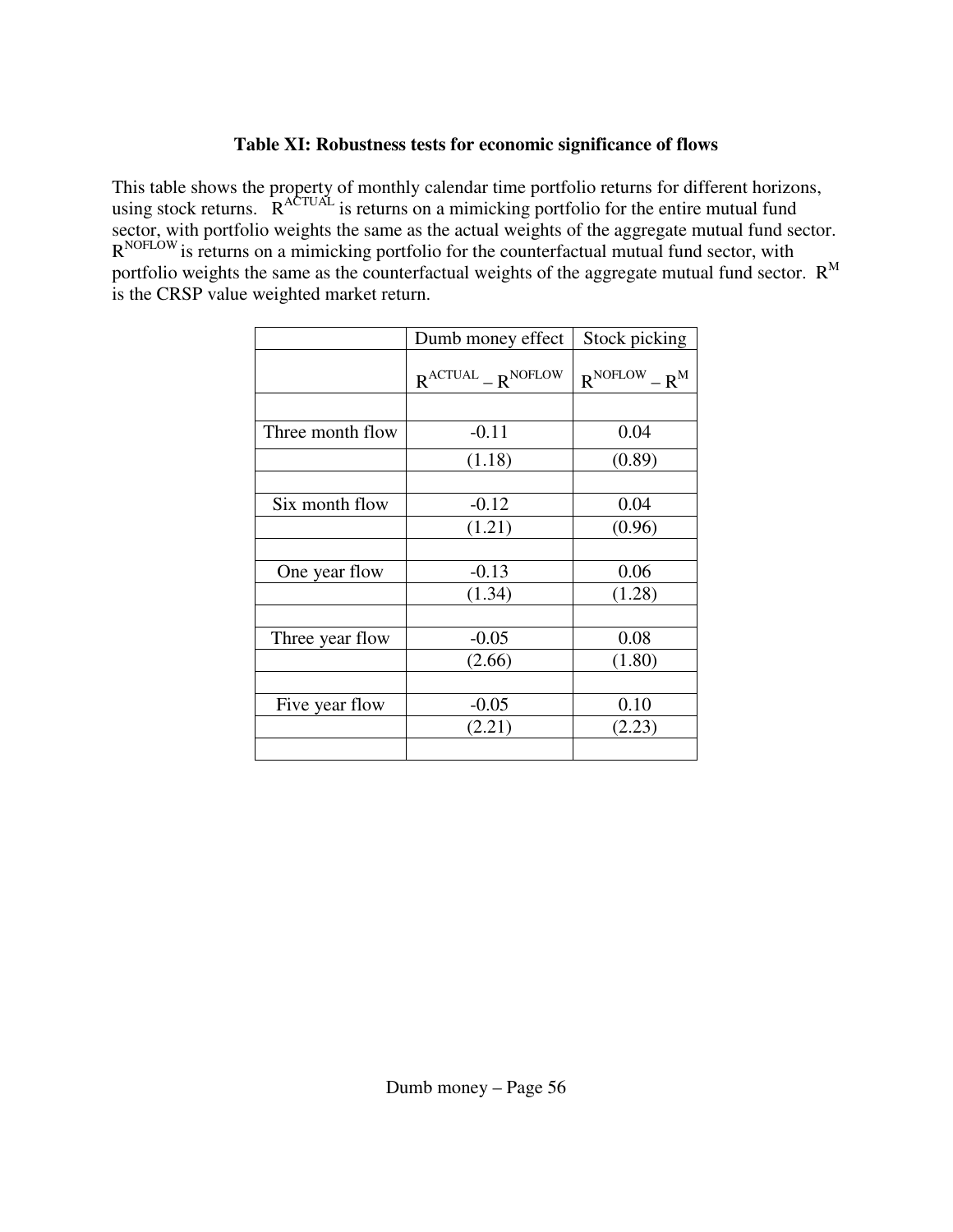**Table XI: Robustness tests for economic significance of flows**

This table shows the property of monthly calendar time portfolio returns for different horizons, using stock returns. $R^{ACTUAL}$ is returns on a mimicking portfolio for the entire mutual fund sector, with portfolio weights the same as the actual weights of the aggregate mutual fund sector. $R^{NOFLOW}$ is returns on a mimicking portfolio for the counterfactual mutual fund sector, with portfolio weights the same as the counterfactual weights of the aggregate mutual fund sector. $R^{M}$ is the CRSP value weighted market return.

| | Dumb money effect | Stock picking |
|---|---|---|
| | $R^{ACTUAL} – R^{NOFLOW}$ | $R^{NOFLOW} – R^{M}$ |
| | | |
| Three month flow | -0.11 | 0.04 |
| | (1.18) | (0.89) |
| | | |
| Six month flow | -0.12 | 0.04 |
| | (1.21) | (0.96) |
| | | |
| One year flow | -0.13 | 0.06 |
| | (1.34) | (1.28) |
| | | |
| Three year flow | -0.05 | 0.08 |
| | (2.66) | (1.80) |
| | | |
| Five year flow | -0.05 | 0.10 |
| | (2.21) | (2.23) |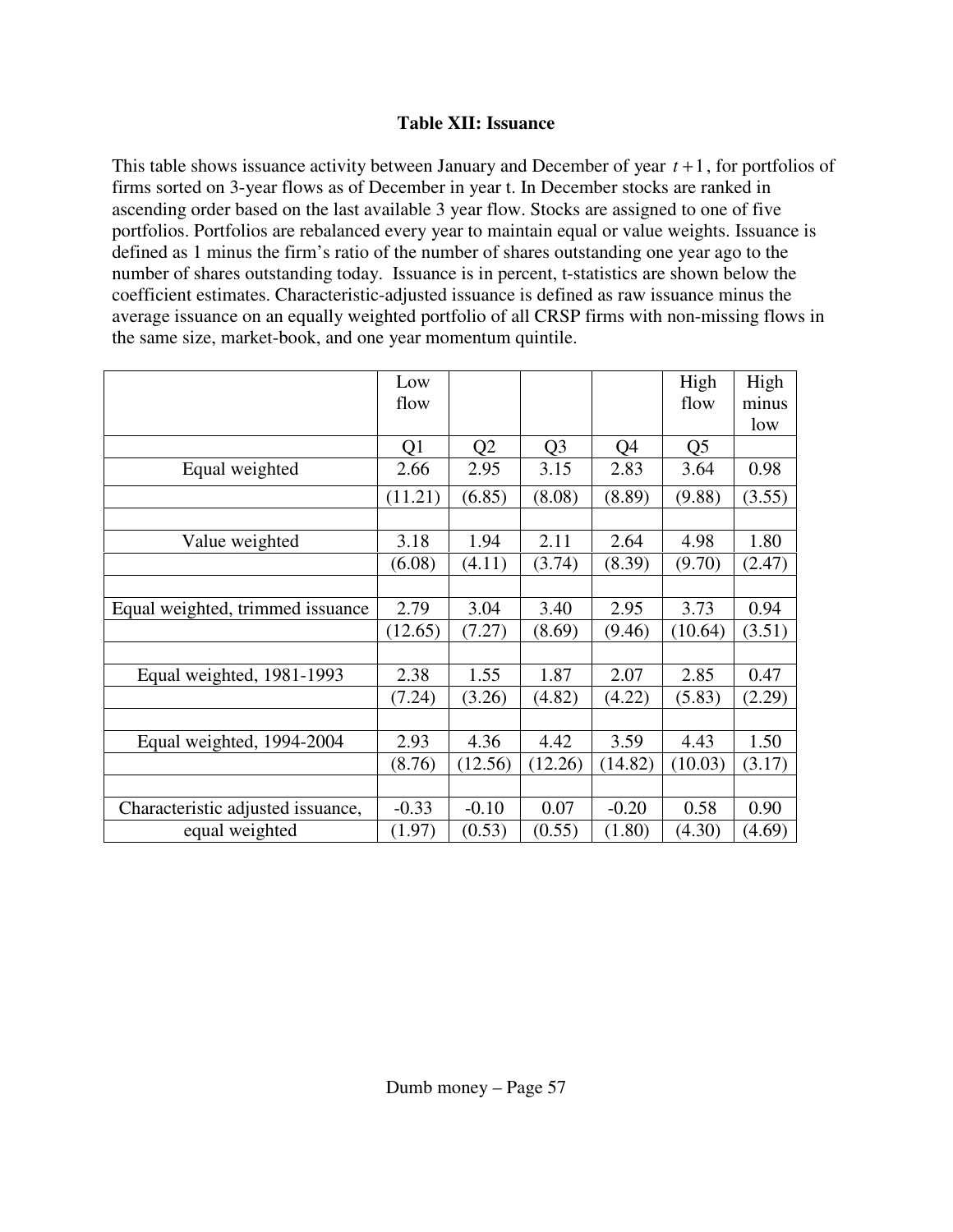## Table XII: Issuance

This table shows issuance activity between January and December of year $t+1$, for portfolios of firms sorted on 3-year flows as of December in year t. In December stocks are ranked in ascending order based on the last available 3 year flow. Stocks are assigned to one of five portfolios. Portfolios are rebalanced every year to maintain equal or value weights. Issuance is defined as 1 minus the firm's ratio of the number of shares outstanding one year ago to the number of shares outstanding today. Issuance is in percent, t-statistics are shown below the coefficient estimates. Characteristic-adjusted issuance is defined as raw issuance minus the average issuance on an equally weighted portfolio of all CRSP firms with non-missing flows in the same size, market-book, and one year momentum quintile.

| | Low flow | | | | High flow | High minus low |
|---|---|---|---|---|---|---|
| | Q1 | Q2 | Q3 | Q4 | Q5 | |
| Equal weighted | 2.66 | 2.95 | 3.15 | 2.83 | 3.64 | 0.98 |
| | (11.21) | (6.85) | (8.08) | (8.89) | (9.88) | (3.55) |
| | | | | | | |
| Value weighted | 3.18 | 1.94 | 2.11 | 2.64 | 4.98 | 1.80 |
| | (6.08) | (4.11) | (3.74) | (8.39) | (9.70) | (2.47) |
| | | | | | | |
| Equal weighted, trimmed issuance | 2.79 | 3.04 | 3.40 | 2.95 | 3.73 | 0.94 |
| | (12.65) | (7.27) | (8.69) | (9.46) | (10.64) | (3.51) |
| | | | | | | |
| Equal weighted, 1981-1993 | 2.38 | 1.55 | 1.87 | 2.07 | 2.85 | 0.47 |
| | (7.24) | (3.26) | (4.82) | (4.22) | (5.83) | (2.29) |
| | | | | | | |
| Equal weighted, 1994-2004 | 2.93 | 4.36 | 4.42 | 3.59 | 4.43 | 1.50 |
| | (8.76) | (12.56) | (12.26) | (14.82) | (10.03) | (3.17) |
| | | | | | | |
| Characteristic adjusted issuance, equal weighted | -0.33 | -0.10 | 0.07 | -0.20 | 0.58 | 0.90 |
| | (1.97) | (0.53) | (0.55) | (1.80) | (4.30) | (4.69) |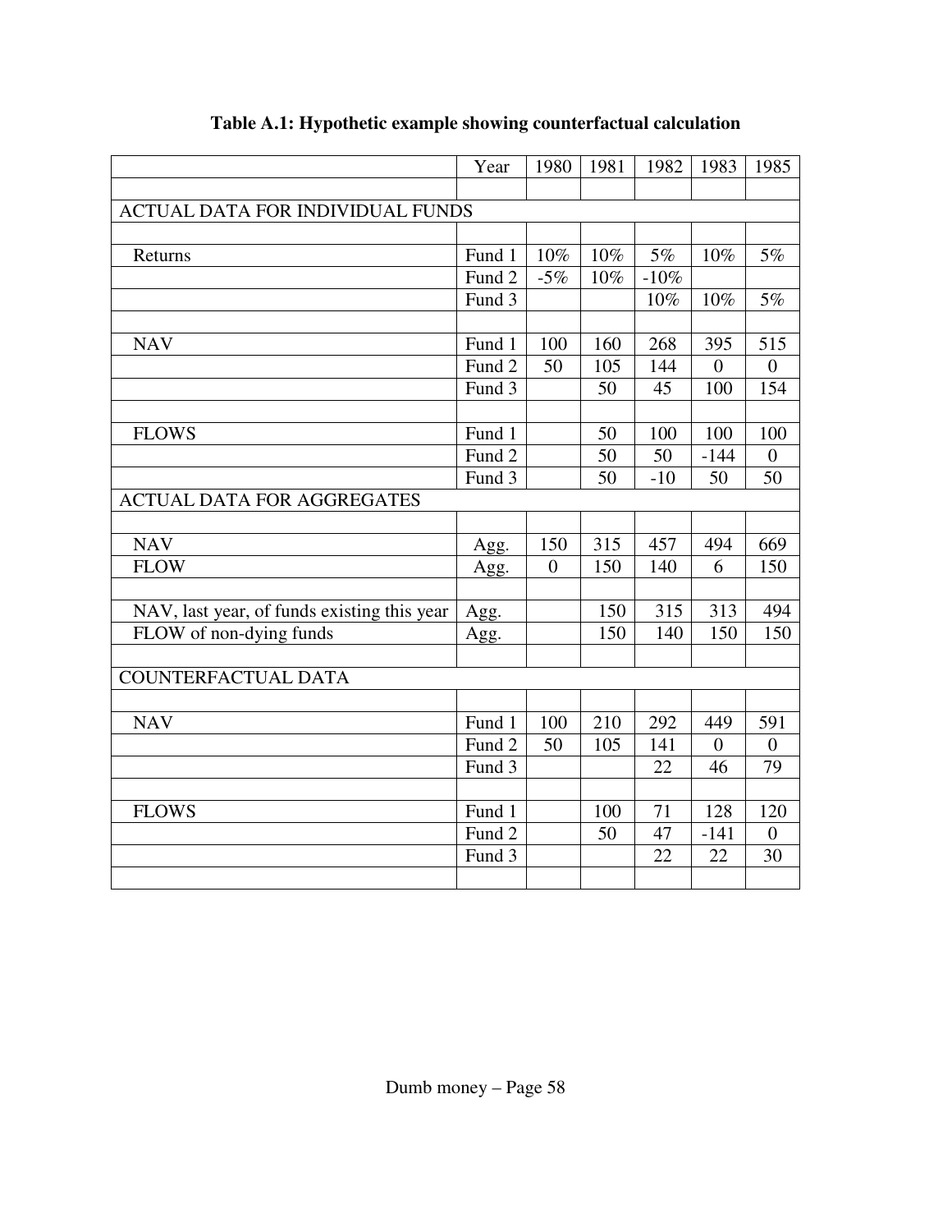**Table A.1: Hypothetic example showing counterfactual calculation**

| | Year | 1980 | 1981 | 1982 | 1983 | 1985 |
|---|---|---|---|---|---|---|
| | | | | | | |
| ACTUAL DATA FOR INDIVIDUAL FUNDS | | | | | | |
| | | | | | | |
| Returns | Fund 1 | 10% | 10% | 5% | 10% | 5% |
| | Fund 2 | -5% | 10% | -10% | | |
| | Fund 3 | | | 10% | 10% | 5% |
| | | | | | | |
| NAV | Fund 1 | 100 | 160 | 268 | 395 | 515 |
| | Fund 2 | 50 | 105 | 144 | 0 | 0 |
| | Fund 3 | | 50 | 45 | 100 | 154 |
| | | | | | | |
| FLOWS | Fund 1 | | 50 | 100 | 100 | 100 |
| | Fund 2 | | 50 | 50 | -144 | 0 |
| | Fund 3 | | 50 | -10 | 50 | 50 |
| ACTUAL DATA FOR AGGREGATES | | | | | | |
| | | | | | | |
| NAV | Agg. | 150 | 315 | 457 | 494 | 669 |
| FLOW | Agg. | 0 | 150 | 140 | 6 | 150 |
| | | | | | | |
| NAV, last year, of funds existing this year | Agg. | | 150 | 315 | 313 | 494 |
| FLOW of non-dying funds | Agg. | | 150 | 140 | 150 | 150 |
| | | | | | | |
| COUNTERFACTUAL DATA | | | | | | |
| | | | | | | |
| NAV | Fund 1 | 100 | 210 | 292 | 449 | 591 |
| | Fund 2 | 50 | 105 | 141 | 0 | 0 |
| | Fund 3 | | | 22 | 46 | 79 |
| | | | | | | |
| FLOWS | Fund 1 | | 100 | 71 | 128 | 120 |
| | Fund 2 | | 50 | 47 | -141 | 0 |
| | Fund 3 | | | 22 | 22 | 30 |
| | | | | | | |